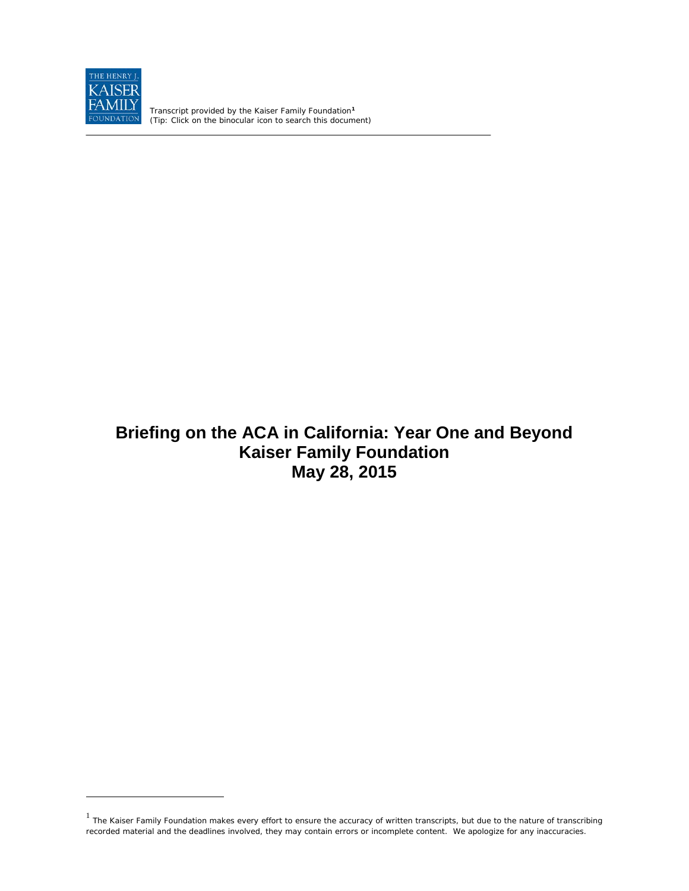THE HENRY J. KAISER FAMILY FOUNDATION

Transcript provided by the Kaiser Family Foundation[1]
(Tip: Click on the binocular icon to search this document)

# Briefing on the ACA in California: Year One and Beyond
# Kaiser Family Foundation
# May 28, 2015

[1] The Kaiser Family Foundation makes every effort to ensure the accuracy of written transcripts, but due to the nature of transcribing recorded material and the deadlines involved, they may contain errors or incomplete content. We apologize for any inaccuracies.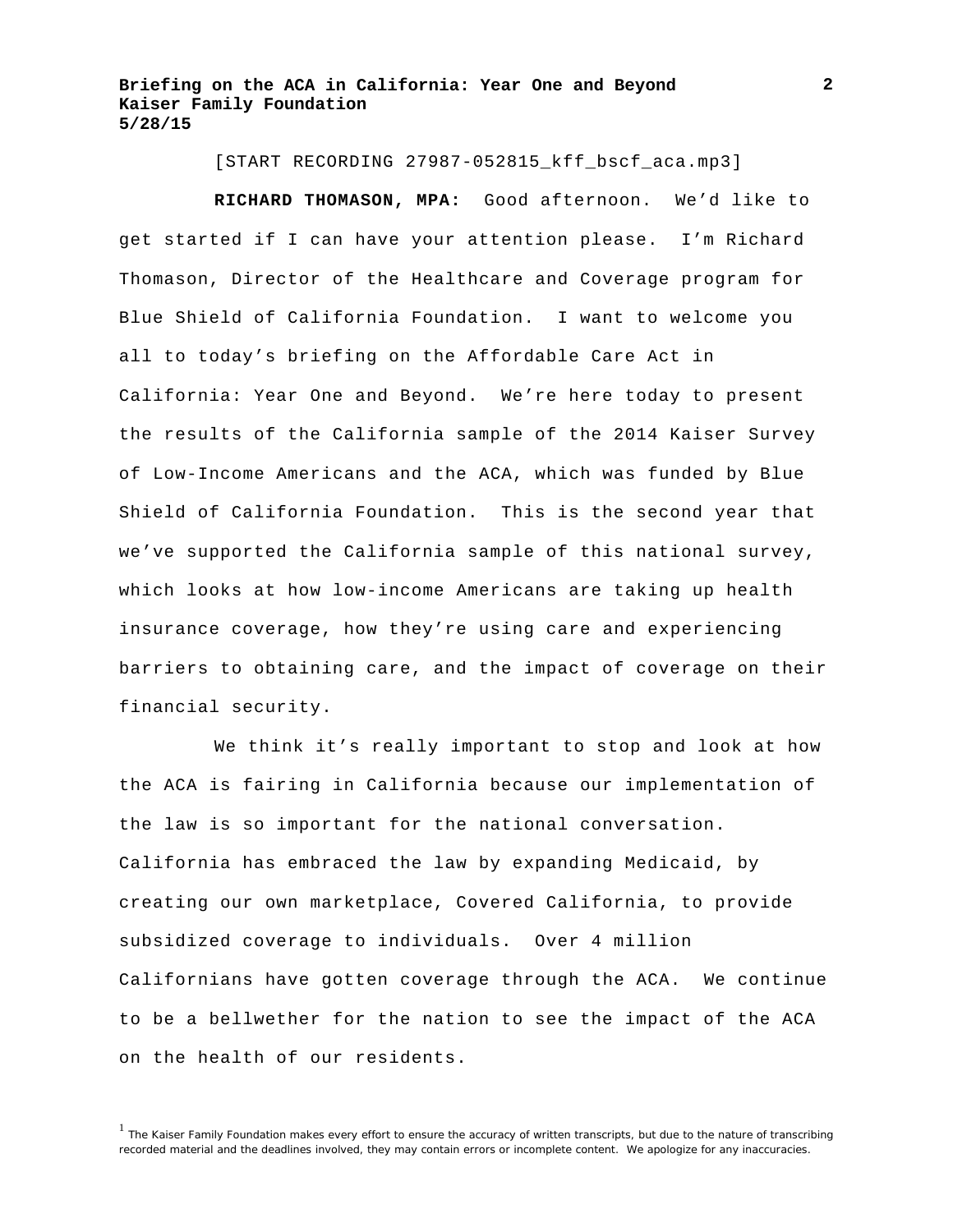[START RECORDING 27987-052815_kff_bscf_aca.mp3]

**RICHARD THOMASON, MPA:** Good afternoon. We'd like to get started if I can have your attention please. I'm Richard Thomason, Director of the Healthcare and Coverage program for Blue Shield of California Foundation. I want to welcome you all to today's briefing on the Affordable Care Act in California: Year One and Beyond. We're here today to present the results of the California sample of the 2014 Kaiser Survey of Low-Income Americans and the ACA, which was funded by Blue Shield of California Foundation. This is the second year that we've supported the California sample of this national survey, which looks at how low-income Americans are taking up health insurance coverage, how they're using care and experiencing barriers to obtaining care, and the impact of coverage on their financial security.

We think it's really important to stop and look at how the ACA is fairing in California because our implementation of the law is so important for the national conversation. California has embraced the law by expanding Medicaid, by creating our own marketplace, Covered California, to provide subsidized coverage to individuals. Over 4 million Californians have gotten coverage through the ACA. We continue to be a bellwether for the nation to see the impact of the ACA on the health of our residents.

[1] The Kaiser Family Foundation makes every effort to ensure the accuracy of written transcripts, but due to the nature of transcribing recorded material and the deadlines involved, they may contain errors or incomplete content. We apologize for any inaccuracies.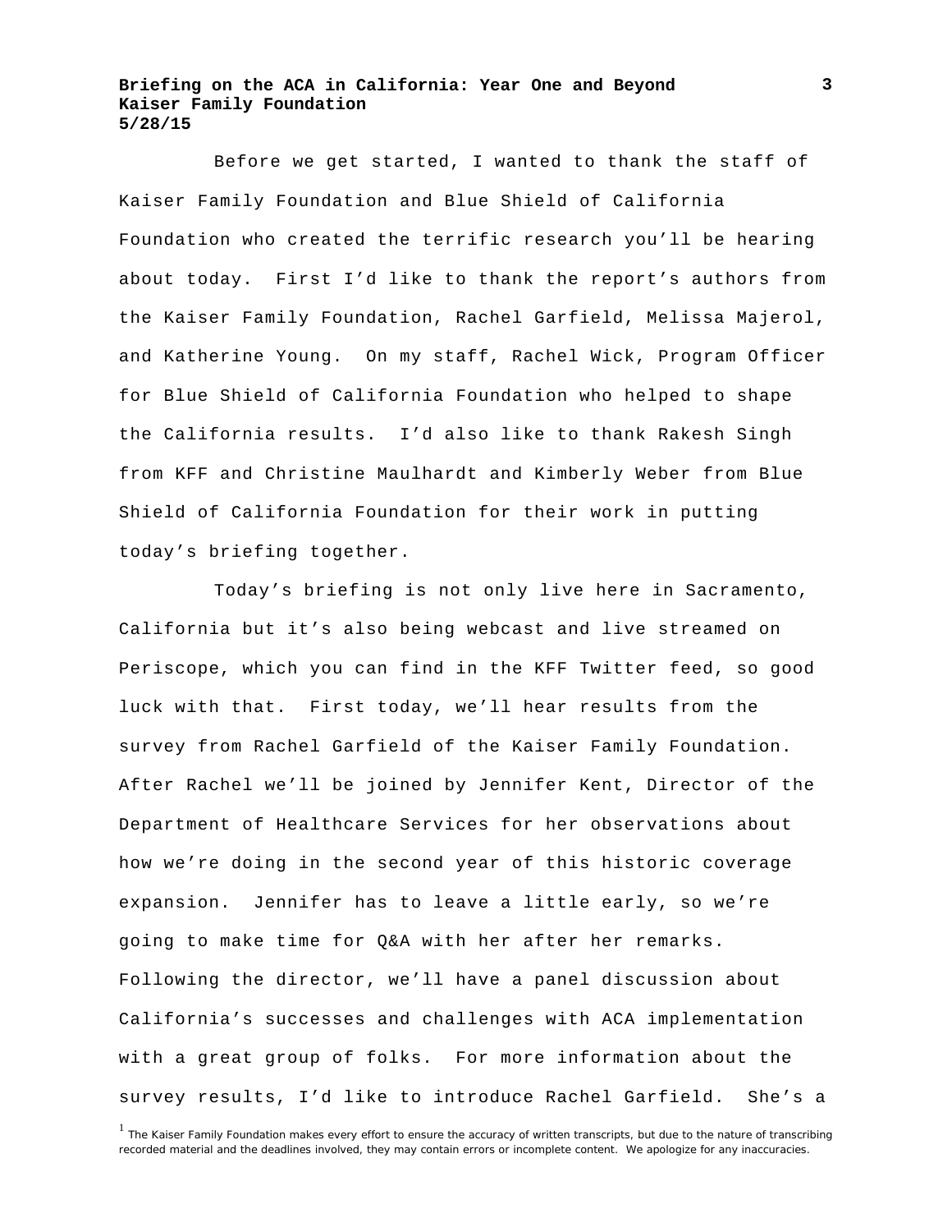Before we get started, I wanted to thank the staff of Kaiser Family Foundation and Blue Shield of California Foundation who created the terrific research you'll be hearing about today. First I'd like to thank the report's authors from the Kaiser Family Foundation, Rachel Garfield, Melissa Majerol, and Katherine Young. On my staff, Rachel Wick, Program Officer for Blue Shield of California Foundation who helped to shape the California results. I'd also like to thank Rakesh Singh from KFF and Christine Maulhardt and Kimberly Weber from Blue Shield of California Foundation for their work in putting today's briefing together.

Today's briefing is not only live here in Sacramento, California but it's also being webcast and live streamed on Periscope, which you can find in the KFF Twitter feed, so good luck with that. First today, we'll hear results from the survey from Rachel Garfield of the Kaiser Family Foundation. After Rachel we'll be joined by Jennifer Kent, Director of the Department of Healthcare Services for her observations about how we're doing in the second year of this historic coverage expansion. Jennifer has to leave a little early, so we're going to make time for Q&A with her after her remarks. Following the director, we'll have a panel discussion about California's successes and challenges with ACA implementation with a great group of folks. For more information about the survey results, I'd like to introduce Rachel Garfield. She's a

[1] The Kaiser Family Foundation makes every effort to ensure the accuracy of written transcripts, but due to the nature of transcribing recorded material and the deadlines involved, they may contain errors or incomplete content. We apologize for any inaccuracies.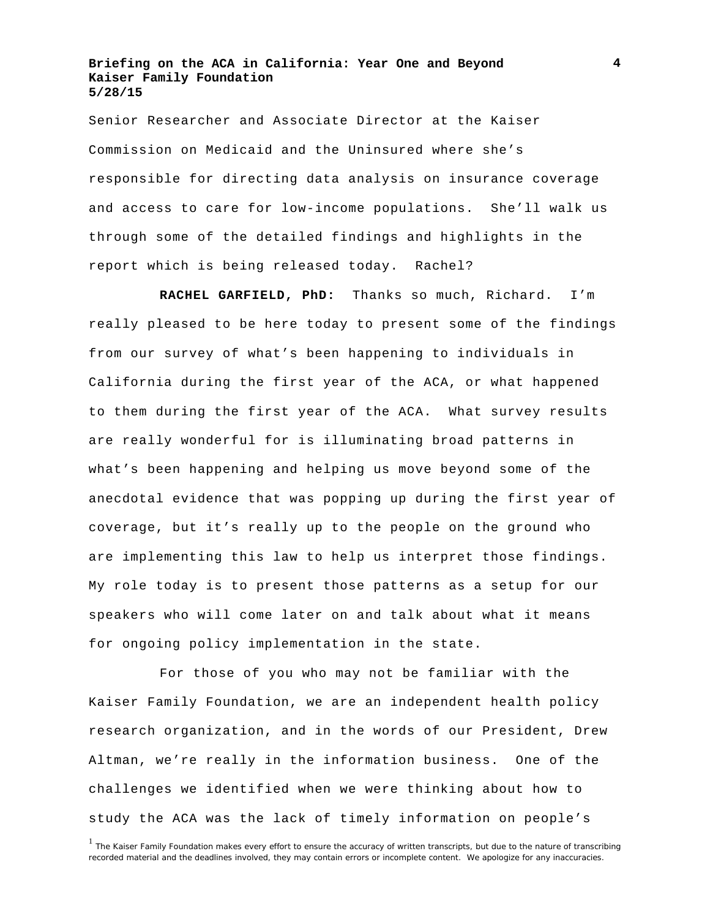Senior Researcher and Associate Director at the Kaiser Commission on Medicaid and the Uninsured where she's responsible for directing data analysis on insurance coverage and access to care for low-income populations. She'll walk us through some of the detailed findings and highlights in the report which is being released today. Rachel?

**RACHEL GARFIELD, PhD:** Thanks so much, Richard. I'm really pleased to be here today to present some of the findings from our survey of what's been happening to individuals in California during the first year of the ACA, or what happened to them during the first year of the ACA. What survey results are really wonderful for is illuminating broad patterns in what's been happening and helping us move beyond some of the anecdotal evidence that was popping up during the first year of coverage, but it's really up to the people on the ground who are implementing this law to help us interpret those findings. My role today is to present those patterns as a setup for our speakers who will come later on and talk about what it means for ongoing policy implementation in the state.

For those of you who may not be familiar with the Kaiser Family Foundation, we are an independent health policy research organization, and in the words of our President, Drew Altman, we're really in the information business. One of the challenges we identified when we were thinking about how to study the ACA was the lack of timely information on people's

[1] The Kaiser Family Foundation makes every effort to ensure the accuracy of written transcripts, but due to the nature of transcribing recorded material and the deadlines involved, they may contain errors or incomplete content. We apologize for any inaccuracies.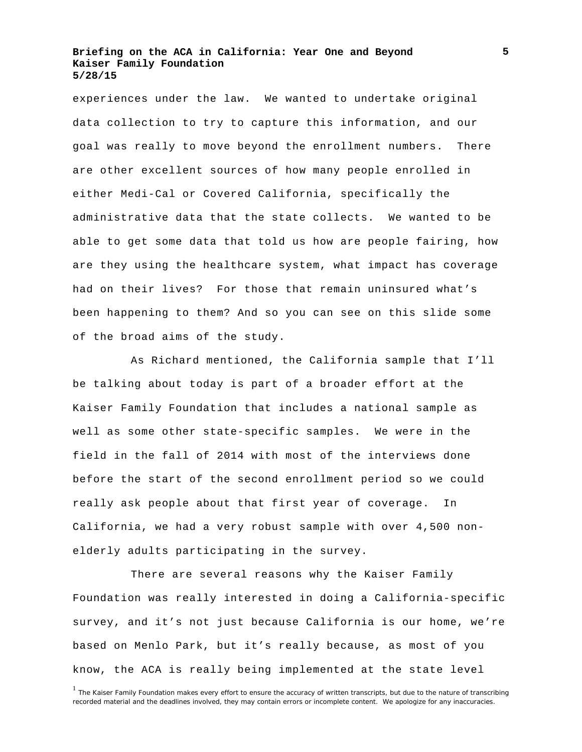experiences under the law. We wanted to undertake original data collection to try to capture this information, and our goal was really to move beyond the enrollment numbers. There are other excellent sources of how many people enrolled in either Medi-Cal or Covered California, specifically the administrative data that the state collects. We wanted to be able to get some data that told us how are people fairing, how are they using the healthcare system, what impact has coverage had on their lives? For those that remain uninsured what's been happening to them? And so you can see on this slide some of the broad aims of the study.

As Richard mentioned, the California sample that I'll be talking about today is part of a broader effort at the Kaiser Family Foundation that includes a national sample as well as some other state-specific samples. We were in the field in the fall of 2014 with most of the interviews done before the start of the second enrollment period so we could really ask people about that first year of coverage. In California, we had a very robust sample with over 4,500 non-elderly adults participating in the survey.

There are several reasons why the Kaiser Family Foundation was really interested in doing a California-specific survey, and it's not just because California is our home, we're based on Menlo Park, but it's really because, as most of you know, the ACA is really being implemented at the state level

[1] The Kaiser Family Foundation makes every effort to ensure the accuracy of written transcripts, but due to the nature of transcribing recorded material and the deadlines involved, they may contain errors or incomplete content. We apologize for any inaccuracies.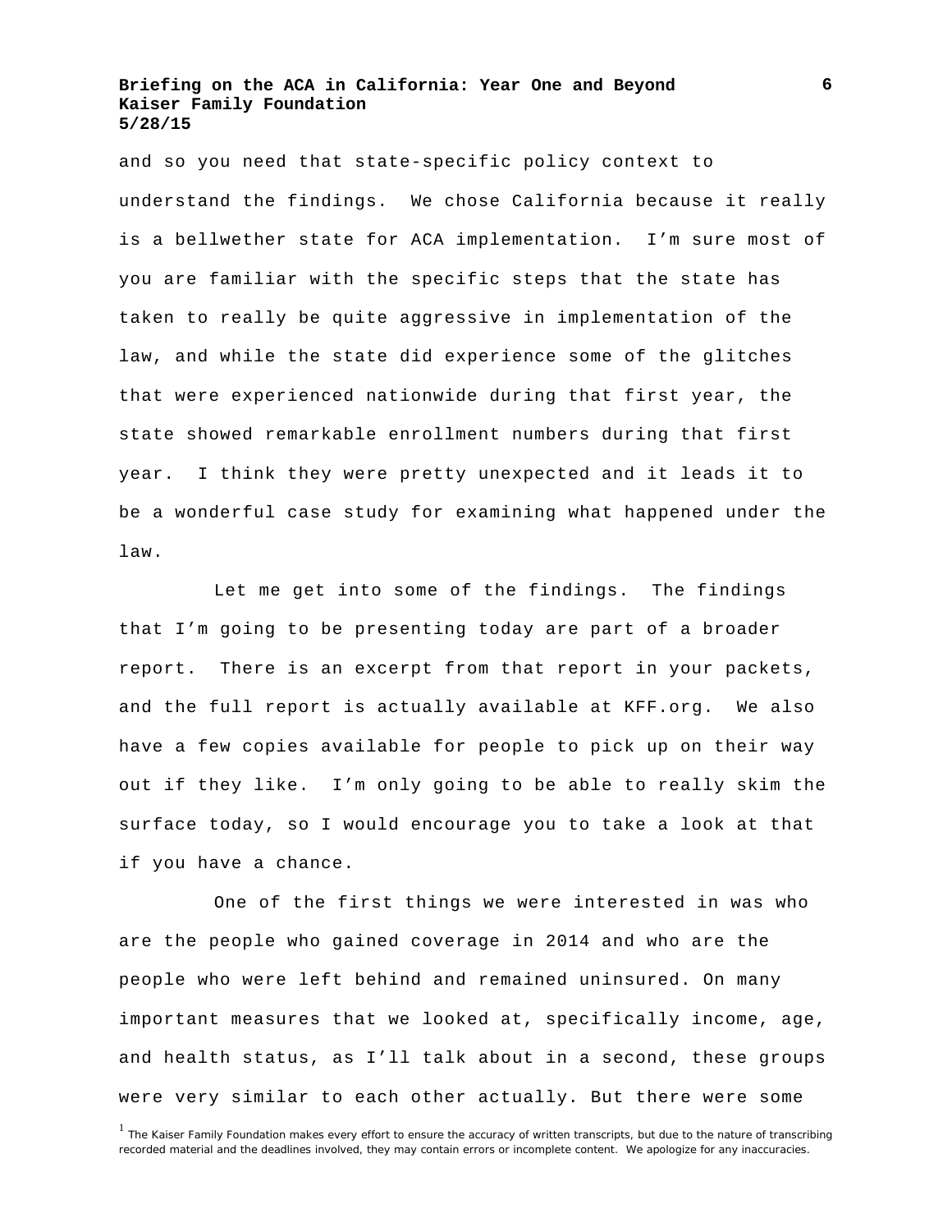and so you need that state-specific policy context to understand the findings. We chose California because it really is a bellwether state for ACA implementation. I’m sure most of you are familiar with the specific steps that the state has taken to really be quite aggressive in implementation of the law, and while the state did experience some of the glitches that were experienced nationwide during that first year, the state showed remarkable enrollment numbers during that first year. I think they were pretty unexpected and it leads it to be a wonderful case study for examining what happened under the law.

Let me get into some of the findings. The findings that I’m going to be presenting today are part of a broader report. There is an excerpt from that report in your packets, and the full report is actually available at KFF.org. We also have a few copies available for people to pick up on their way out if they like. I’m only going to be able to really skim the surface today, so I would encourage you to take a look at that if you have a chance.

One of the first things we were interested in was who are the people who gained coverage in 2014 and who are the people who were left behind and remained uninsured. On many important measures that we looked at, specifically income, age, and health status, as I’ll talk about in a second, these groups were very similar to each other actually. But there were some

[1] The Kaiser Family Foundation makes every effort to ensure the accuracy of written transcripts, but due to the nature of transcribing recorded material and the deadlines involved, they may contain errors or incomplete content. We apologize for any inaccuracies.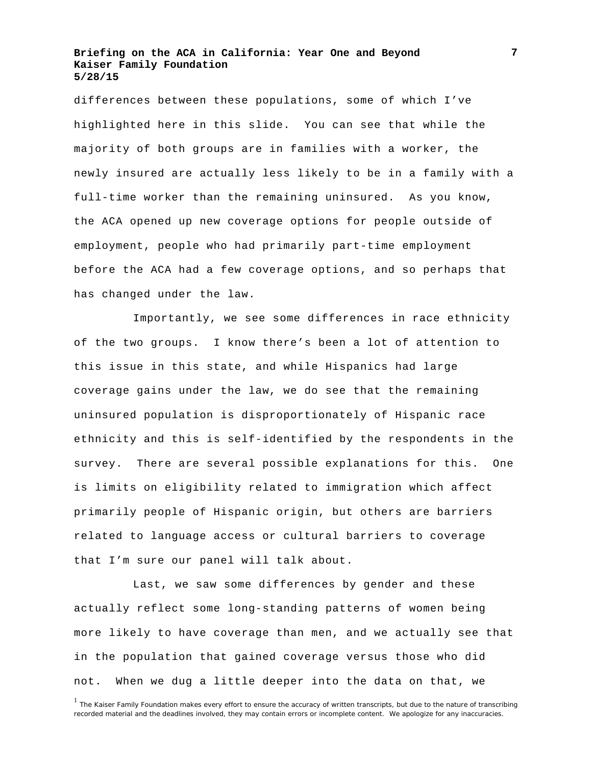differences between these populations, some of which I've highlighted here in this slide. You can see that while the majority of both groups are in families with a worker, the newly insured are actually less likely to be in a family with a full-time worker than the remaining uninsured. As you know, the ACA opened up new coverage options for people outside of employment, people who had primarily part-time employment before the ACA had a few coverage options, and so perhaps that has changed under the law.

Importantly, we see some differences in race ethnicity of the two groups. I know there's been a lot of attention to this issue in this state, and while Hispanics had large coverage gains under the law, we do see that the remaining uninsured population is disproportionately of Hispanic race ethnicity and this is self-identified by the respondents in the survey. There are several possible explanations for this. One is limits on eligibility related to immigration which affect primarily people of Hispanic origin, but others are barriers related to language access or cultural barriers to coverage that I'm sure our panel will talk about.

Last, we saw some differences by gender and these actually reflect some long-standing patterns of women being more likely to have coverage than men, and we actually see that in the population that gained coverage versus those who did not. When we dug a little deeper into the data on that, we

[1] The Kaiser Family Foundation makes every effort to ensure the accuracy of written transcripts, but due to the nature of transcribing recorded material and the deadlines involved, they may contain errors or incomplete content. We apologize for any inaccuracies.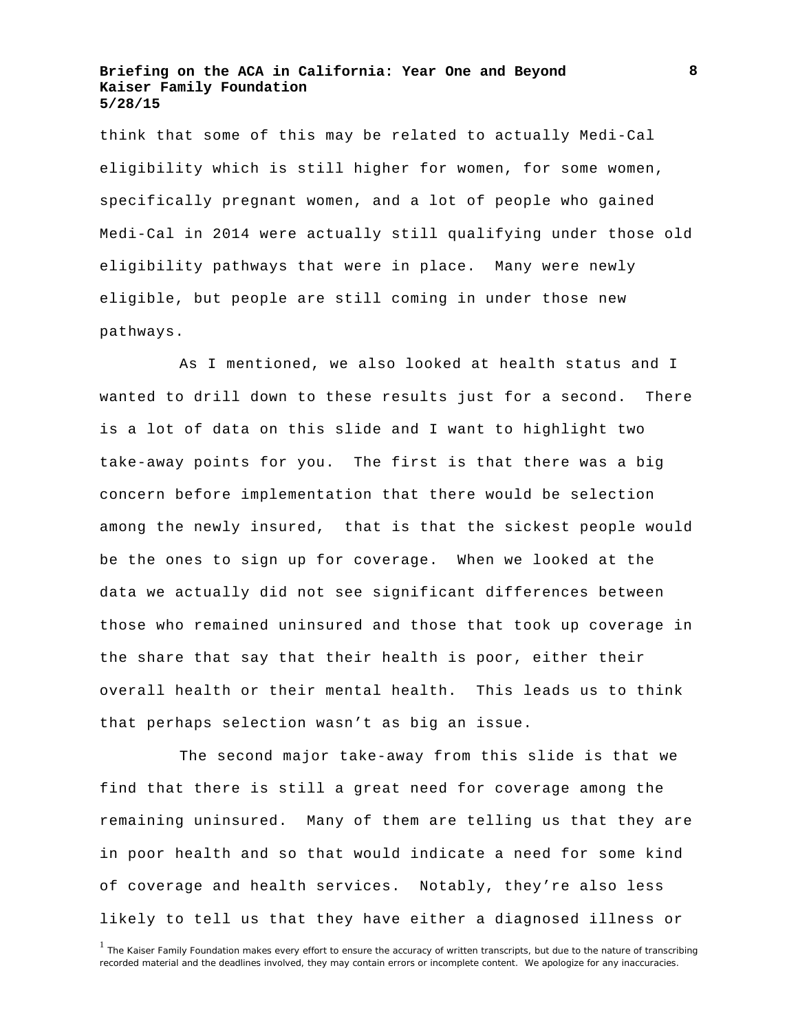think that some of this may be related to actually Medi-Cal eligibility which is still higher for women, for some women, specifically pregnant women, and a lot of people who gained Medi-Cal in 2014 were actually still qualifying under those old eligibility pathways that were in place. Many were newly eligible, but people are still coming in under those new pathways.

As I mentioned, we also looked at health status and I wanted to drill down to these results just for a second. There is a lot of data on this slide and I want to highlight two take-away points for you. The first is that there was a big concern before implementation that there would be selection among the newly insured, that is that the sickest people would be the ones to sign up for coverage. When we looked at the data we actually did not see significant differences between those who remained uninsured and those that took up coverage in the share that say that their health is poor, either their overall health or their mental health. This leads us to think that perhaps selection wasn't as big an issue.

The second major take-away from this slide is that we find that there is still a great need for coverage among the remaining uninsured. Many of them are telling us that they are in poor health and so that would indicate a need for some kind of coverage and health services. Notably, they're also less likely to tell us that they have either a diagnosed illness or

[1] The Kaiser Family Foundation makes every effort to ensure the accuracy of written transcripts, but due to the nature of transcribing recorded material and the deadlines involved, they may contain errors or incomplete content. We apologize for any inaccuracies.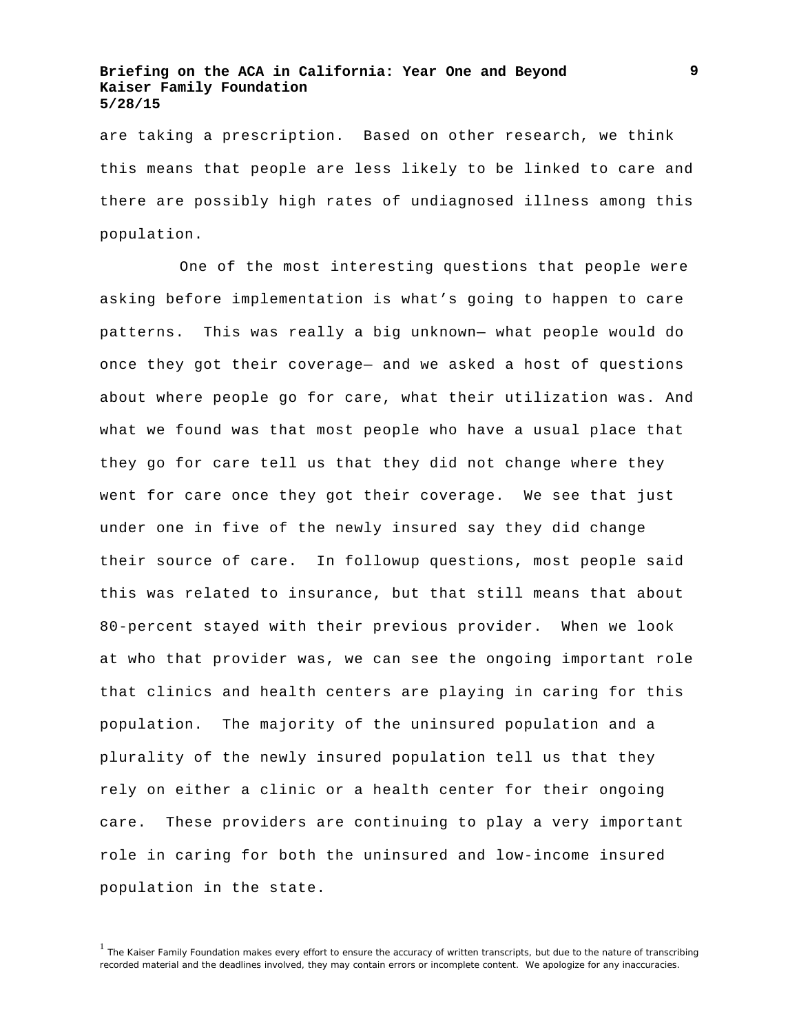are taking a prescription. Based on other research, we think this means that people are less likely to be linked to care and there are possibly high rates of undiagnosed illness among this population.

One of the most interesting questions that people were asking before implementation is what's going to happen to care patterns. This was really a big unknown— what people would do once they got their coverage— and we asked a host of questions about where people go for care, what their utilization was. And what we found was that most people who have a usual place that they go for care tell us that they did not change where they went for care once they got their coverage. We see that just under one in five of the newly insured say they did change their source of care. In followup questions, most people said this was related to insurance, but that still means that about 80-percent stayed with their previous provider. When we look at who that provider was, we can see the ongoing important role that clinics and health centers are playing in caring for this population. The majority of the uninsured population and a plurality of the newly insured population tell us that they rely on either a clinic or a health center for their ongoing care. These providers are continuing to play a very important role in caring for both the uninsured and low-income insured population in the state.

[1] The Kaiser Family Foundation makes every effort to ensure the accuracy of written transcripts, but due to the nature of transcribing recorded material and the deadlines involved, they may contain errors or incomplete content. We apologize for any inaccuracies.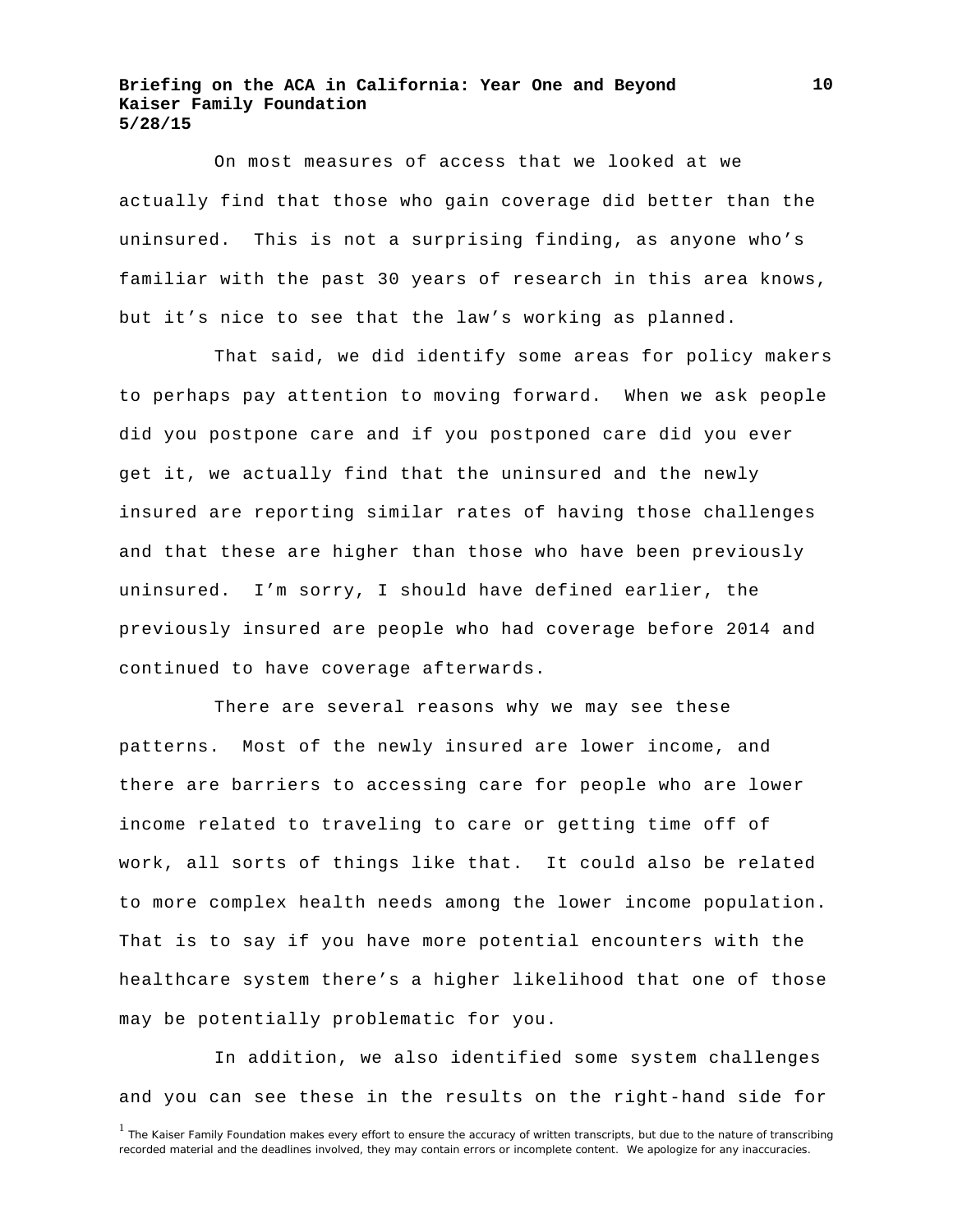On most measures of access that we looked at we actually find that those who gain coverage did better than the uninsured. This is not a surprising finding, as anyone who's familiar with the past 30 years of research in this area knows, but it's nice to see that the law's working as planned.

That said, we did identify some areas for policy makers to perhaps pay attention to moving forward. When we ask people did you postpone care and if you postponed care did you ever get it, we actually find that the uninsured and the newly insured are reporting similar rates of having those challenges and that these are higher than those who have been previously uninsured. I'm sorry, I should have defined earlier, the previously insured are people who had coverage before 2014 and continued to have coverage afterwards.

There are several reasons why we may see these patterns. Most of the newly insured are lower income, and there are barriers to accessing care for people who are lower income related to traveling to care or getting time off of work, all sorts of things like that. It could also be related to more complex health needs among the lower income population. That is to say if you have more potential encounters with the healthcare system there's a higher likelihood that one of those may be potentially problematic for you.

In addition, we also identified some system challenges and you can see these in the results on the right-hand side for

[1] The Kaiser Family Foundation makes every effort to ensure the accuracy of written transcripts, but due to the nature of transcribing recorded material and the deadlines involved, they may contain errors or incomplete content. We apologize for any inaccuracies.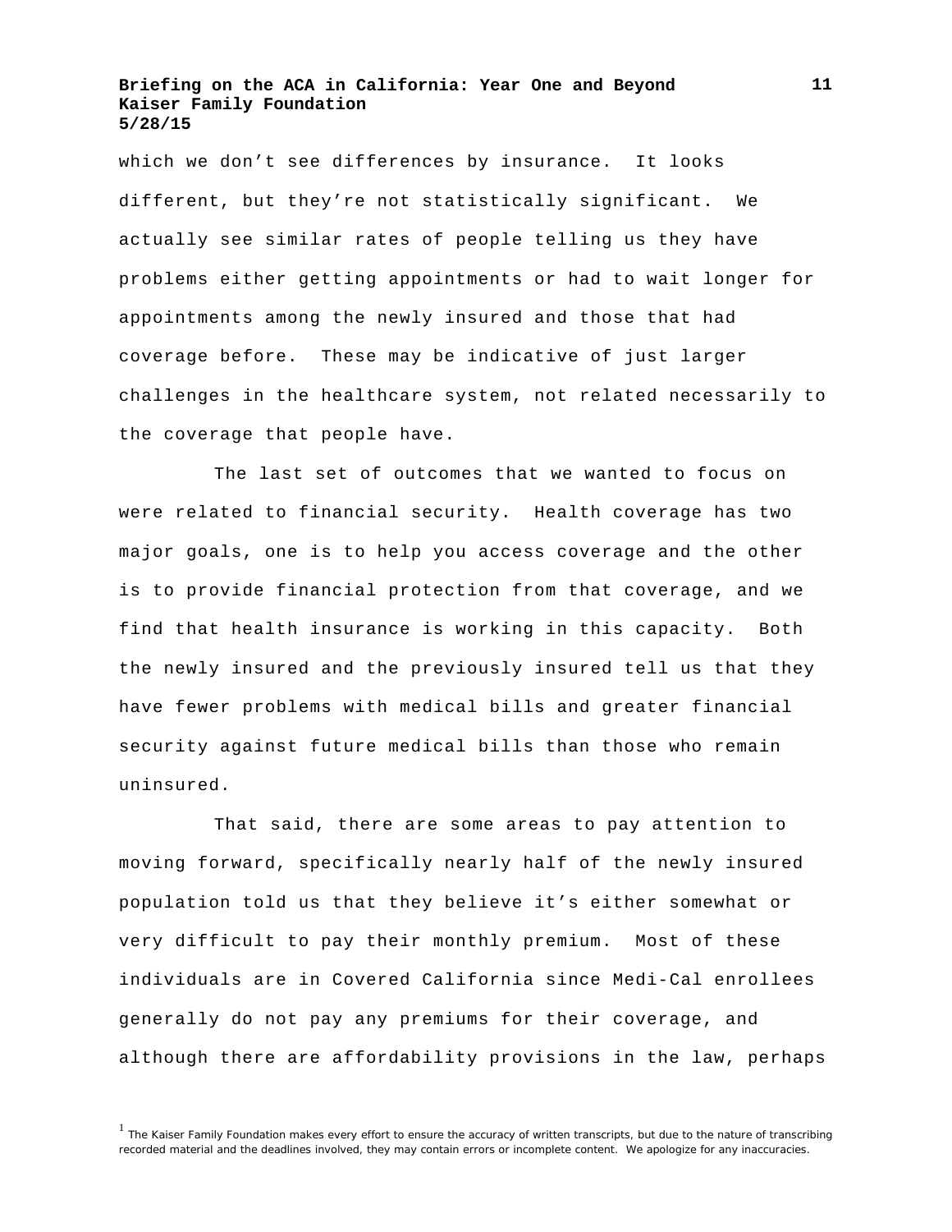which we don't see differences by insurance. It looks different, but they're not statistically significant. We actually see similar rates of people telling us they have problems either getting appointments or had to wait longer for appointments among the newly insured and those that had coverage before. These may be indicative of just larger challenges in the healthcare system, not related necessarily to the coverage that people have.

The last set of outcomes that we wanted to focus on were related to financial security. Health coverage has two major goals, one is to help you access coverage and the other is to provide financial protection from that coverage, and we find that health insurance is working in this capacity. Both the newly insured and the previously insured tell us that they have fewer problems with medical bills and greater financial security against future medical bills than those who remain uninsured.

That said, there are some areas to pay attention to moving forward, specifically nearly half of the newly insured population told us that they believe it's either somewhat or very difficult to pay their monthly premium. Most of these individuals are in Covered California since Medi-Cal enrollees generally do not pay any premiums for their coverage, and although there are affordability provisions in the law, perhaps

[1] The Kaiser Family Foundation makes every effort to ensure the accuracy of written transcripts, but due to the nature of transcribing recorded material and the deadlines involved, they may contain errors or incomplete content. We apologize for any inaccuracies.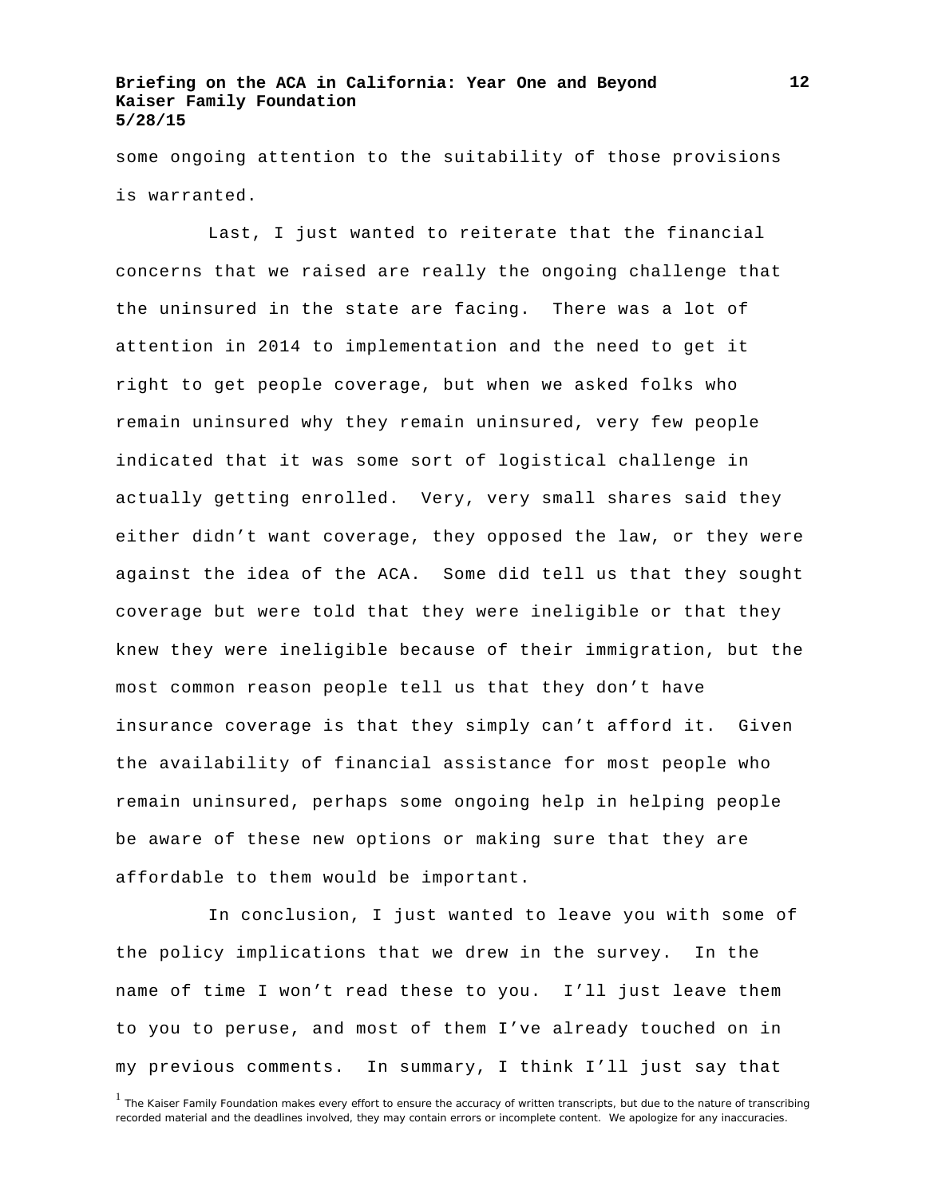some ongoing attention to the suitability of those provisions is warranted.

Last, I just wanted to reiterate that the financial concerns that we raised are really the ongoing challenge that the uninsured in the state are facing. There was a lot of attention in 2014 to implementation and the need to get it right to get people coverage, but when we asked folks who remain uninsured why they remain uninsured, very few people indicated that it was some sort of logistical challenge in actually getting enrolled. Very, very small shares said they either didn't want coverage, they opposed the law, or they were against the idea of the ACA. Some did tell us that they sought coverage but were told that they were ineligible or that they knew they were ineligible because of their immigration, but the most common reason people tell us that they don't have insurance coverage is that they simply can't afford it. Given the availability of financial assistance for most people who remain uninsured, perhaps some ongoing help in helping people be aware of these new options or making sure that they are affordable to them would be important.

In conclusion, I just wanted to leave you with some of the policy implications that we drew in the survey. In the name of time I won't read these to you. I'll just leave them to you to peruse, and most of them I've already touched on in my previous comments. In summary, I think I'll just say that

[1] The Kaiser Family Foundation makes every effort to ensure the accuracy of written transcripts, but due to the nature of transcribing recorded material and the deadlines involved, they may contain errors or incomplete content. We apologize for any inaccuracies.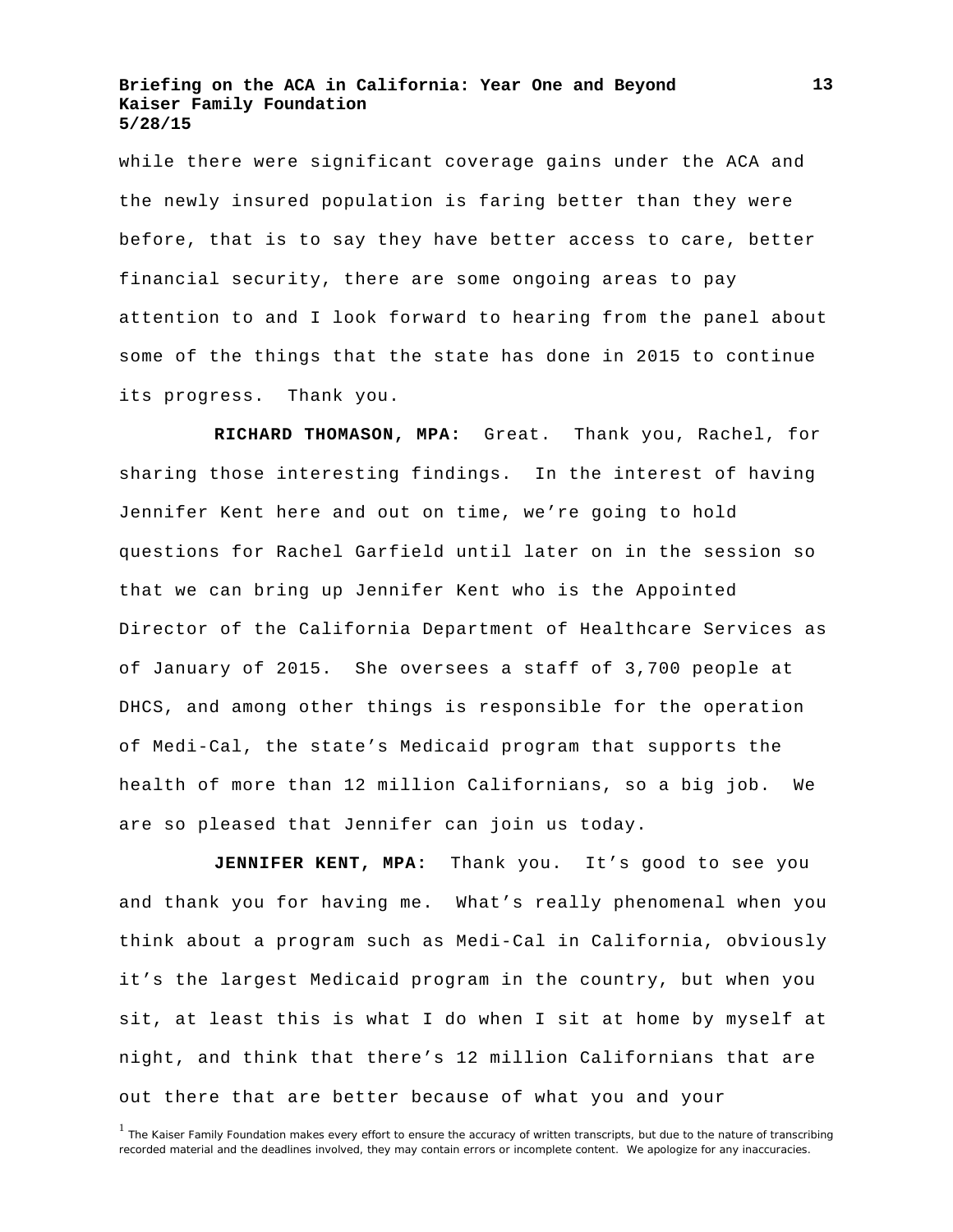while there were significant coverage gains under the ACA and the newly insured population is faring better than they were before, that is to say they have better access to care, better financial security, there are some ongoing areas to pay attention to and I look forward to hearing from the panel about some of the things that the state has done in 2015 to continue its progress. Thank you.

**RICHARD THOMASON, MPA:** Great. Thank you, Rachel, for sharing those interesting findings. In the interest of having Jennifer Kent here and out on time, we're going to hold questions for Rachel Garfield until later on in the session so that we can bring up Jennifer Kent who is the Appointed Director of the California Department of Healthcare Services as of January of 2015. She oversees a staff of 3,700 people at DHCS, and among other things is responsible for the operation of Medi-Cal, the state's Medicaid program that supports the health of more than 12 million Californians, so a big job. We are so pleased that Jennifer can join us today.

**JENNIFER KENT, MPA:** Thank you. It's good to see you and thank you for having me. What's really phenomenal when you think about a program such as Medi-Cal in California, obviously it's the largest Medicaid program in the country, but when you sit, at least this is what I do when I sit at home by myself at night, and think that there's 12 million Californians that are out there that are better because of what you and your

[1] The Kaiser Family Foundation makes every effort to ensure the accuracy of written transcripts, but due to the nature of transcribing recorded material and the deadlines involved, they may contain errors or incomplete content. We apologize for any inaccuracies.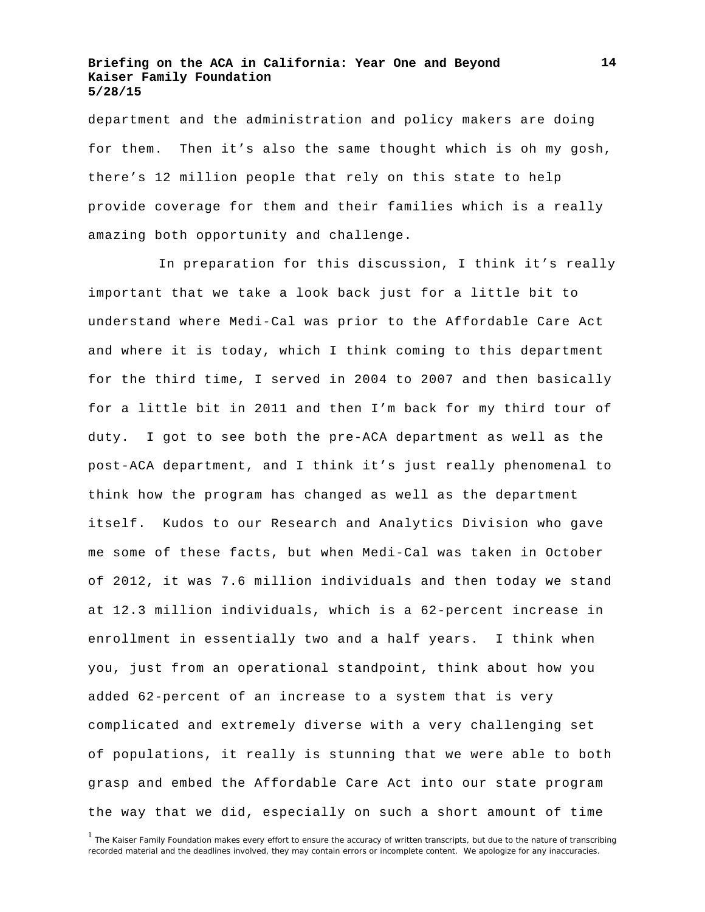department and the administration and policy makers are doing for them. Then it's also the same thought which is oh my gosh, there's 12 million people that rely on this state to help provide coverage for them and their families which is a really amazing both opportunity and challenge.

In preparation for this discussion, I think it's really important that we take a look back just for a little bit to understand where Medi-Cal was prior to the Affordable Care Act and where it is today, which I think coming to this department for the third time, I served in 2004 to 2007 and then basically for a little bit in 2011 and then I'm back for my third tour of duty. I got to see both the pre-ACA department as well as the post-ACA department, and I think it's just really phenomenal to think how the program has changed as well as the department itself. Kudos to our Research and Analytics Division who gave me some of these facts, but when Medi-Cal was taken in October of 2012, it was 7.6 million individuals and then today we stand at 12.3 million individuals, which is a 62-percent increase in enrollment in essentially two and a half years. I think when you, just from an operational standpoint, think about how you added 62-percent of an increase to a system that is very complicated and extremely diverse with a very challenging set of populations, it really is stunning that we were able to both grasp and embed the Affordable Care Act into our state program the way that we did, especially on such a short amount of time

[1] The Kaiser Family Foundation makes every effort to ensure the accuracy of written transcripts, but due to the nature of transcribing recorded material and the deadlines involved, they may contain errors or incomplete content. We apologize for any inaccuracies.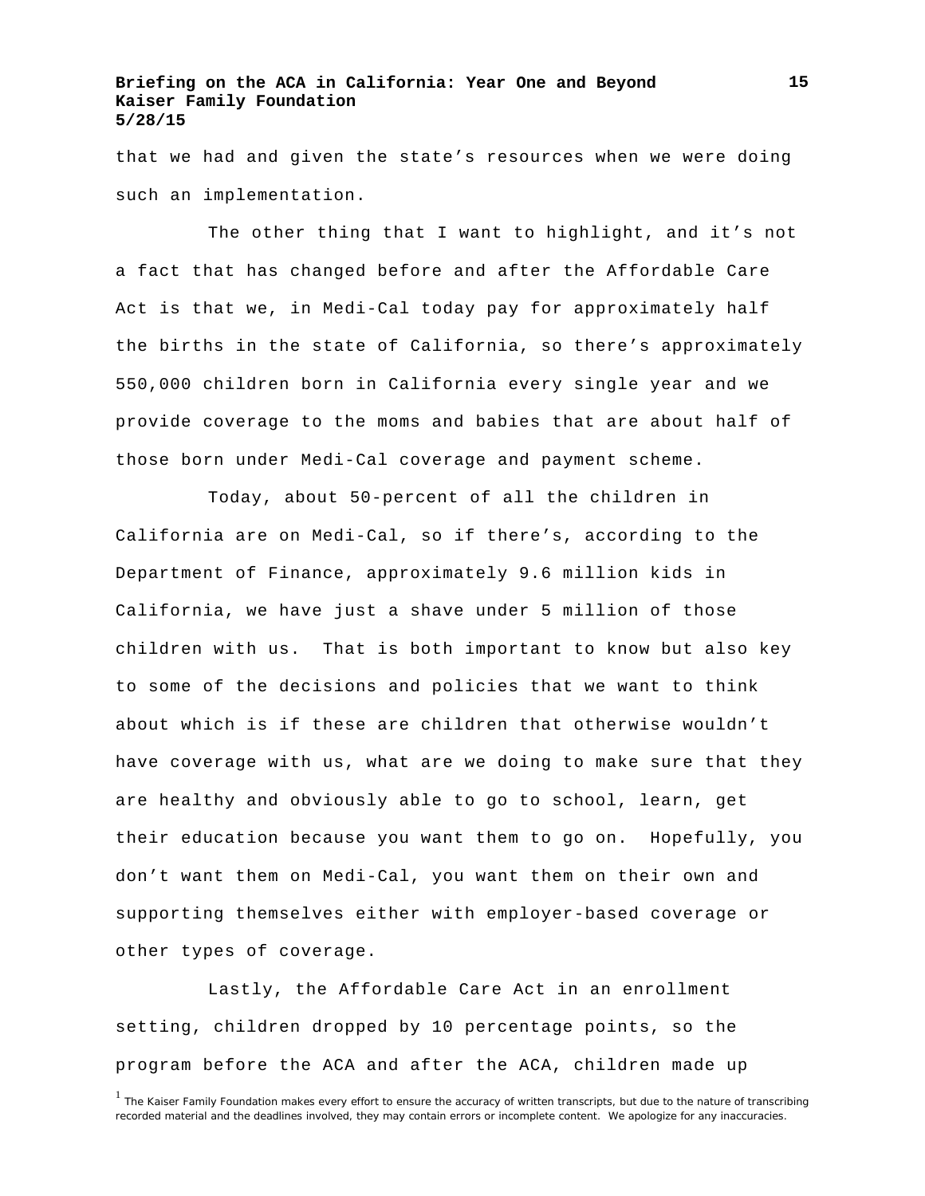that we had and given the state's resources when we were doing such an implementation.

The other thing that I want to highlight, and it's not a fact that has changed before and after the Affordable Care Act is that we, in Medi-Cal today pay for approximately half the births in the state of California, so there's approximately 550,000 children born in California every single year and we provide coverage to the moms and babies that are about half of those born under Medi-Cal coverage and payment scheme.

Today, about 50-percent of all the children in California are on Medi-Cal, so if there's, according to the Department of Finance, approximately 9.6 million kids in California, we have just a shave under 5 million of those children with us. That is both important to know but also key to some of the decisions and policies that we want to think about which is if these are children that otherwise wouldn't have coverage with us, what are we doing to make sure that they are healthy and obviously able to go to school, learn, get their education because you want them to go on. Hopefully, you don't want them on Medi-Cal, you want them on their own and supporting themselves either with employer-based coverage or other types of coverage.

Lastly, the Affordable Care Act in an enrollment setting, children dropped by 10 percentage points, so the program before the ACA and after the ACA, children made up

[1] The Kaiser Family Foundation makes every effort to ensure the accuracy of written transcripts, but due to the nature of transcribing recorded material and the deadlines involved, they may contain errors or incomplete content. We apologize for any inaccuracies.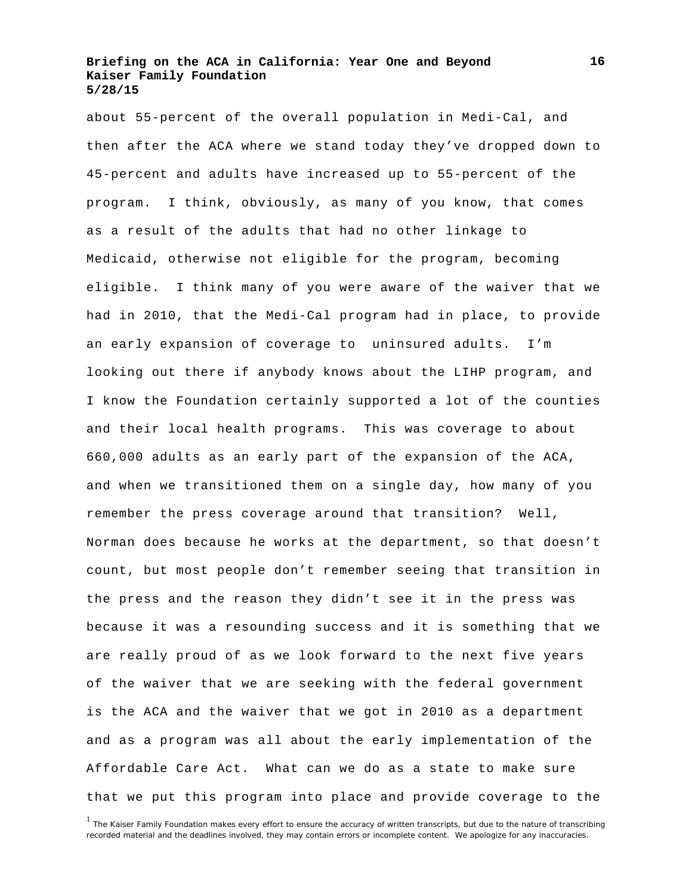about 55-percent of the overall population in Medi-Cal, and then after the ACA where we stand today they've dropped down to 45-percent and adults have increased up to 55-percent of the program. I think, obviously, as many of you know, that comes as a result of the adults that had no other linkage to Medicaid, otherwise not eligible for the program, becoming eligible. I think many of you were aware of the waiver that we had in 2010, that the Medi-Cal program had in place, to provide an early expansion of coverage to uninsured adults. I'm looking out there if anybody knows about the LIHP program, and I know the Foundation certainly supported a lot of the counties and their local health programs. This was coverage to about 660,000 adults as an early part of the expansion of the ACA, and when we transitioned them on a single day, how many of you remember the press coverage around that transition? Well, Norman does because he works at the department, so that doesn't count, but most people don't remember seeing that transition in the press and the reason they didn't see it in the press was because it was a resounding success and it is something that we are really proud of as we look forward to the next five years of the waiver that we are seeking with the federal government is the ACA and the waiver that we got in 2010 as a department and as a program was all about the early implementation of the Affordable Care Act. What can we do as a state to make sure that we put this program into place and provide coverage to the

[1] The Kaiser Family Foundation makes every effort to ensure the accuracy of written transcripts, but due to the nature of transcribing recorded material and the deadlines involved, they may contain errors or incomplete content. We apologize for any inaccuracies.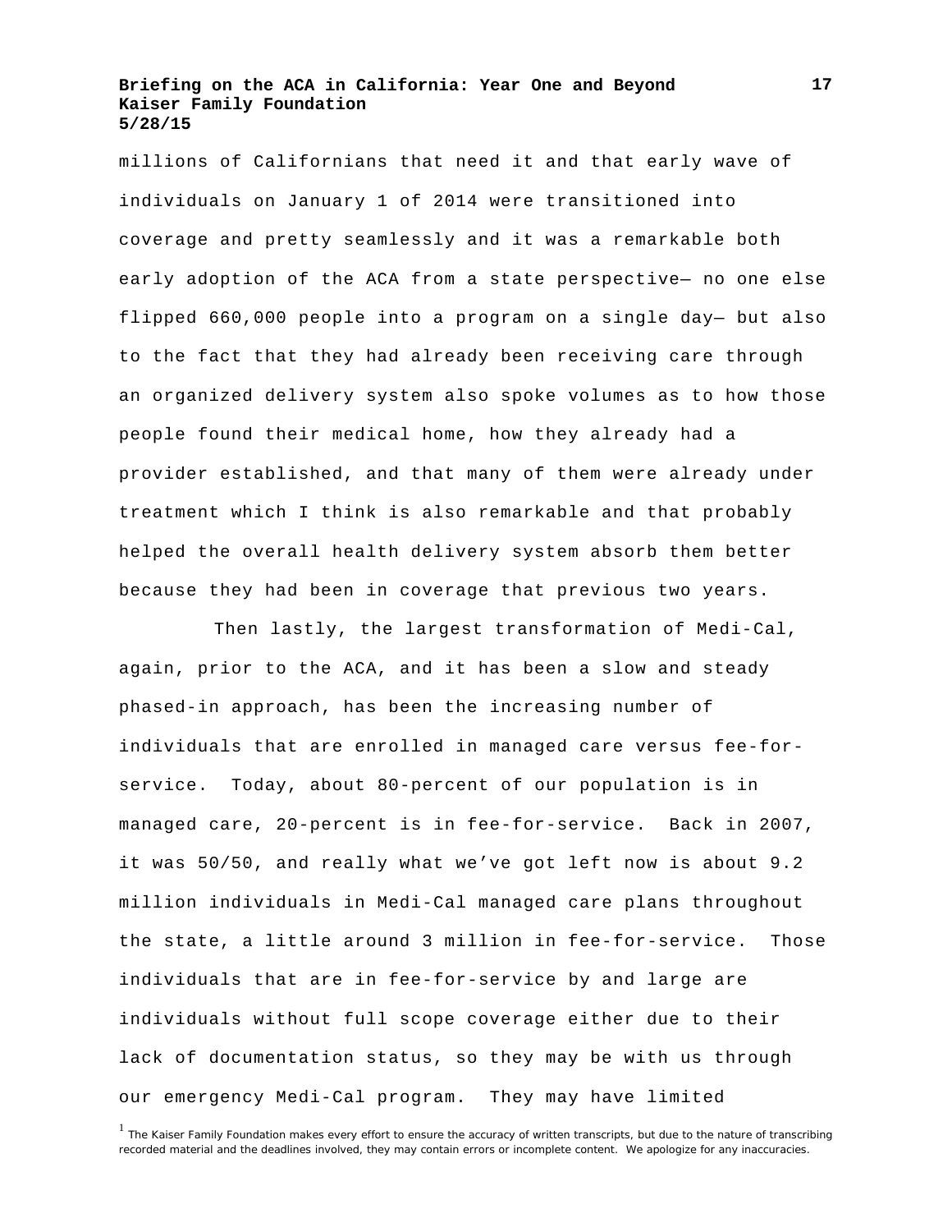millions of Californians that need it and that early wave of individuals on January 1 of 2014 were transitioned into coverage and pretty seamlessly and it was a remarkable both early adoption of the ACA from a state perspective— no one else flipped 660,000 people into a program on a single day— but also to the fact that they had already been receiving care through an organized delivery system also spoke volumes as to how those people found their medical home, how they already had a provider established, and that many of them were already under treatment which I think is also remarkable and that probably helped the overall health delivery system absorb them better because they had been in coverage that previous two years.

Then lastly, the largest transformation of Medi-Cal, again, prior to the ACA, and it has been a slow and steady phased-in approach, has been the increasing number of individuals that are enrolled in managed care versus fee-for-service. Today, about 80-percent of our population is in managed care, 20-percent is in fee-for-service. Back in 2007, it was 50/50, and really what we've got left now is about 9.2 million individuals in Medi-Cal managed care plans throughout the state, a little around 3 million in fee-for-service. Those individuals that are in fee-for-service by and large are individuals without full scope coverage either due to their lack of documentation status, so they may be with us through our emergency Medi-Cal program. They may have limited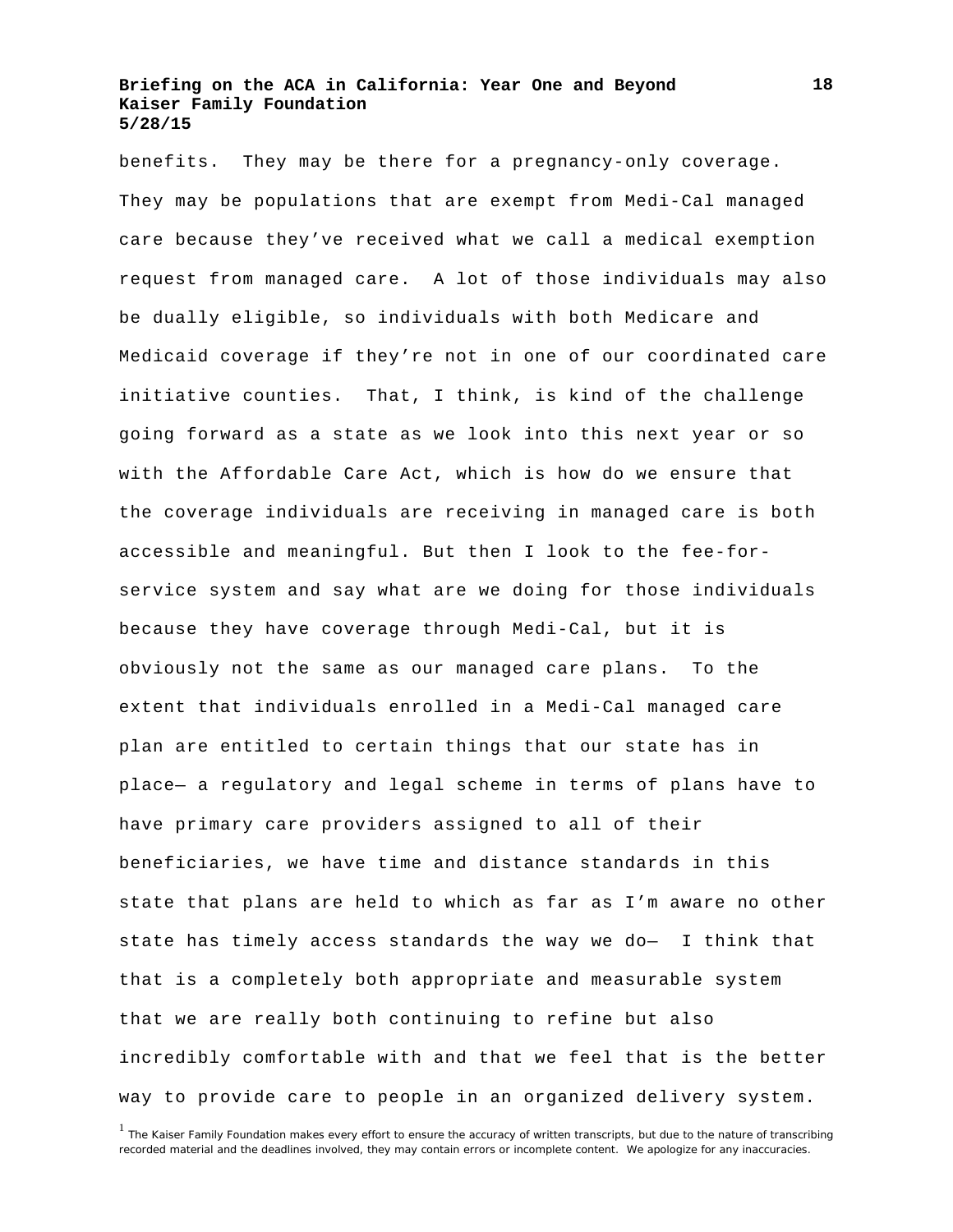benefits. They may be there for a pregnancy-only coverage. They may be populations that are exempt from Medi-Cal managed care because they've received what we call a medical exemption request from managed care. A lot of those individuals may also be dually eligible, so individuals with both Medicare and Medicaid coverage if they're not in one of our coordinated care initiative counties. That, I think, is kind of the challenge going forward as a state as we look into this next year or so with the Affordable Care Act, which is how do we ensure that the coverage individuals are receiving in managed care is both accessible and meaningful. But then I look to the fee-for-service system and say what are we doing for those individuals because they have coverage through Medi-Cal, but it is obviously not the same as our managed care plans. To the extent that individuals enrolled in a Medi-Cal managed care plan are entitled to certain things that our state has in place— a regulatory and legal scheme in terms of plans have to have primary care providers assigned to all of their beneficiaries, we have time and distance standards in this state that plans are held to which as far as I'm aware no other state has timely access standards the way we do— I think that that is a completely both appropriate and measurable system that we are really both continuing to refine but also incredibly comfortable with and that we feel that is the better way to provide care to people in an organized delivery system.

[1] The Kaiser Family Foundation makes every effort to ensure the accuracy of written transcripts, but due to the nature of transcribing recorded material and the deadlines involved, they may contain errors or incomplete content. We apologize for any inaccuracies.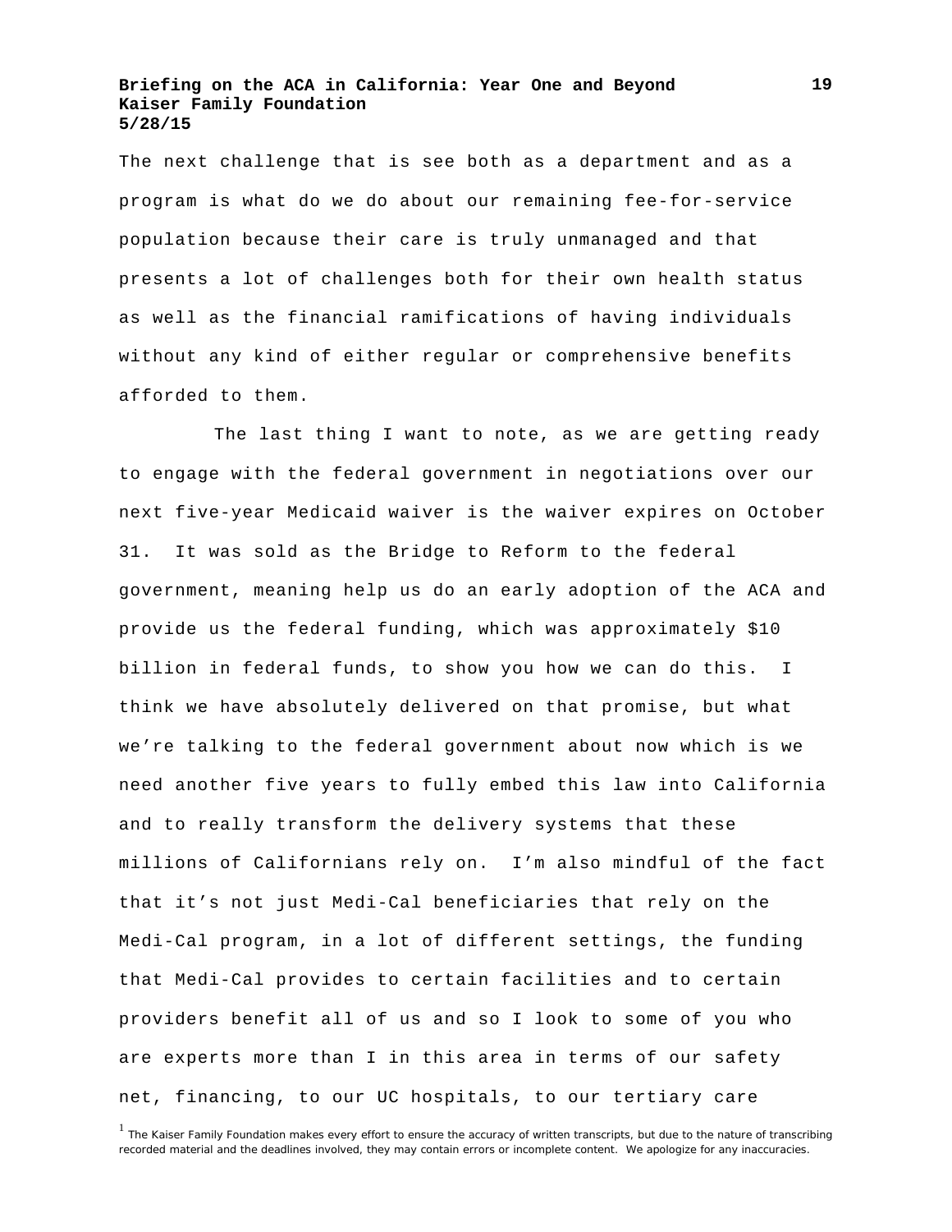The next challenge that is see both as a department and as a program is what do we do about our remaining fee-for-service population because their care is truly unmanaged and that presents a lot of challenges both for their own health status as well as the financial ramifications of having individuals without any kind of either regular or comprehensive benefits afforded to them.

The last thing I want to note, as we are getting ready to engage with the federal government in negotiations over our next five-year Medicaid waiver is the waiver expires on October 31. It was sold as the Bridge to Reform to the federal government, meaning help us do an early adoption of the ACA and provide us the federal funding, which was approximately $10 billion in federal funds, to show you how we can do this. I think we have absolutely delivered on that promise, but what we're talking to the federal government about now which is we need another five years to fully embed this law into California and to really transform the delivery systems that these millions of Californians rely on. I'm also mindful of the fact that it's not just Medi-Cal beneficiaries that rely on the Medi-Cal program, in a lot of different settings, the funding that Medi-Cal provides to certain facilities and to certain providers benefit all of us and so I look to some of you who are experts more than I in this area in terms of our safety net, financing, to our UC hospitals, to our tertiary care

[1] The Kaiser Family Foundation makes every effort to ensure the accuracy of written transcripts, but due to the nature of transcribing recorded material and the deadlines involved, they may contain errors or incomplete content. We apologize for any inaccuracies.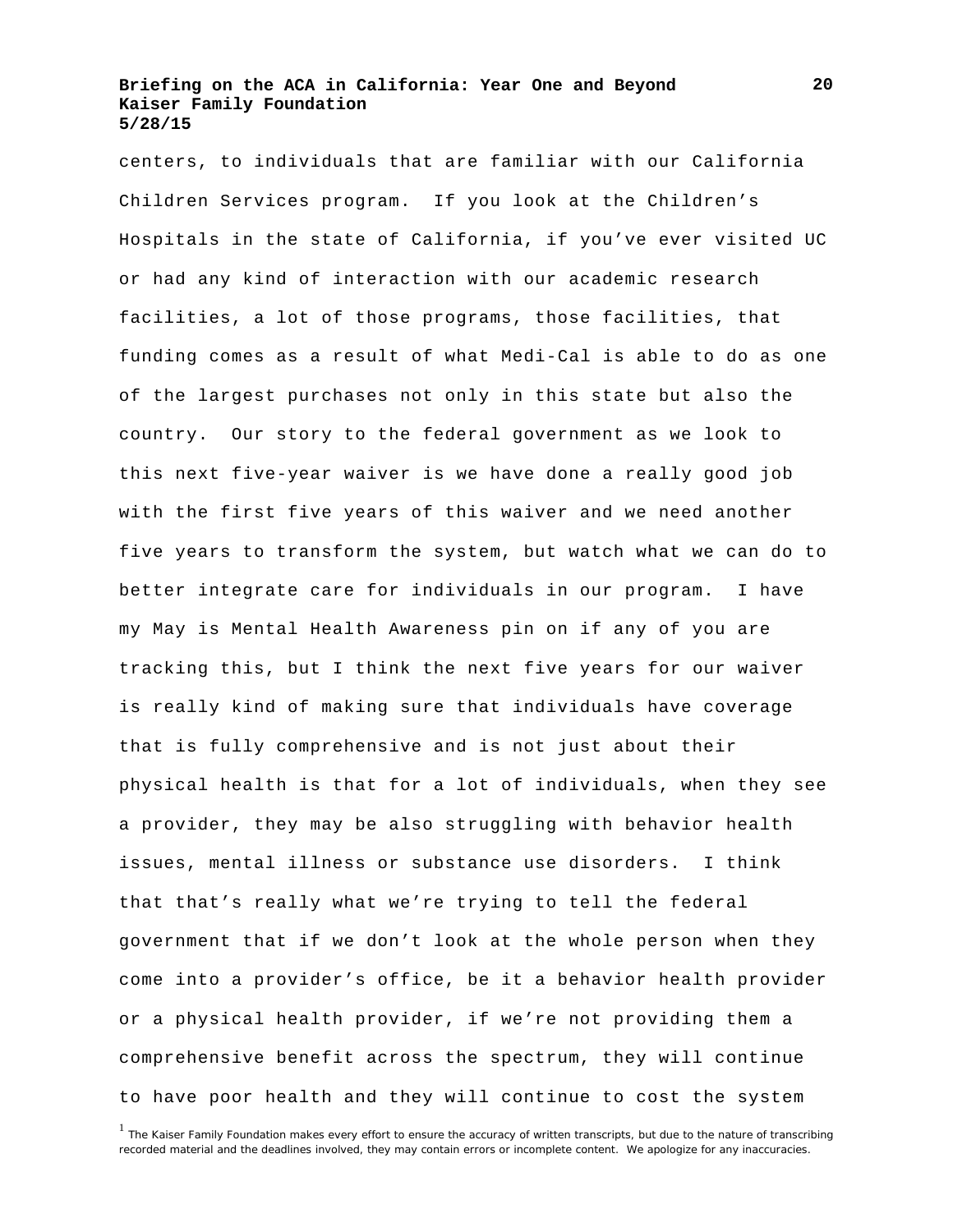centers, to individuals that are familiar with our California Children Services program. If you look at the Children's Hospitals in the state of California, if you've ever visited UC or had any kind of interaction with our academic research facilities, a lot of those programs, those facilities, that funding comes as a result of what Medi-Cal is able to do as one of the largest purchases not only in this state but also the country. Our story to the federal government as we look to this next five-year waiver is we have done a really good job with the first five years of this waiver and we need another five years to transform the system, but watch what we can do to better integrate care for individuals in our program. I have my May is Mental Health Awareness pin on if any of you are tracking this, but I think the next five years for our waiver is really kind of making sure that individuals have coverage that is fully comprehensive and is not just about their physical health is that for a lot of individuals, when they see a provider, they may be also struggling with behavior health issues, mental illness or substance use disorders. I think that that's really what we're trying to tell the federal government that if we don't look at the whole person when they come into a provider's office, be it a behavior health provider or a physical health provider, if we're not providing them a comprehensive benefit across the spectrum, they will continue to have poor health and they will continue to cost the system

[1] The Kaiser Family Foundation makes every effort to ensure the accuracy of written transcripts, but due to the nature of transcribing recorded material and the deadlines involved, they may contain errors or incomplete content. We apologize for any inaccuracies.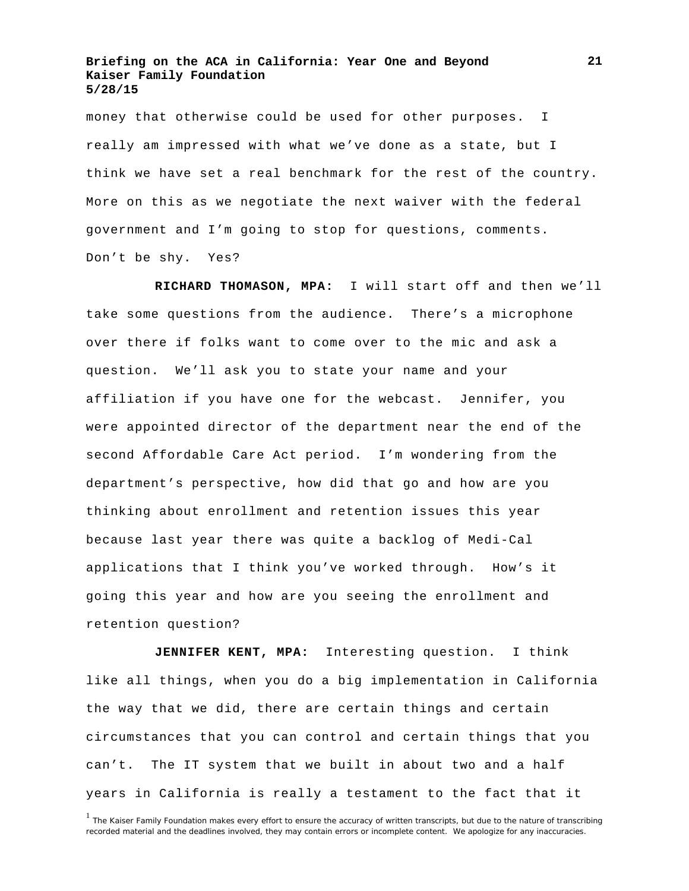money that otherwise could be used for other purposes. I really am impressed with what we've done as a state, but I think we have set a real benchmark for the rest of the country. More on this as we negotiate the next waiver with the federal government and I'm going to stop for questions, comments. Don't be shy. Yes?

**RICHARD THOMASON, MPA:** I will start off and then we'll take some questions from the audience. There's a microphone over there if folks want to come over to the mic and ask a question. We'll ask you to state your name and your affiliation if you have one for the webcast. Jennifer, you were appointed director of the department near the end of the second Affordable Care Act period. I'm wondering from the department's perspective, how did that go and how are you thinking about enrollment and retention issues this year because last year there was quite a backlog of Medi-Cal applications that I think you've worked through. How's it going this year and how are you seeing the enrollment and retention question?

**JENNIFER KENT, MPA:** Interesting question. I think like all things, when you do a big implementation in California the way that we did, there are certain things and certain circumstances that you can control and certain things that you can't. The IT system that we built in about two and a half years in California is really a testament to the fact that it

[1] The Kaiser Family Foundation makes every effort to ensure the accuracy of written transcripts, but due to the nature of transcribing recorded material and the deadlines involved, they may contain errors or incomplete content. We apologize for any inaccuracies.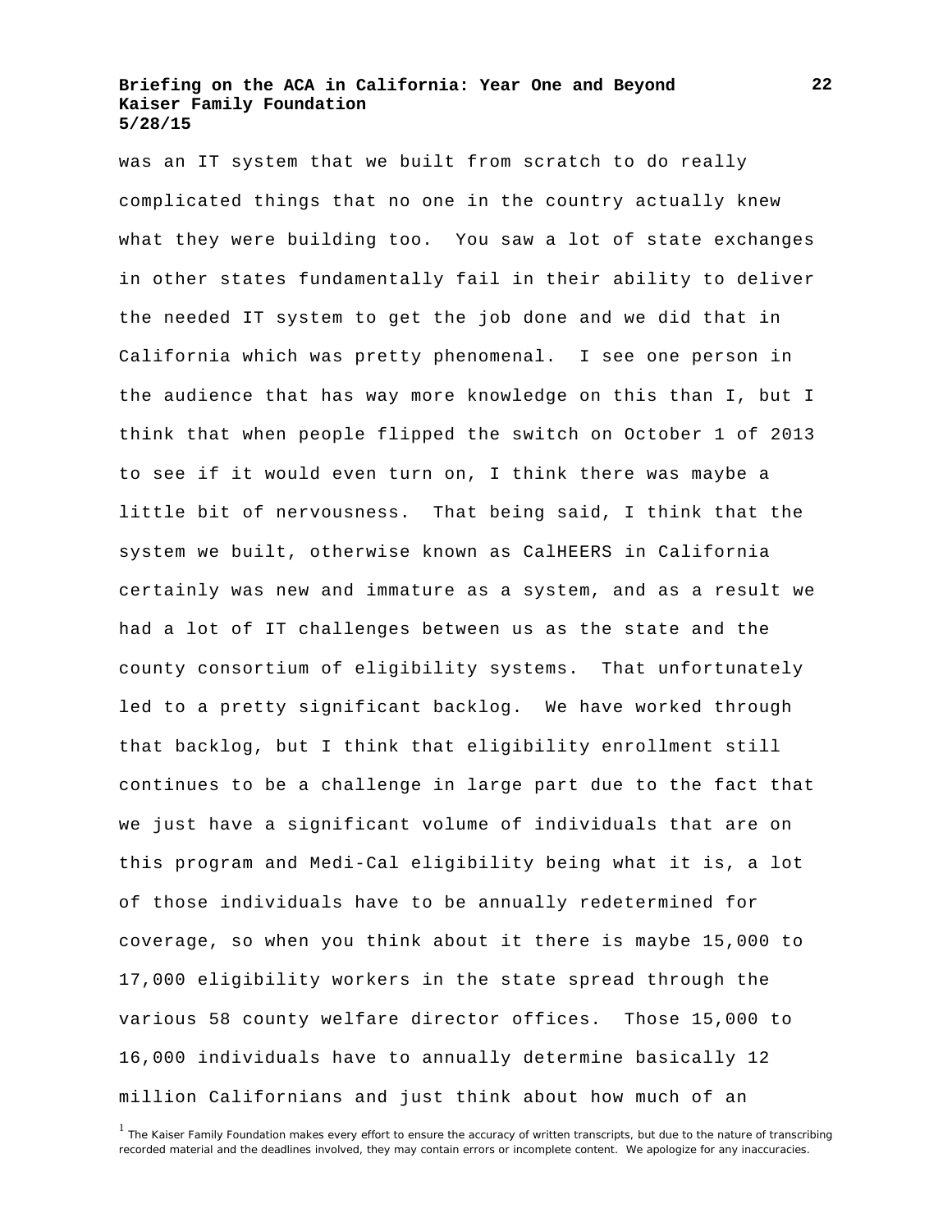was an IT system that we built from scratch to do really complicated things that no one in the country actually knew what they were building too. You saw a lot of state exchanges in other states fundamentally fail in their ability to deliver the needed IT system to get the job done and we did that in California which was pretty phenomenal. I see one person in the audience that has way more knowledge on this than I, but I think that when people flipped the switch on October 1 of 2013 to see if it would even turn on, I think there was maybe a little bit of nervousness. That being said, I think that the system we built, otherwise known as CalHEERS in California certainly was new and immature as a system, and as a result we had a lot of IT challenges between us as the state and the county consortium of eligibility systems. That unfortunately led to a pretty significant backlog. We have worked through that backlog, but I think that eligibility enrollment still continues to be a challenge in large part due to the fact that we just have a significant volume of individuals that are on this program and Medi-Cal eligibility being what it is, a lot of those individuals have to be annually redetermined for coverage, so when you think about it there is maybe 15,000 to 17,000 eligibility workers in the state spread through the various 58 county welfare director offices. Those 15,000 to 16,000 individuals have to annually determine basically 12 million Californians and just think about how much of an

[1] The Kaiser Family Foundation makes every effort to ensure the accuracy of written transcripts, but due to the nature of transcribing recorded material and the deadlines involved, they may contain errors or incomplete content. We apologize for any inaccuracies.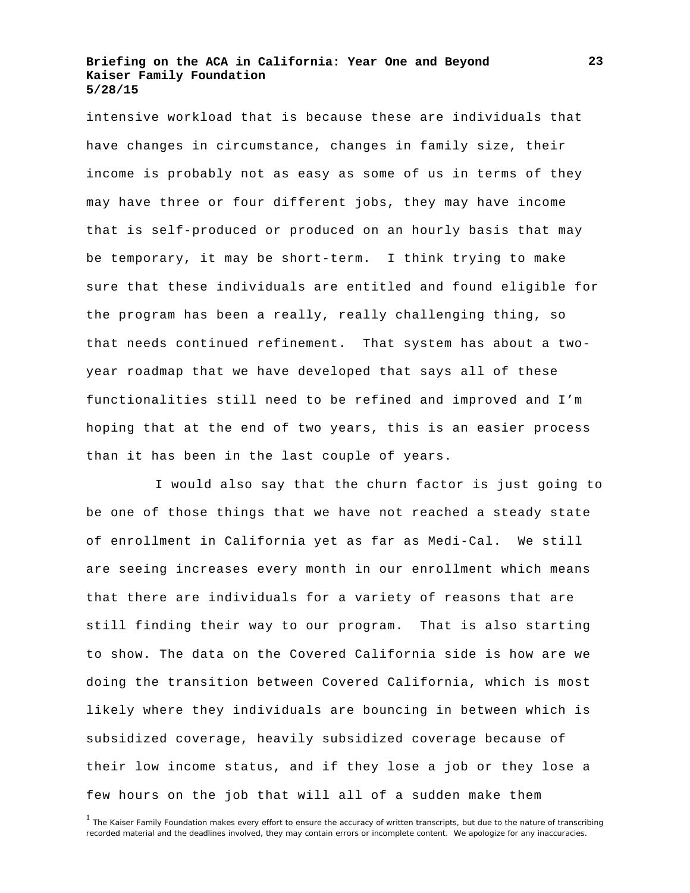intensive workload that is because these are individuals that have changes in circumstance, changes in family size, their income is probably not as easy as some of us in terms of they may have three or four different jobs, they may have income that is self-produced or produced on an hourly basis that may be temporary, it may be short-term. I think trying to make sure that these individuals are entitled and found eligible for the program has been a really, really challenging thing, so that needs continued refinement. That system has about a two-year roadmap that we have developed that says all of these functionalities still need to be refined and improved and I'm hoping that at the end of two years, this is an easier process than it has been in the last couple of years.

I would also say that the churn factor is just going to be one of those things that we have not reached a steady state of enrollment in California yet as far as Medi-Cal. We still are seeing increases every month in our enrollment which means that there are individuals for a variety of reasons that are still finding their way to our program. That is also starting to show. The data on the Covered California side is how are we doing the transition between Covered California, which is most likely where they individuals are bouncing in between which is subsidized coverage, heavily subsidized coverage because of their low income status, and if they lose a job or they lose a few hours on the job that will all of a sudden make them

[1] The Kaiser Family Foundation makes every effort to ensure the accuracy of written transcripts, but due to the nature of transcribing recorded material and the deadlines involved, they may contain errors or incomplete content. We apologize for any inaccuracies.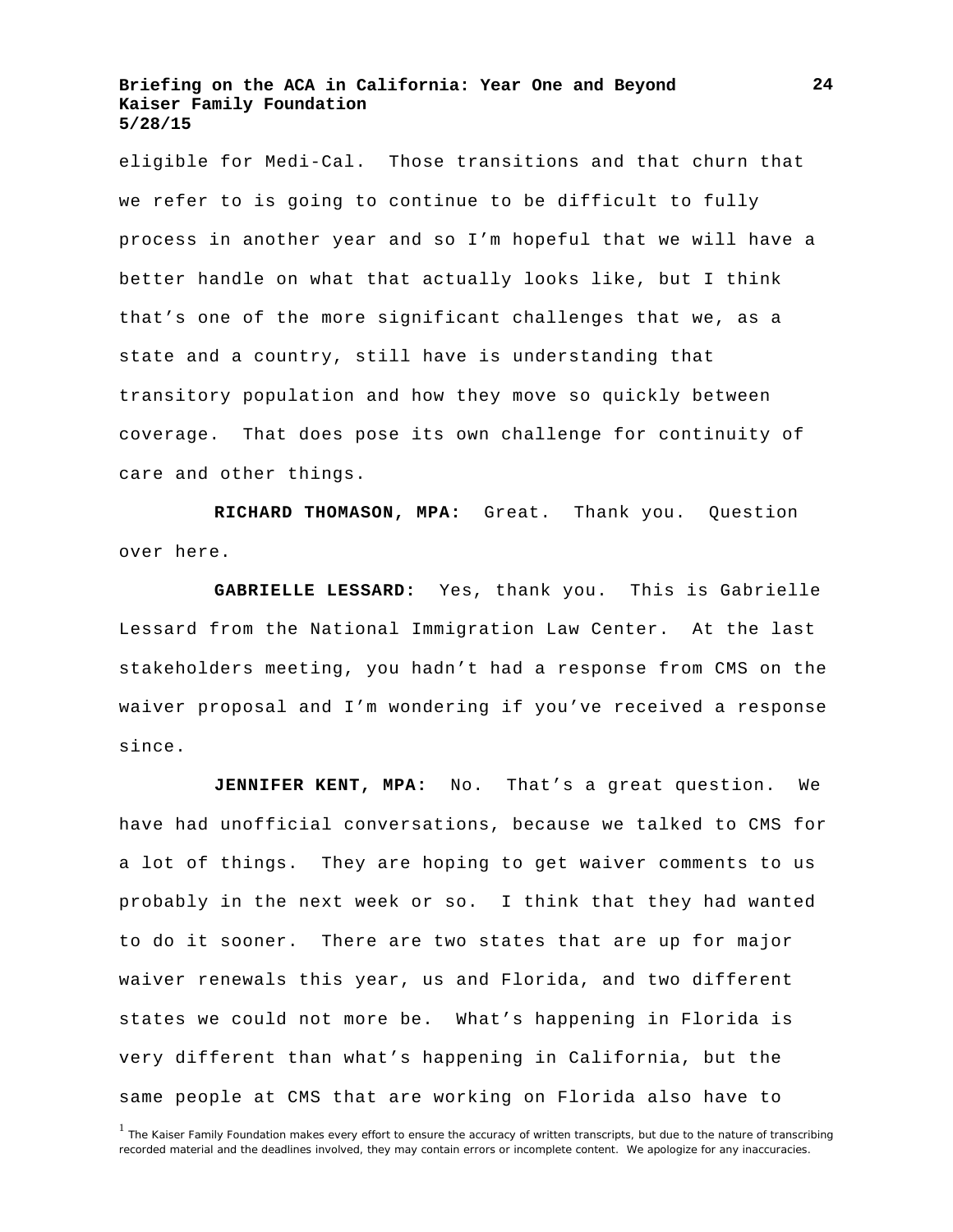eligible for Medi-Cal. Those transitions and that churn that we refer to is going to continue to be difficult to fully process in another year and so I'm hopeful that we will have a better handle on what that actually looks like, but I think that's one of the more significant challenges that we, as a state and a country, still have is understanding that transitory population and how they move so quickly between coverage. That does pose its own challenge for continuity of care and other things.

**RICHARD THOMASON, MPA:** Great. Thank you. Question over here.

**GABRIELLE LESSARD:** Yes, thank you. This is Gabrielle Lessard from the National Immigration Law Center. At the last stakeholders meeting, you hadn't had a response from CMS on the waiver proposal and I'm wondering if you've received a response since.

**JENNIFER KENT, MPA:** No. That's a great question. We have had unofficial conversations, because we talked to CMS for a lot of things. They are hoping to get waiver comments to us probably in the next week or so. I think that they had wanted to do it sooner. There are two states that are up for major waiver renewals this year, us and Florida, and two different states we could not more be. What's happening in Florida is very different than what's happening in California, but the same people at CMS that are working on Florida also have to

[1] The Kaiser Family Foundation makes every effort to ensure the accuracy of written transcripts, but due to the nature of transcribing recorded material and the deadlines involved, they may contain errors or incomplete content. We apologize for any inaccuracies.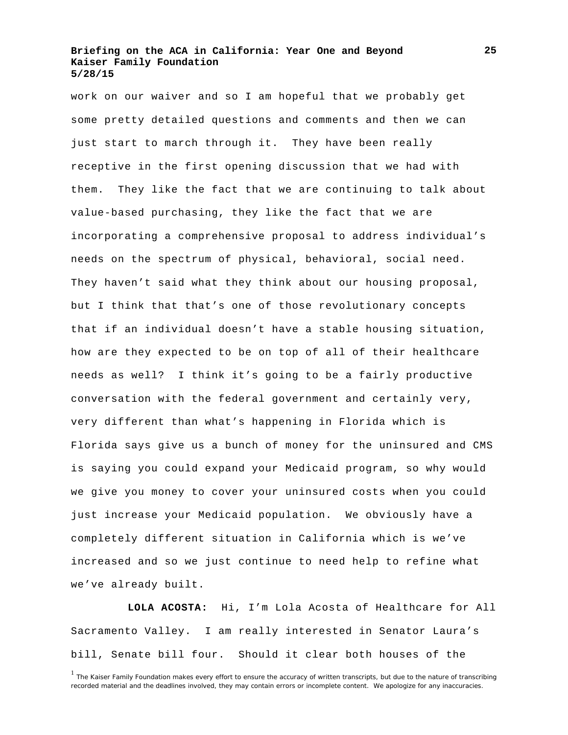work on our waiver and so I am hopeful that we probably get some pretty detailed questions and comments and then we can just start to march through it. They have been really receptive in the first opening discussion that we had with them. They like the fact that we are continuing to talk about value-based purchasing, they like the fact that we are incorporating a comprehensive proposal to address individual's needs on the spectrum of physical, behavioral, social need. They haven't said what they think about our housing proposal, but I think that that's one of those revolutionary concepts that if an individual doesn't have a stable housing situation, how are they expected to be on top of all of their healthcare needs as well? I think it's going to be a fairly productive conversation with the federal government and certainly very, very different than what's happening in Florida which is Florida says give us a bunch of money for the uninsured and CMS is saying you could expand your Medicaid program, so why would we give you money to cover your uninsured costs when you could just increase your Medicaid population. We obviously have a completely different situation in California which is we've increased and so we just continue to need help to refine what we've already built.

**LOLA ACOSTA:** Hi, I'm Lola Acosta of Healthcare for All Sacramento Valley. I am really interested in Senator Laura's bill, Senate bill four. Should it clear both houses of the

[1] The Kaiser Family Foundation makes every effort to ensure the accuracy of written transcripts, but due to the nature of transcribing recorded material and the deadlines involved, they may contain errors or incomplete content. We apologize for any inaccuracies.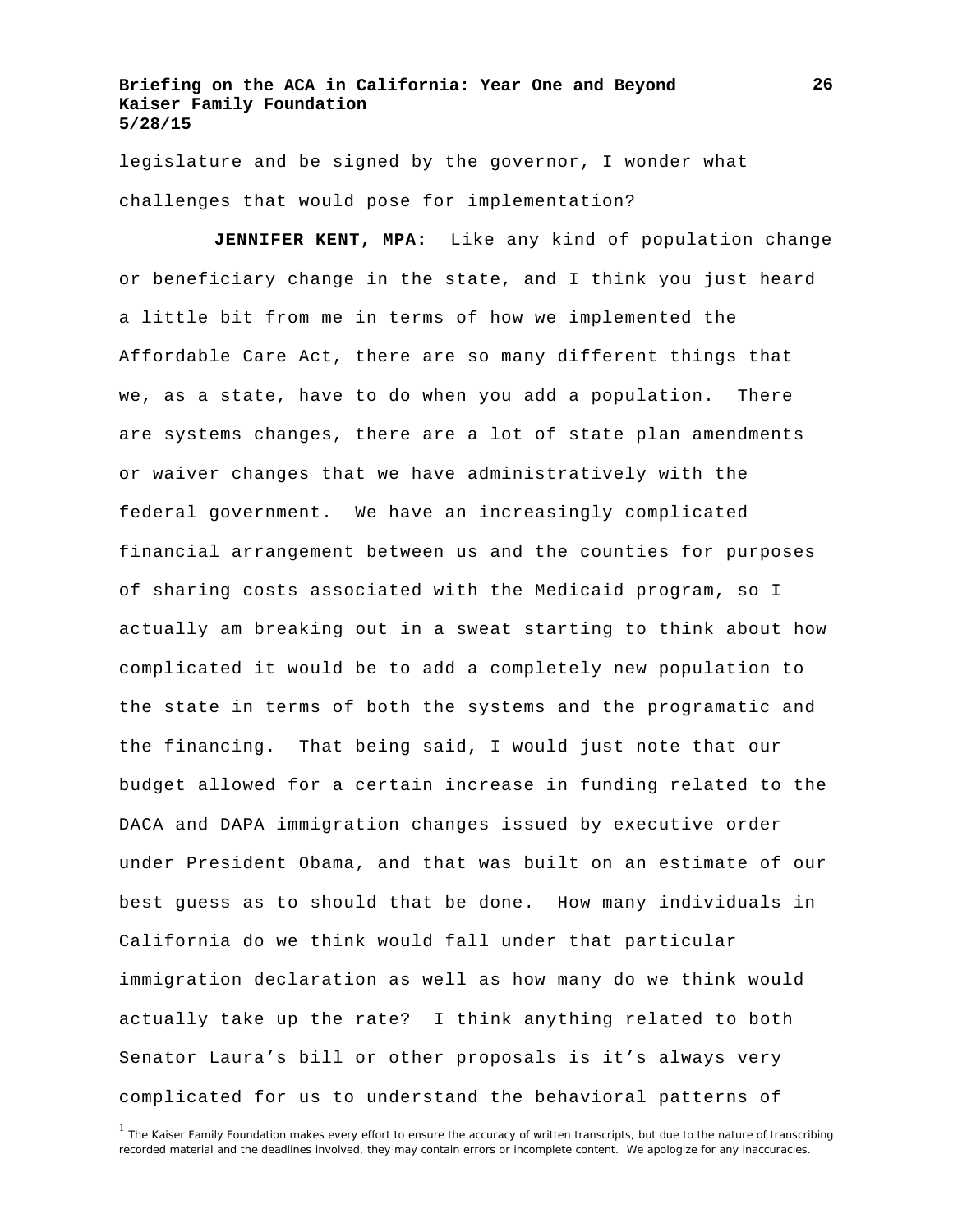legislature and be signed by the governor, I wonder what challenges that would pose for implementation?

**JENNIFER KENT, MPA:** Like any kind of population change or beneficiary change in the state, and I think you just heard a little bit from me in terms of how we implemented the Affordable Care Act, there are so many different things that we, as a state, have to do when you add a population. There are systems changes, there are a lot of state plan amendments or waiver changes that we have administratively with the federal government. We have an increasingly complicated financial arrangement between us and the counties for purposes of sharing costs associated with the Medicaid program, so I actually am breaking out in a sweat starting to think about how complicated it would be to add a completely new population to the state in terms of both the systems and the programatic and the financing. That being said, I would just note that our budget allowed for a certain increase in funding related to the DACA and DAPA immigration changes issued by executive order under President Obama, and that was built on an estimate of our best guess as to should that be done. How many individuals in California do we think would fall under that particular immigration declaration as well as how many do we think would actually take up the rate? I think anything related to both Senator Laura's bill or other proposals is it's always very complicated for us to understand the behavioral patterns of

[1] The Kaiser Family Foundation makes every effort to ensure the accuracy of written transcripts, but due to the nature of transcribing recorded material and the deadlines involved, they may contain errors or incomplete content. We apologize for any inaccuracies.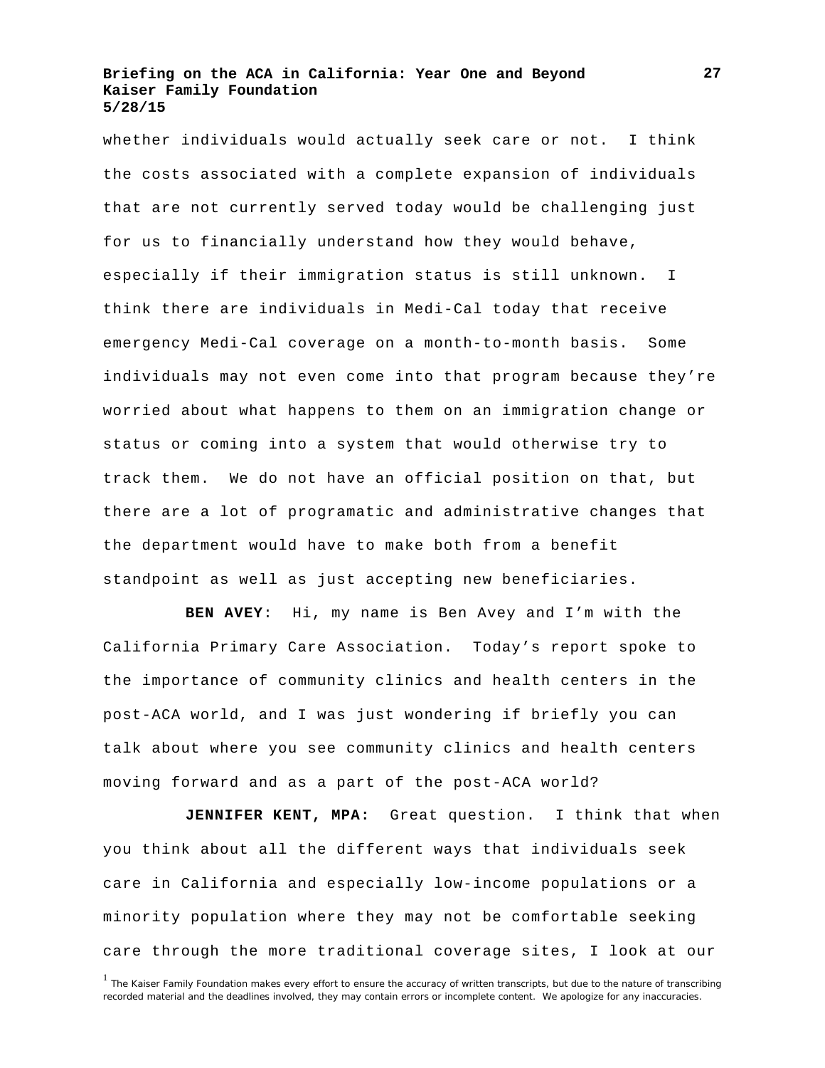whether individuals would actually seek care or not. I think the costs associated with a complete expansion of individuals that are not currently served today would be challenging just for us to financially understand how they would behave, especially if their immigration status is still unknown. I think there are individuals in Medi-Cal today that receive emergency Medi-Cal coverage on a month-to-month basis. Some individuals may not even come into that program because they're worried about what happens to them on an immigration change or status or coming into a system that would otherwise try to track them. We do not have an official position on that, but there are a lot of programatic and administrative changes that the department would have to make both from a benefit standpoint as well as just accepting new beneficiaries.

**BEN AVEY**: Hi, my name is Ben Avey and I'm with the California Primary Care Association. Today's report spoke to the importance of community clinics and health centers in the post-ACA world, and I was just wondering if briefly you can talk about where you see community clinics and health centers moving forward and as a part of the post-ACA world?

**JENNIFER KENT, MPA:** Great question. I think that when you think about all the different ways that individuals seek care in California and especially low-income populations or a minority population where they may not be comfortable seeking care through the more traditional coverage sites, I look at our

[1] The Kaiser Family Foundation makes every effort to ensure the accuracy of written transcripts, but due to the nature of transcribing recorded material and the deadlines involved, they may contain errors or incomplete content. We apologize for any inaccuracies.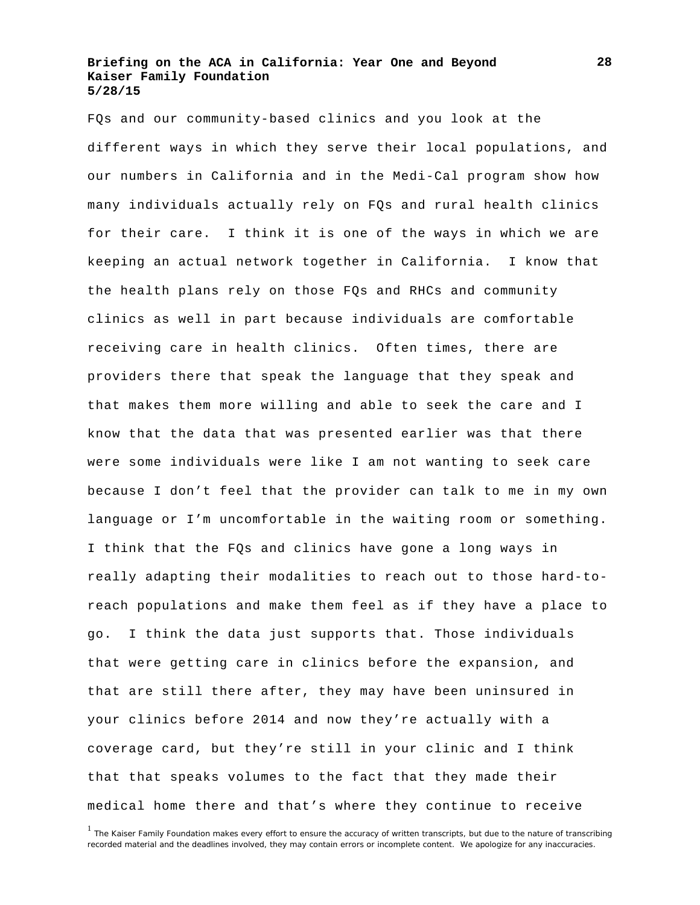FQs and our community-based clinics and you look at the different ways in which they serve their local populations, and our numbers in California and in the Medi-Cal program show how many individuals actually rely on FQs and rural health clinics for their care. I think it is one of the ways in which we are keeping an actual network together in California. I know that the health plans rely on those FQs and RHCs and community clinics as well in part because individuals are comfortable receiving care in health clinics. Often times, there are providers there that speak the language that they speak and that makes them more willing and able to seek the care and I know that the data that was presented earlier was that there were some individuals were like I am not wanting to seek care because I don't feel that the provider can talk to me in my own language or I'm uncomfortable in the waiting room or something. I think that the FQs and clinics have gone a long ways in really adapting their modalities to reach out to those hard-to-reach populations and make them feel as if they have a place to go. I think the data just supports that. Those individuals that were getting care in clinics before the expansion, and that are still there after, they may have been uninsured in your clinics before 2014 and now they're actually with a coverage card, but they're still in your clinic and I think that that speaks volumes to the fact that they made their medical home there and that's where they continue to receive

[1] The Kaiser Family Foundation makes every effort to ensure the accuracy of written transcripts, but due to the nature of transcribing recorded material and the deadlines involved, they may contain errors or incomplete content. We apologize for any inaccuracies.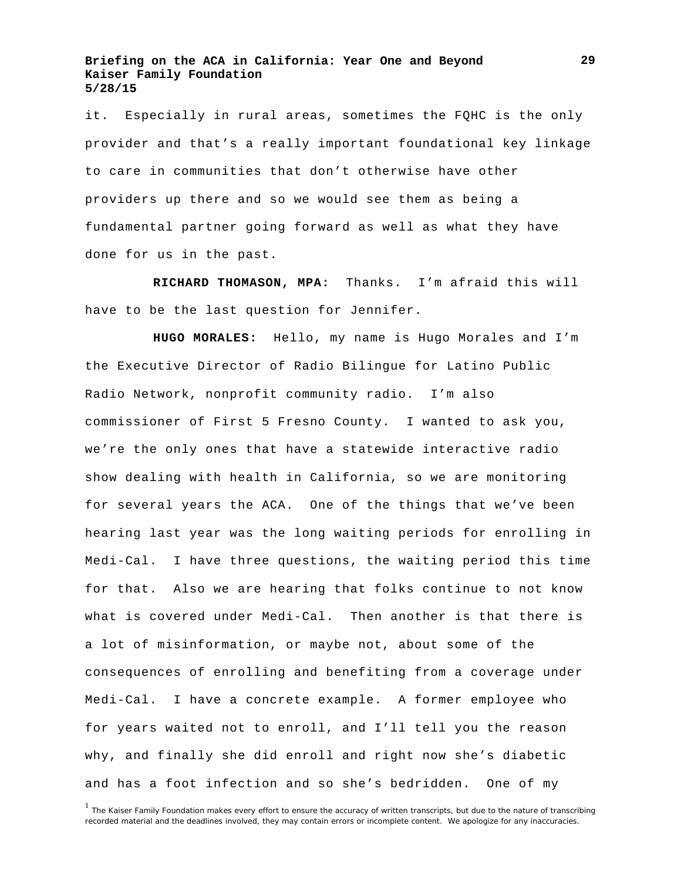it. Especially in rural areas, sometimes the FQHC is the only provider and that's a really important foundational key linkage to care in communities that don't otherwise have other providers up there and so we would see them as being a fundamental partner going forward as well as what they have done for us in the past.

**RICHARD THOMASON, MPA:** Thanks. I'm afraid this will have to be the last question for Jennifer.

**HUGO MORALES:** Hello, my name is Hugo Morales and I'm the Executive Director of Radio Bilingue for Latino Public Radio Network, nonprofit community radio. I'm also commissioner of First 5 Fresno County. I wanted to ask you, we're the only ones that have a statewide interactive radio show dealing with health in California, so we are monitoring for several years the ACA. One of the things that we've been hearing last year was the long waiting periods for enrolling in Medi-Cal. I have three questions, the waiting period this time for that. Also we are hearing that folks continue to not know what is covered under Medi-Cal. Then another is that there is a lot of misinformation, or maybe not, about some of the consequences of enrolling and benefiting from a coverage under Medi-Cal. I have a concrete example. A former employee who for years waited not to enroll, and I'll tell you the reason why, and finally she did enroll and right now she's diabetic and has a foot infection and so she's bedridden. One of my

[1] The Kaiser Family Foundation makes every effort to ensure the accuracy of written transcripts, but due to the nature of transcribing recorded material and the deadlines involved, they may contain errors or incomplete content. We apologize for any inaccuracies.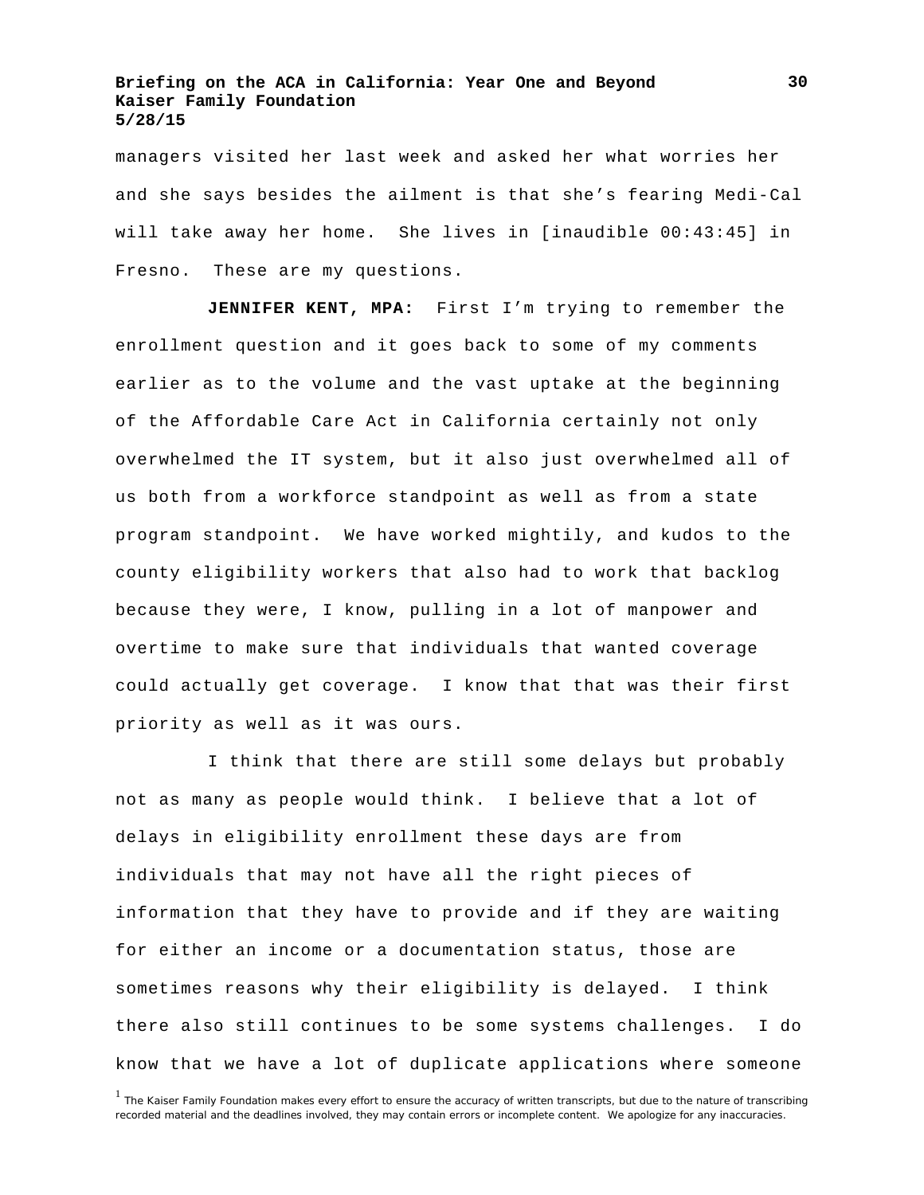managers visited her last week and asked her what worries her and she says besides the ailment is that she's fearing Medi-Cal will take away her home. She lives in [inaudible 00:43:45] in Fresno. These are my questions.

**JENNIFER KENT, MPA:** First I'm trying to remember the enrollment question and it goes back to some of my comments earlier as to the volume and the vast uptake at the beginning of the Affordable Care Act in California certainly not only overwhelmed the IT system, but it also just overwhelmed all of us both from a workforce standpoint as well as from a state program standpoint. We have worked mightily, and kudos to the county eligibility workers that also had to work that backlog because they were, I know, pulling in a lot of manpower and overtime to make sure that individuals that wanted coverage could actually get coverage. I know that that was their first priority as well as it was ours.

I think that there are still some delays but probably not as many as people would think. I believe that a lot of delays in eligibility enrollment these days are from individuals that may not have all the right pieces of information that they have to provide and if they are waiting for either an income or a documentation status, those are sometimes reasons why their eligibility is delayed. I think there also still continues to be some systems challenges. I do know that we have a lot of duplicate applications where someone

[1] The Kaiser Family Foundation makes every effort to ensure the accuracy of written transcripts, but due to the nature of transcribing recorded material and the deadlines involved, they may contain errors or incomplete content. We apologize for any inaccuracies.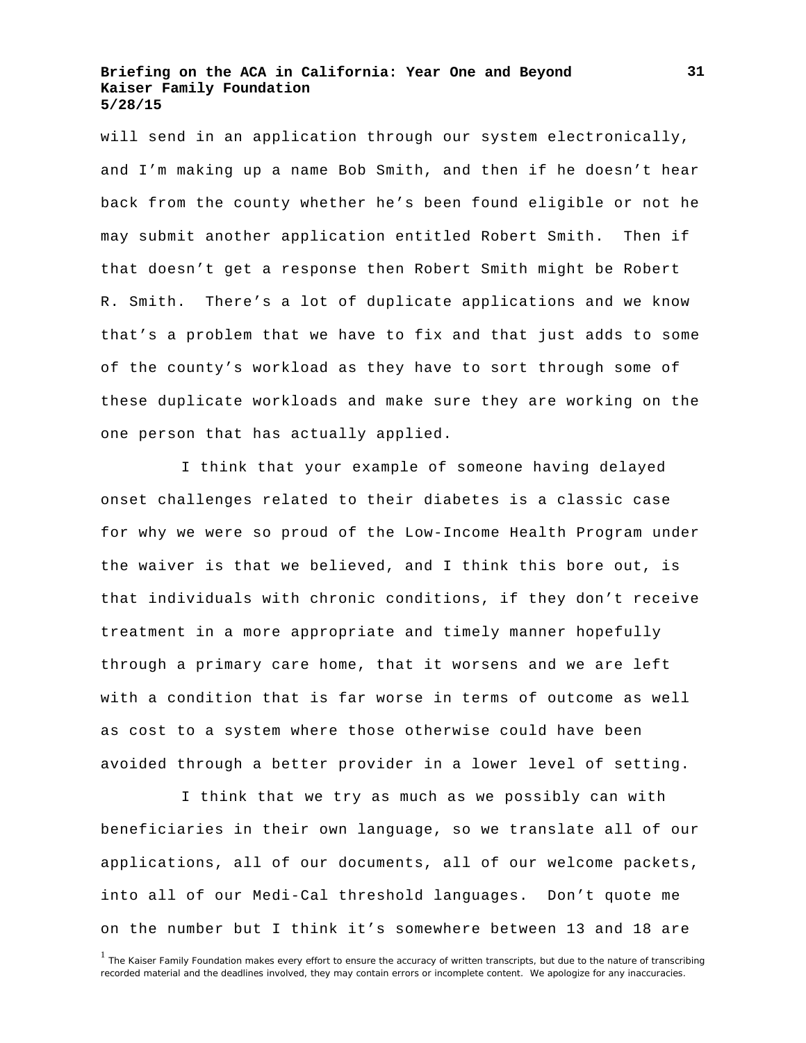will send in an application through our system electronically, and I'm making up a name Bob Smith, and then if he doesn't hear back from the county whether he's been found eligible or not he may submit another application entitled Robert Smith. Then if that doesn't get a response then Robert Smith might be Robert R. Smith. There's a lot of duplicate applications and we know that's a problem that we have to fix and that just adds to some of the county's workload as they have to sort through some of these duplicate workloads and make sure they are working on the one person that has actually applied.

I think that your example of someone having delayed onset challenges related to their diabetes is a classic case for why we were so proud of the Low-Income Health Program under the waiver is that we believed, and I think this bore out, is that individuals with chronic conditions, if they don't receive treatment in a more appropriate and timely manner hopefully through a primary care home, that it worsens and we are left with a condition that is far worse in terms of outcome as well as cost to a system where those otherwise could have been avoided through a better provider in a lower level of setting.

I think that we try as much as we possibly can with beneficiaries in their own language, so we translate all of our applications, all of our documents, all of our welcome packets, into all of our Medi-Cal threshold languages. Don't quote me on the number but I think it's somewhere between 13 and 18 are

[1] The Kaiser Family Foundation makes every effort to ensure the accuracy of written transcripts, but due to the nature of transcribing recorded material and the deadlines involved, they may contain errors or incomplete content. We apologize for any inaccuracies.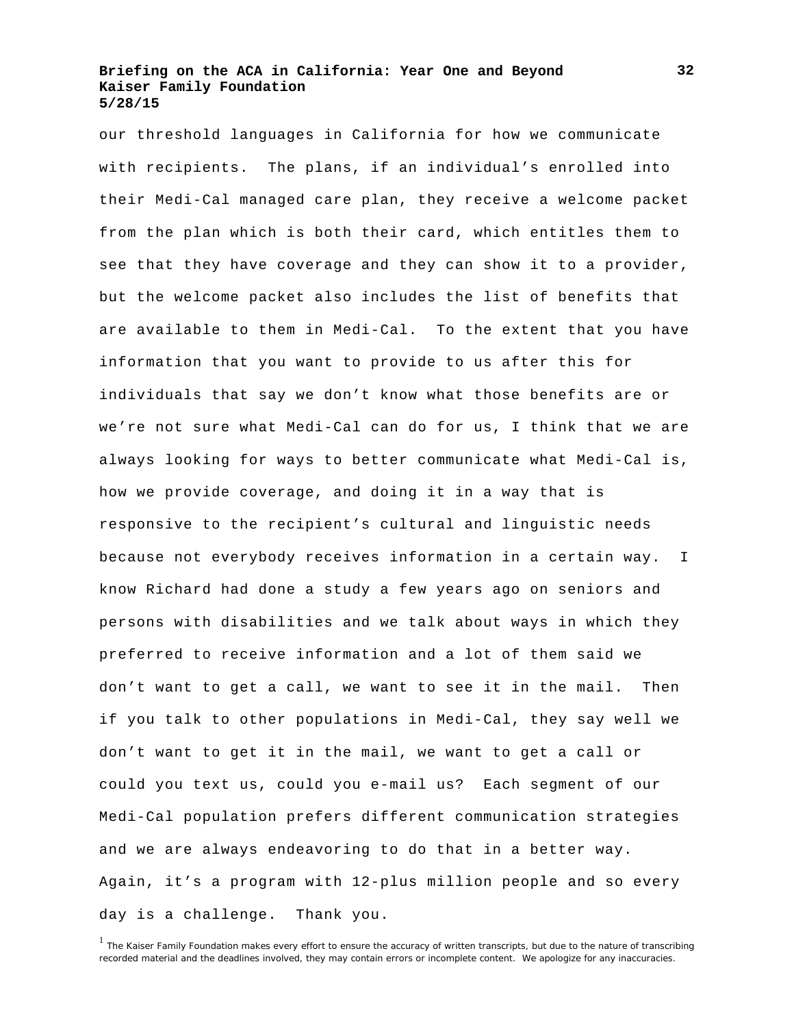our threshold languages in California for how we communicate with recipients. The plans, if an individual's enrolled into their Medi-Cal managed care plan, they receive a welcome packet from the plan which is both their card, which entitles them to see that they have coverage and they can show it to a provider, but the welcome packet also includes the list of benefits that are available to them in Medi-Cal. To the extent that you have information that you want to provide to us after this for individuals that say we don't know what those benefits are or we're not sure what Medi-Cal can do for us, I think that we are always looking for ways to better communicate what Medi-Cal is, how we provide coverage, and doing it in a way that is responsive to the recipient's cultural and linguistic needs because not everybody receives information in a certain way. I know Richard had done a study a few years ago on seniors and persons with disabilities and we talk about ways in which they preferred to receive information and a lot of them said we don't want to get a call, we want to see it in the mail. Then if you talk to other populations in Medi-Cal, they say well we don't want to get it in the mail, we want to get a call or could you text us, could you e-mail us? Each segment of our Medi-Cal population prefers different communication strategies and we are always endeavoring to do that in a better way. Again, it's a program with 12-plus million people and so every day is a challenge. Thank you.

[1] The Kaiser Family Foundation makes every effort to ensure the accuracy of written transcripts, but due to the nature of transcribing recorded material and the deadlines involved, they may contain errors or incomplete content. We apologize for any inaccuracies.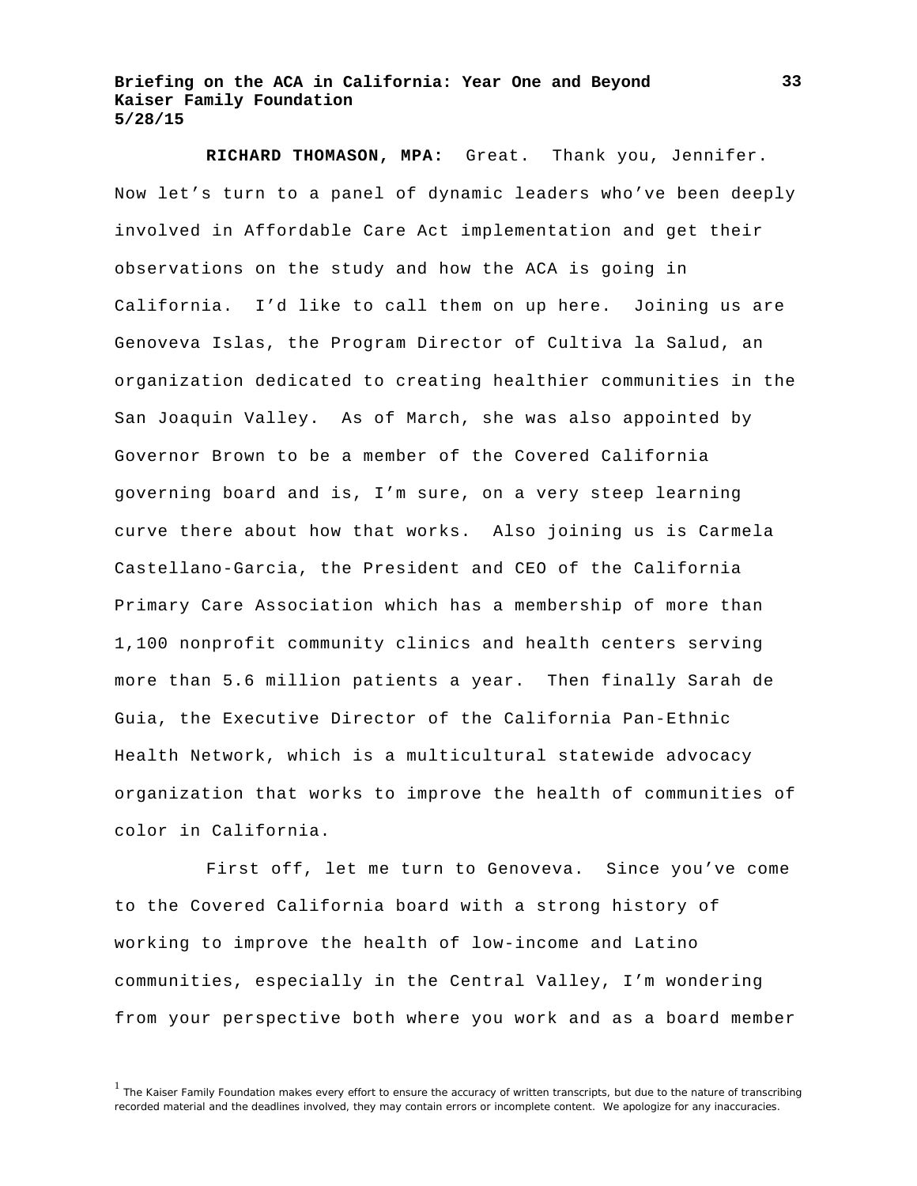**RICHARD THOMASON, MPA:** Great. Thank you, Jennifer. Now let's turn to a panel of dynamic leaders who've been deeply involved in Affordable Care Act implementation and get their observations on the study and how the ACA is going in California. I'd like to call them on up here. Joining us are Genoveva Islas, the Program Director of Cultiva la Salud, an organization dedicated to creating healthier communities in the San Joaquin Valley. As of March, she was also appointed by Governor Brown to be a member of the Covered California governing board and is, I'm sure, on a very steep learning curve there about how that works. Also joining us is Carmela Castellano-Garcia, the President and CEO of the California Primary Care Association which has a membership of more than 1,100 nonprofit community clinics and health centers serving more than 5.6 million patients a year. Then finally Sarah de Guia, the Executive Director of the California Pan-Ethnic Health Network, which is a multicultural statewide advocacy organization that works to improve the health of communities of color in California.

First off, let me turn to Genoveva. Since you've come to the Covered California board with a strong history of working to improve the health of low-income and Latino communities, especially in the Central Valley, I'm wondering from your perspective both where you work and as a board member

[1] The Kaiser Family Foundation makes every effort to ensure the accuracy of written transcripts, but due to the nature of transcribing recorded material and the deadlines involved, they may contain errors or incomplete content. We apologize for any inaccuracies.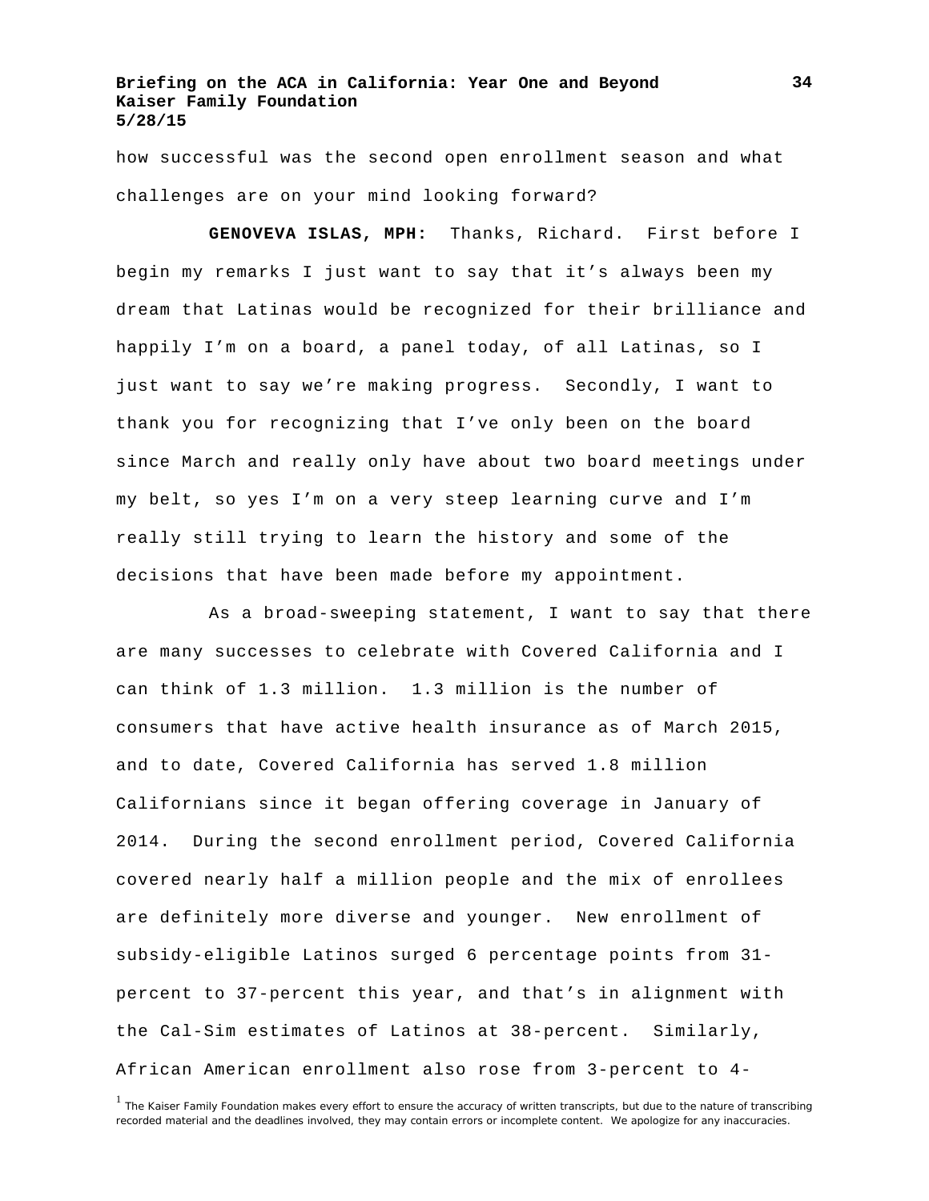how successful was the second open enrollment season and what challenges are on your mind looking forward?

**GENOVEVA ISLAS, MPH:** Thanks, Richard. First before I begin my remarks I just want to say that it's always been my dream that Latinas would be recognized for their brilliance and happily I'm on a board, a panel today, of all Latinas, so I just want to say we're making progress. Secondly, I want to thank you for recognizing that I've only been on the board since March and really only have about two board meetings under my belt, so yes I'm on a very steep learning curve and I'm really still trying to learn the history and some of the decisions that have been made before my appointment.

As a broad-sweeping statement, I want to say that there are many successes to celebrate with Covered California and I can think of 1.3 million. 1.3 million is the number of consumers that have active health insurance as of March 2015, and to date, Covered California has served 1.8 million Californians since it began offering coverage in January of 2014. During the second enrollment period, Covered California covered nearly half a million people and the mix of enrollees are definitely more diverse and younger. New enrollment of subsidy-eligible Latinos surged 6 percentage points from 31-percent to 37-percent this year, and that's in alignment with the Cal-Sim estimates of Latinos at 38-percent. Similarly, African American enrollment also rose from 3-percent to 4-

[1] The Kaiser Family Foundation makes every effort to ensure the accuracy of written transcripts, but due to the nature of transcribing recorded material and the deadlines involved, they may contain errors or incomplete content. We apologize for any inaccuracies.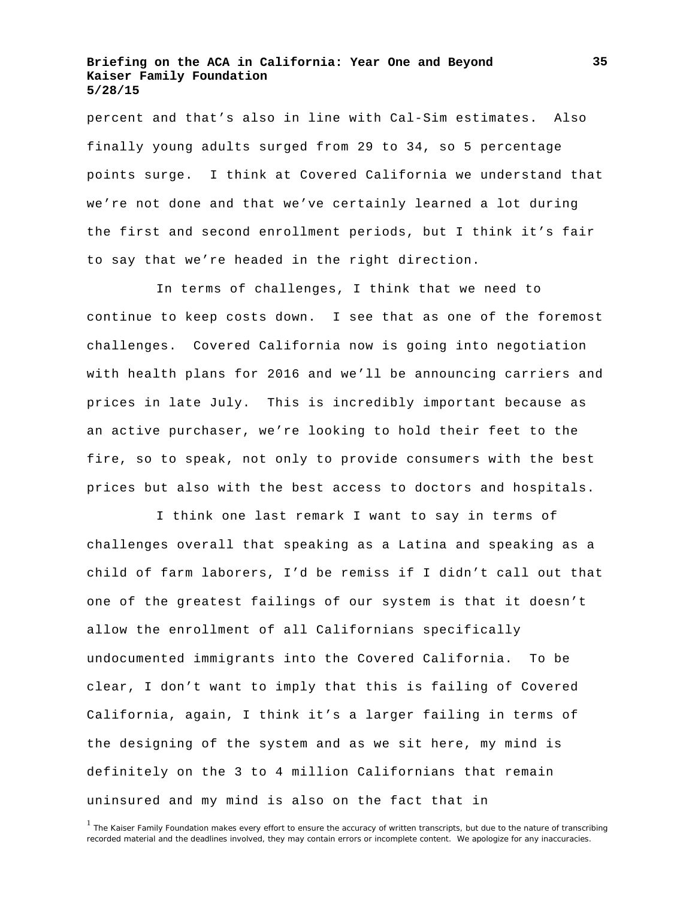percent and that's also in line with Cal-Sim estimates. Also finally young adults surged from 29 to 34, so 5 percentage points surge. I think at Covered California we understand that we're not done and that we've certainly learned a lot during the first and second enrollment periods, but I think it's fair to say that we're headed in the right direction.

In terms of challenges, I think that we need to continue to keep costs down. I see that as one of the foremost challenges. Covered California now is going into negotiation with health plans for 2016 and we'll be announcing carriers and prices in late July. This is incredibly important because as an active purchaser, we're looking to hold their feet to the fire, so to speak, not only to provide consumers with the best prices but also with the best access to doctors and hospitals.

I think one last remark I want to say in terms of challenges overall that speaking as a Latina and speaking as a child of farm laborers, I'd be remiss if I didn't call out that one of the greatest failings of our system is that it doesn't allow the enrollment of all Californians specifically undocumented immigrants into the Covered California. To be clear, I don't want to imply that this is failing of Covered California, again, I think it's a larger failing in terms of the designing of the system and as we sit here, my mind is definitely on the 3 to 4 million Californians that remain uninsured and my mind is also on the fact that in

[1] The Kaiser Family Foundation makes every effort to ensure the accuracy of written transcripts, but due to the nature of transcribing recorded material and the deadlines involved, they may contain errors or incomplete content. We apologize for any inaccuracies.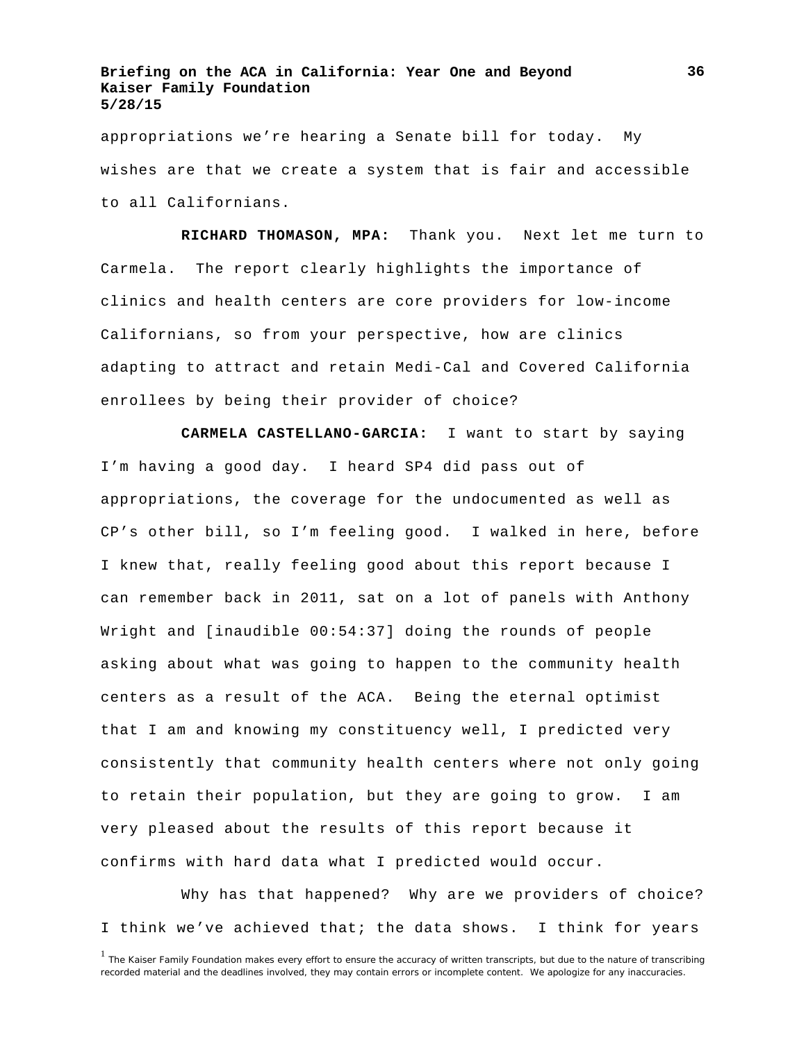appropriations we're hearing a Senate bill for today. My wishes are that we create a system that is fair and accessible to all Californians.

**RICHARD THOMASON, MPA:** Thank you. Next let me turn to Carmela. The report clearly highlights the importance of clinics and health centers are core providers for low-income Californians, so from your perspective, how are clinics adapting to attract and retain Medi-Cal and Covered California enrollees by being their provider of choice?

**CARMELA CASTELLANO-GARCIA:** I want to start by saying I'm having a good day. I heard SP4 did pass out of appropriations, the coverage for the undocumented as well as CP's other bill, so I'm feeling good. I walked in here, before I knew that, really feeling good about this report because I can remember back in 2011, sat on a lot of panels with Anthony Wright and [inaudible 00:54:37] doing the rounds of people asking about what was going to happen to the community health centers as a result of the ACA. Being the eternal optimist that I am and knowing my constituency well, I predicted very consistently that community health centers where not only going to retain their population, but they are going to grow. I am very pleased about the results of this report because it confirms with hard data what I predicted would occur.

Why has that happened? Why are we providers of choice? I think we've achieved that; the data shows. I think for years

[1] The Kaiser Family Foundation makes every effort to ensure the accuracy of written transcripts, but due to the nature of transcribing recorded material and the deadlines involved, they may contain errors or incomplete content. We apologize for any inaccuracies.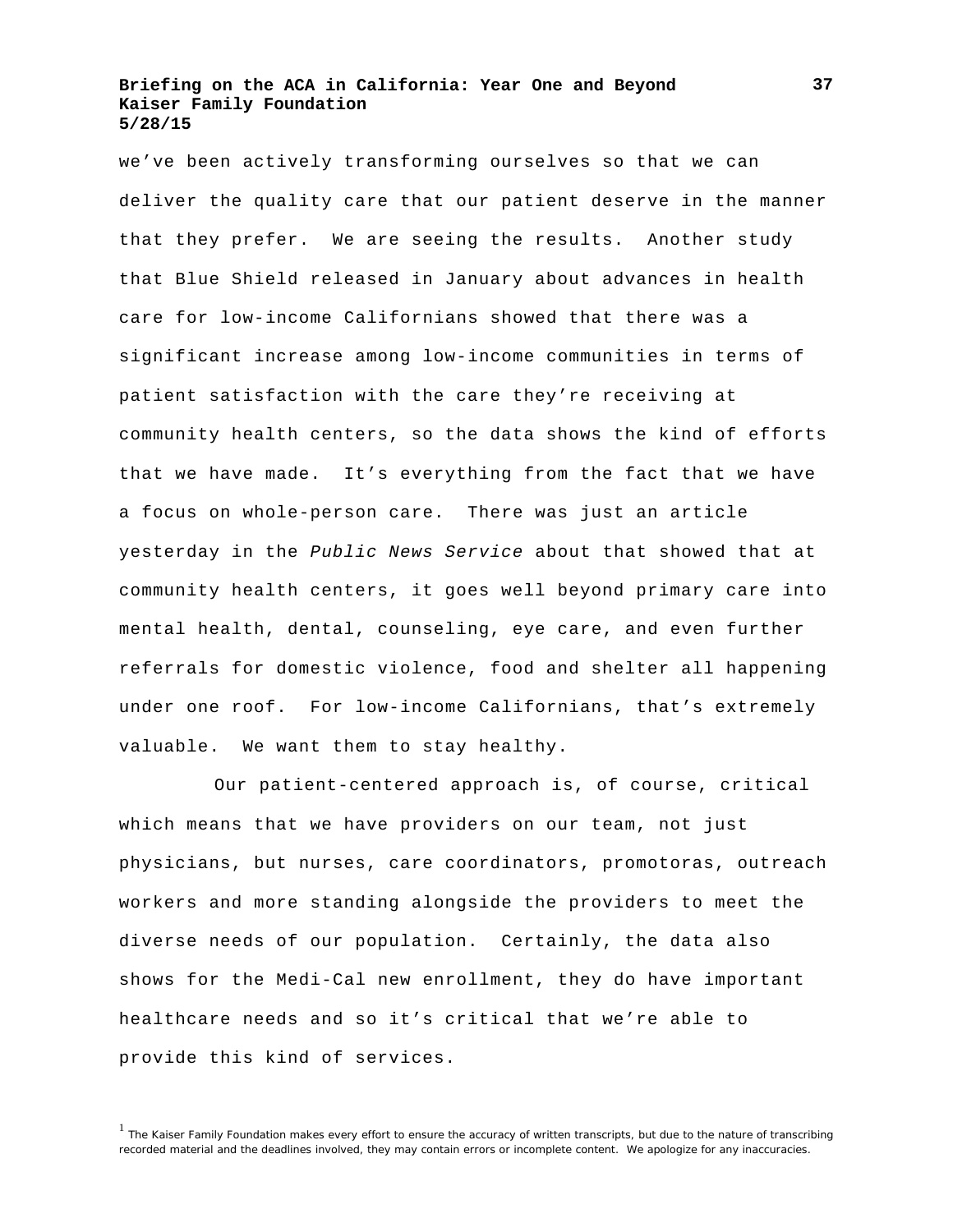we've been actively transforming ourselves so that we can deliver the quality care that our patient deserve in the manner that they prefer. We are seeing the results. Another study that Blue Shield released in January about advances in health care for low-income Californians showed that there was a significant increase among low-income communities in terms of patient satisfaction with the care they're receiving at community health centers, so the data shows the kind of efforts that we have made. It's everything from the fact that we have a focus on whole-person care. There was just an article yesterday in the *Public News Service* about that showed that at community health centers, it goes well beyond primary care into mental health, dental, counseling, eye care, and even further referrals for domestic violence, food and shelter all happening under one roof. For low-income Californians, that's extremely valuable. We want them to stay healthy.

Our patient-centered approach is, of course, critical which means that we have providers on our team, not just physicians, but nurses, care coordinators, promotoras, outreach workers and more standing alongside the providers to meet the diverse needs of our population. Certainly, the data also shows for the Medi-Cal new enrollment, they do have important healthcare needs and so it's critical that we're able to provide this kind of services.

[1] The Kaiser Family Foundation makes every effort to ensure the accuracy of written transcripts, but due to the nature of transcribing recorded material and the deadlines involved, they may contain errors or incomplete content. We apologize for any inaccuracies.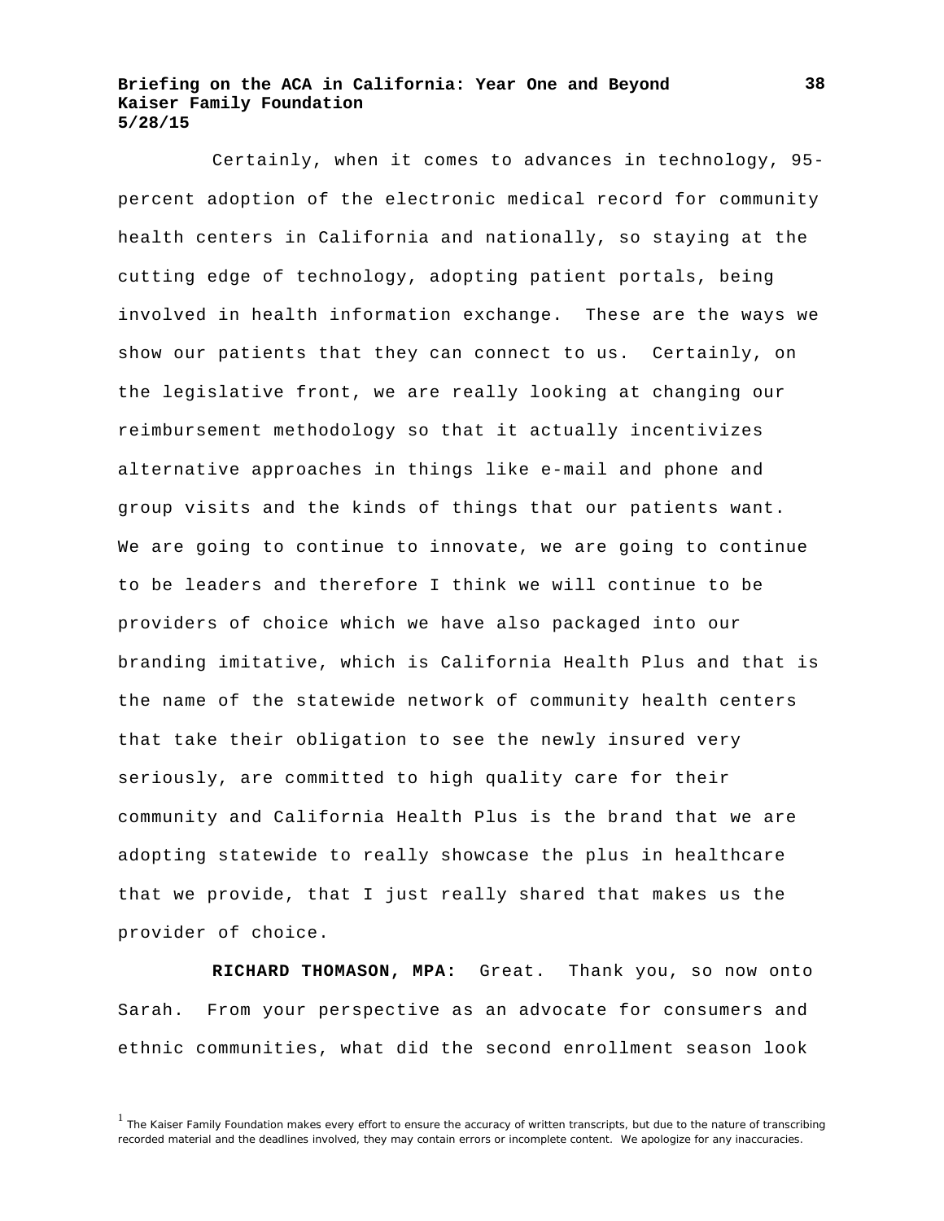Certainly, when it comes to advances in technology, 95-percent adoption of the electronic medical record for community health centers in California and nationally, so staying at the cutting edge of technology, adopting patient portals, being involved in health information exchange. These are the ways we show our patients that they can connect to us. Certainly, on the legislative front, we are really looking at changing our reimbursement methodology so that it actually incentivizes alternative approaches in things like e-mail and phone and group visits and the kinds of things that our patients want. We are going to continue to innovate, we are going to continue to be leaders and therefore I think we will continue to be providers of choice which we have also packaged into our branding imitative, which is California Health Plus and that is the name of the statewide network of community health centers that take their obligation to see the newly insured very seriously, are committed to high quality care for their community and California Health Plus is the brand that we are adopting statewide to really showcase the plus in healthcare that we provide, that I just really shared that makes us the provider of choice.

**RICHARD THOMASON, MPA:** Great. Thank you, so now onto Sarah. From your perspective as an advocate for consumers and ethnic communities, what did the second enrollment season look

[1] The Kaiser Family Foundation makes every effort to ensure the accuracy of written transcripts, but due to the nature of transcribing recorded material and the deadlines involved, they may contain errors or incomplete content. We apologize for any inaccuracies.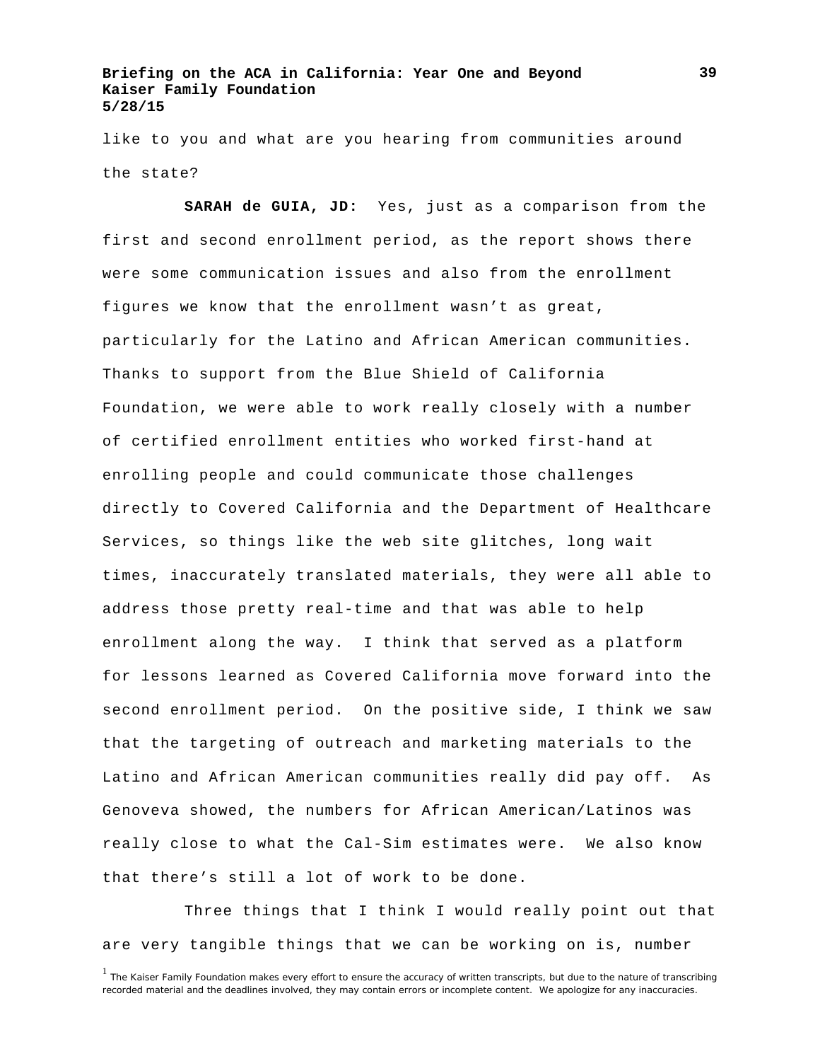like to you and what are you hearing from communities around the state?

**SARAH de GUIA, JD:** Yes, just as a comparison from the first and second enrollment period, as the report shows there were some communication issues and also from the enrollment figures we know that the enrollment wasn't as great, particularly for the Latino and African American communities. Thanks to support from the Blue Shield of California Foundation, we were able to work really closely with a number of certified enrollment entities who worked first-hand at enrolling people and could communicate those challenges directly to Covered California and the Department of Healthcare Services, so things like the web site glitches, long wait times, inaccurately translated materials, they were all able to address those pretty real-time and that was able to help enrollment along the way. I think that served as a platform for lessons learned as Covered California move forward into the second enrollment period. On the positive side, I think we saw that the targeting of outreach and marketing materials to the Latino and African American communities really did pay off. As Genoveva showed, the numbers for African American/Latinos was really close to what the Cal-Sim estimates were. We also know that there's still a lot of work to be done.

Three things that I think I would really point out that are very tangible things that we can be working on is, number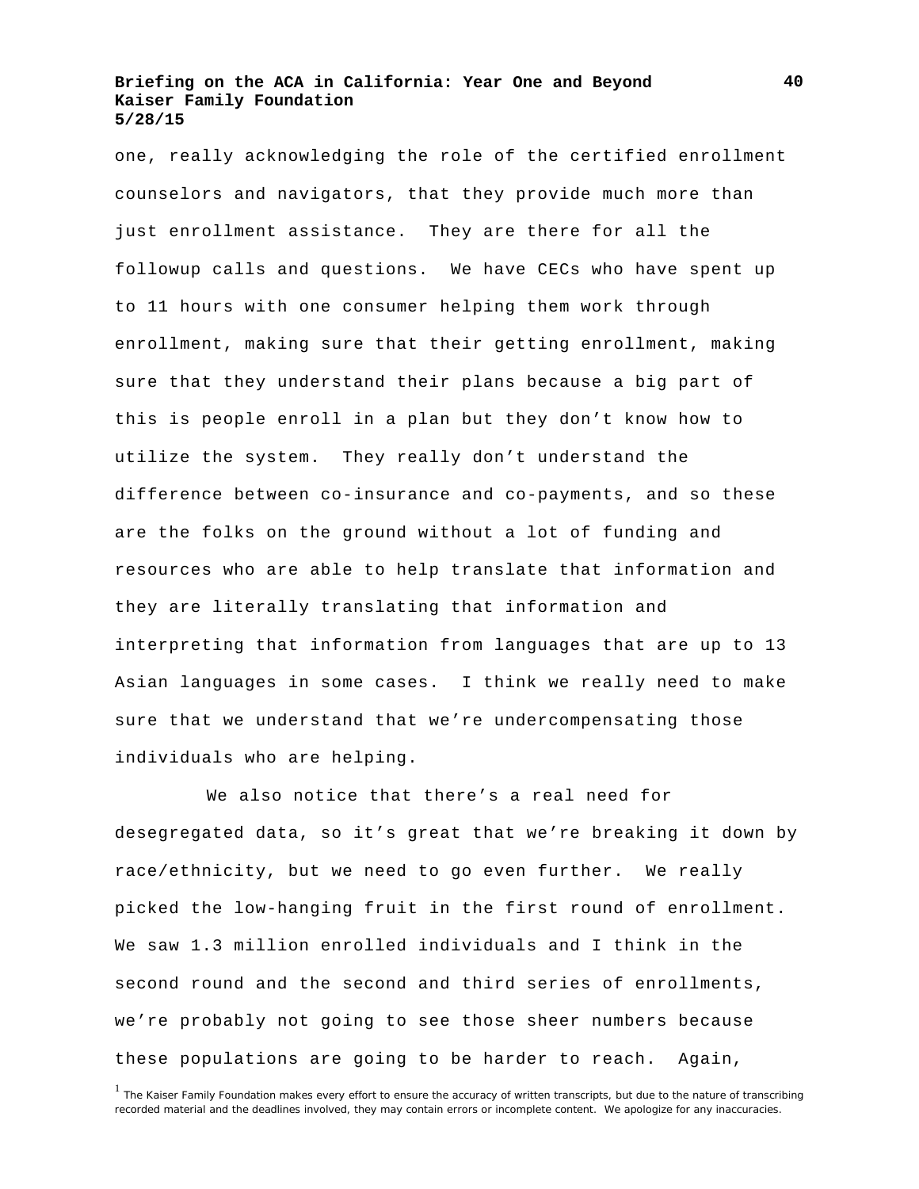one, really acknowledging the role of the certified enrollment counselors and navigators, that they provide much more than just enrollment assistance. They are there for all the followup calls and questions. We have CECs who have spent up to 11 hours with one consumer helping them work through enrollment, making sure that their getting enrollment, making sure that they understand their plans because a big part of this is people enroll in a plan but they don't know how to utilize the system. They really don't understand the difference between co-insurance and co-payments, and so these are the folks on the ground without a lot of funding and resources who are able to help translate that information and they are literally translating that information and interpreting that information from languages that are up to 13 Asian languages in some cases. I think we really need to make sure that we understand that we're undercompensating those individuals who are helping.

We also notice that there's a real need for desegregated data, so it's great that we're breaking it down by race/ethnicity, but we need to go even further. We really picked the low-hanging fruit in the first round of enrollment. We saw 1.3 million enrolled individuals and I think in the second round and the second and third series of enrollments, we're probably not going to see those sheer numbers because these populations are going to be harder to reach. Again,

[1] The Kaiser Family Foundation makes every effort to ensure the accuracy of written transcripts, but due to the nature of transcribing recorded material and the deadlines involved, they may contain errors or incomplete content. We apologize for any inaccuracies.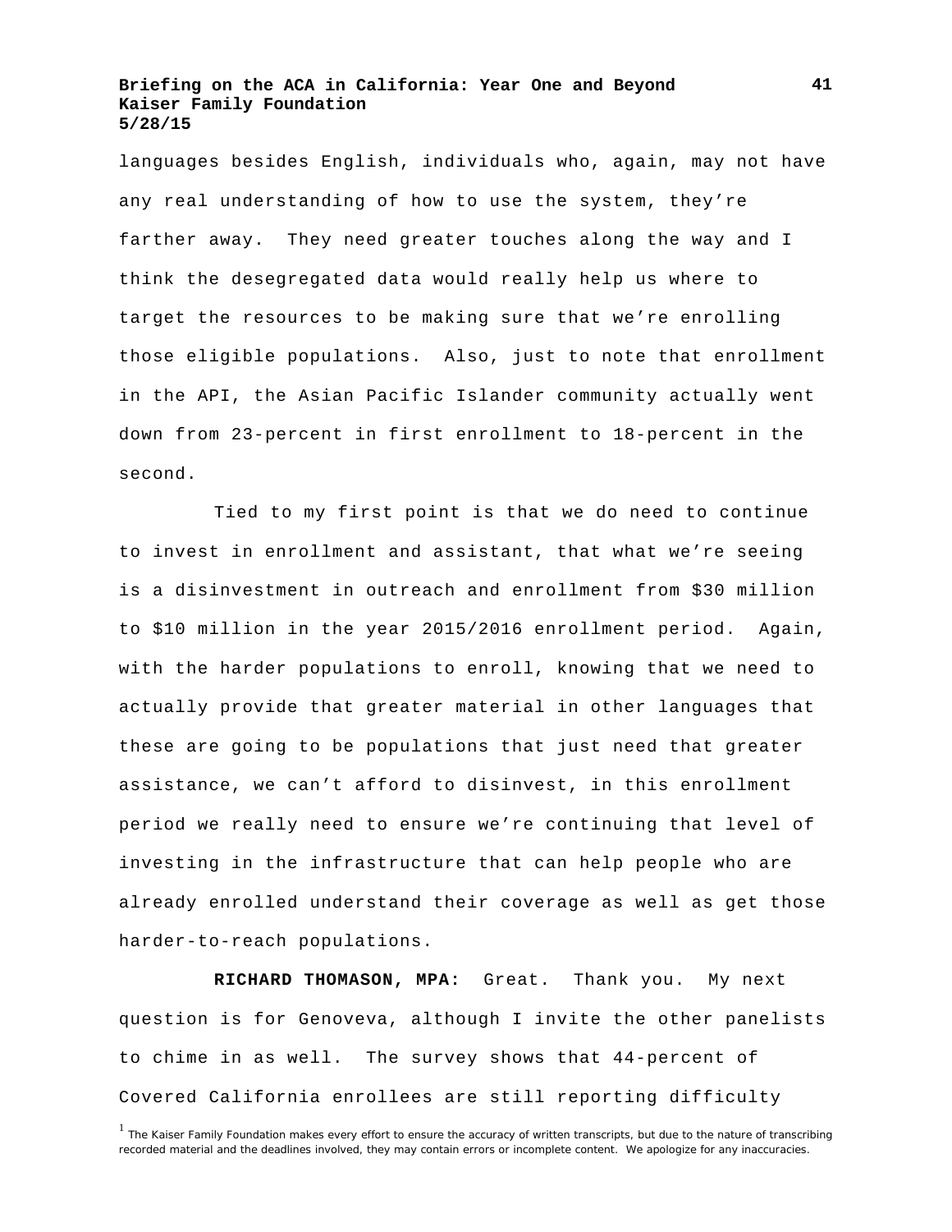languages besides English, individuals who, again, may not have any real understanding of how to use the system, they're farther away. They need greater touches along the way and I think the desegregated data would really help us where to target the resources to be making sure that we're enrolling those eligible populations. Also, just to note that enrollment in the API, the Asian Pacific Islander community actually went down from 23-percent in first enrollment to 18-percent in the second.

Tied to my first point is that we do need to continue to invest in enrollment and assistant, that what we're seeing is a disinvestment in outreach and enrollment from $30 million to $10 million in the year 2015/2016 enrollment period. Again, with the harder populations to enroll, knowing that we need to actually provide that greater material in other languages that these are going to be populations that just need that greater assistance, we can't afford to disinvest, in this enrollment period we really need to ensure we're continuing that level of investing in the infrastructure that can help people who are already enrolled understand their coverage as well as get those harder-to-reach populations.

**RICHARD THOMASON, MPA:** Great. Thank you. My next question is for Genoveva, although I invite the other panelists to chime in as well. The survey shows that 44-percent of Covered California enrollees are still reporting difficulty

[1] The Kaiser Family Foundation makes every effort to ensure the accuracy of written transcripts, but due to the nature of transcribing recorded material and the deadlines involved, they may contain errors or incomplete content. We apologize for any inaccuracies.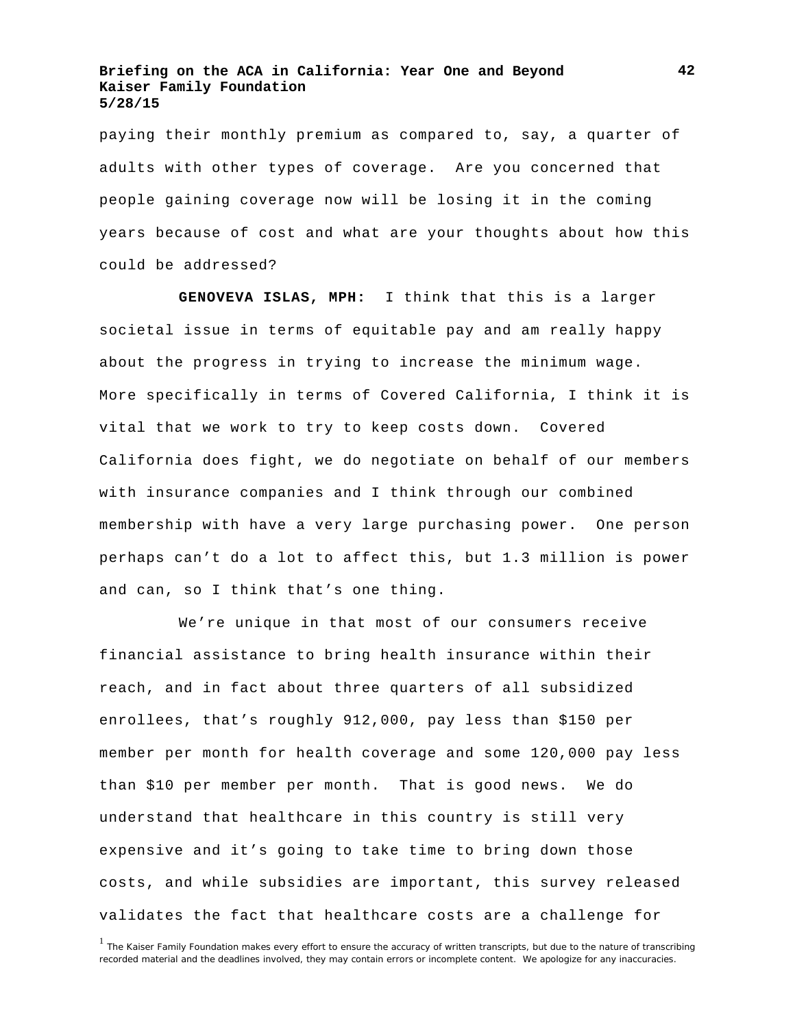paying their monthly premium as compared to, say, a quarter of adults with other types of coverage. Are you concerned that people gaining coverage now will be losing it in the coming years because of cost and what are your thoughts about how this could be addressed?

**GENOVEVA ISLAS, MPH:** I think that this is a larger societal issue in terms of equitable pay and am really happy about the progress in trying to increase the minimum wage. More specifically in terms of Covered California, I think it is vital that we work to try to keep costs down. Covered California does fight, we do negotiate on behalf of our members with insurance companies and I think through our combined membership with have a very large purchasing power. One person perhaps can't do a lot to affect this, but 1.3 million is power and can, so I think that's one thing.

We're unique in that most of our consumers receive financial assistance to bring health insurance within their reach, and in fact about three quarters of all subsidized enrollees, that's roughly 912,000, pay less than $150 per member per month for health coverage and some 120,000 pay less than $10 per member per month. That is good news. We do understand that healthcare in this country is still very expensive and it's going to take time to bring down those costs, and while subsidies are important, this survey released validates the fact that healthcare costs are a challenge for

[1] The Kaiser Family Foundation makes every effort to ensure the accuracy of written transcripts, but due to the nature of transcribing recorded material and the deadlines involved, they may contain errors or incomplete content. We apologize for any inaccuracies.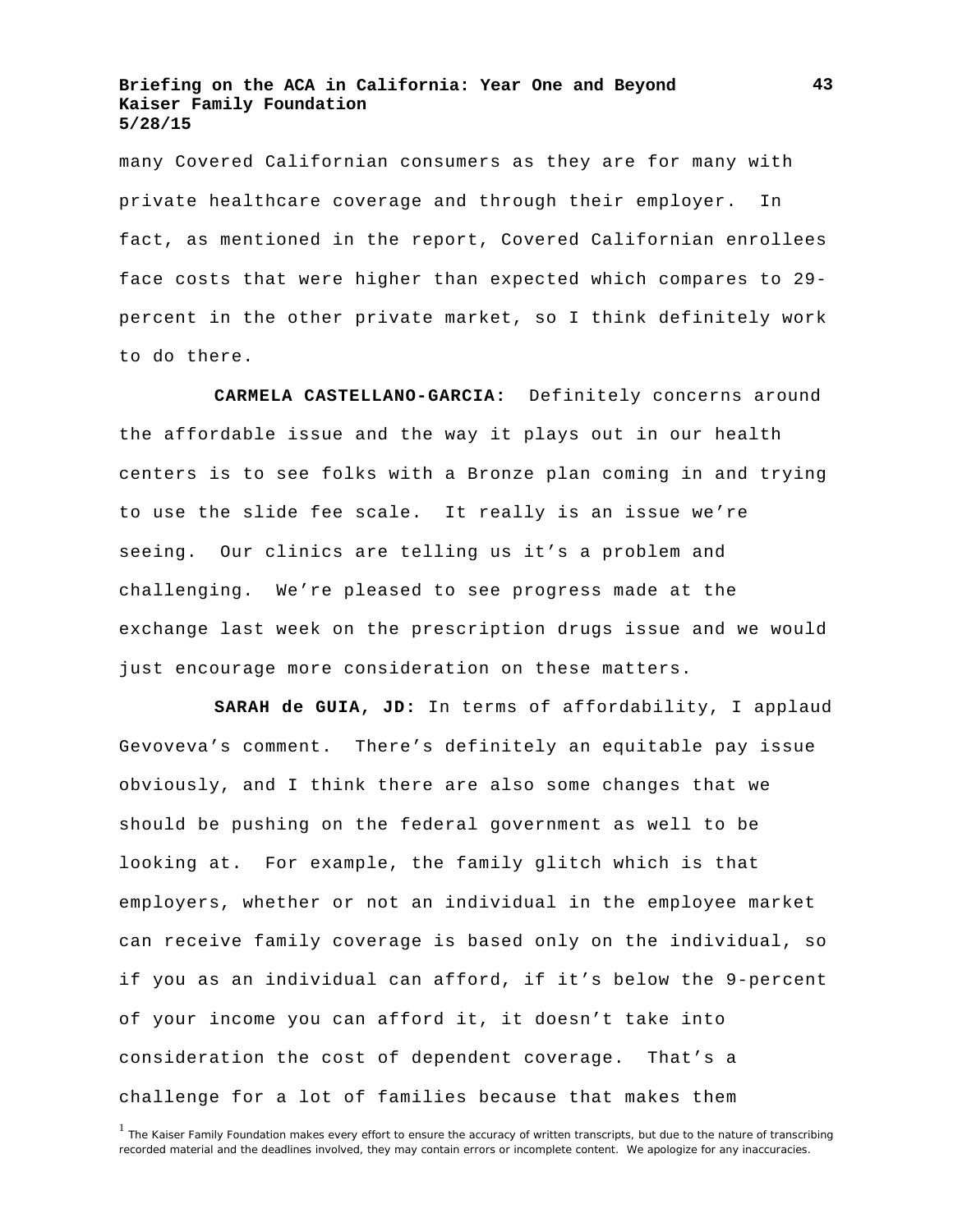many Covered Californian consumers as they are for many with private healthcare coverage and through their employer. In fact, as mentioned in the report, Covered Californian enrollees face costs that were higher than expected which compares to 29-percent in the other private market, so I think definitely work to do there.

**CARMELA CASTELLANO-GARCIA:** Definitely concerns around the affordable issue and the way it plays out in our health centers is to see folks with a Bronze plan coming in and trying to use the slide fee scale. It really is an issue we're seeing. Our clinics are telling us it's a problem and challenging. We're pleased to see progress made at the exchange last week on the prescription drugs issue and we would just encourage more consideration on these matters.

**SARAH de GUIA, JD:** In terms of affordability, I applaud Gevoveva's comment. There's definitely an equitable pay issue obviously, and I think there are also some changes that we should be pushing on the federal government as well to be looking at. For example, the family glitch which is that employers, whether or not an individual in the employee market can receive family coverage is based only on the individual, so if you as an individual can afford, if it's below the 9-percent of your income you can afford it, it doesn't take into consideration the cost of dependent coverage. That's a challenge for a lot of families because that makes them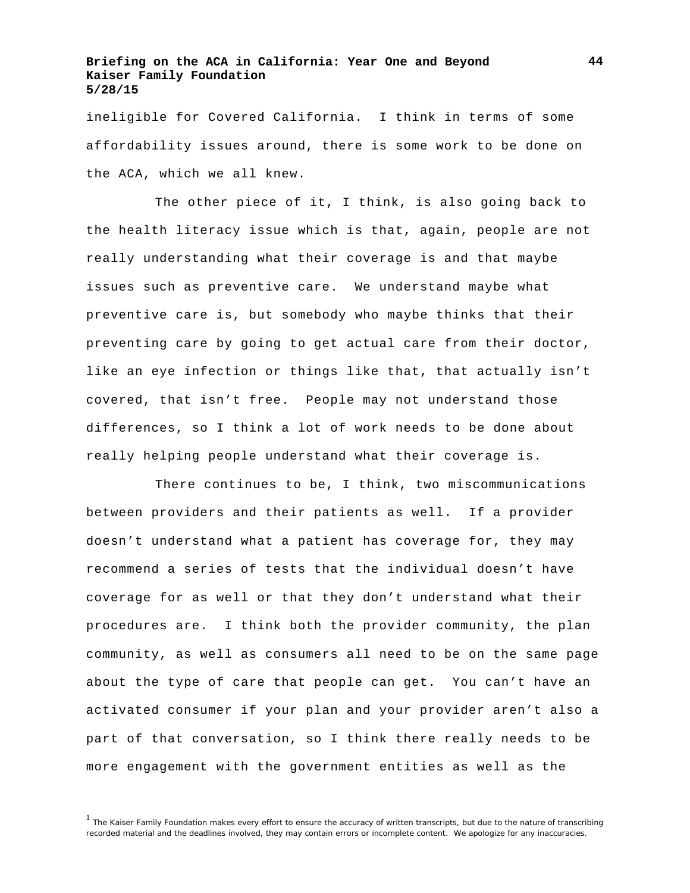ineligible for Covered California. I think in terms of some affordability issues around, there is some work to be done on the ACA, which we all knew.

The other piece of it, I think, is also going back to the health literacy issue which is that, again, people are not really understanding what their coverage is and that maybe issues such as preventive care. We understand maybe what preventive care is, but somebody who maybe thinks that their preventing care by going to get actual care from their doctor, like an eye infection or things like that, that actually isn't covered, that isn't free. People may not understand those differences, so I think a lot of work needs to be done about really helping people understand what their coverage is.

There continues to be, I think, two miscommunications between providers and their patients as well. If a provider doesn't understand what a patient has coverage for, they may recommend a series of tests that the individual doesn't have coverage for as well or that they don't understand what their procedures are. I think both the provider community, the plan community, as well as consumers all need to be on the same page about the type of care that people can get. You can't have an activated consumer if your plan and your provider aren't also a part of that conversation, so I think there really needs to be more engagement with the government entities as well as the

[1] The Kaiser Family Foundation makes every effort to ensure the accuracy of written transcripts, but due to the nature of transcribing recorded material and the deadlines involved, they may contain errors or incomplete content. We apologize for any inaccuracies.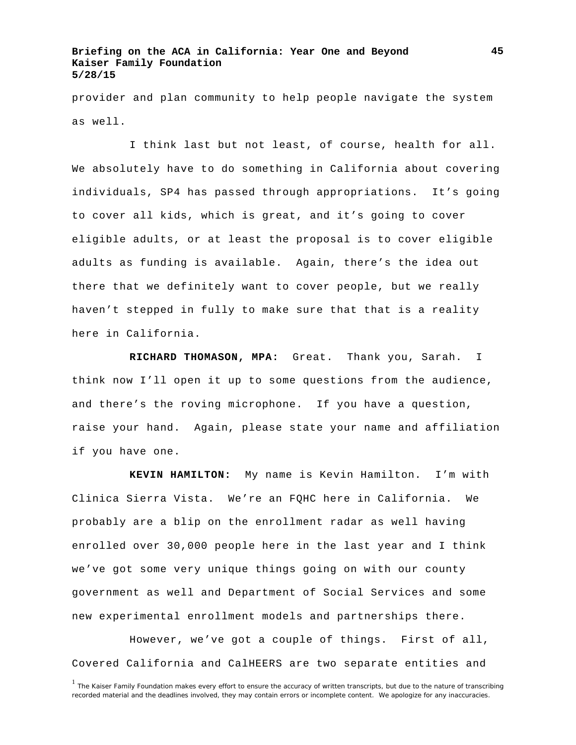provider and plan community to help people navigate the system as well.

I think last but not least, of course, health for all. We absolutely have to do something in California about covering individuals, SP4 has passed through appropriations. It's going to cover all kids, which is great, and it's going to cover eligible adults, or at least the proposal is to cover eligible adults as funding is available. Again, there's the idea out there that we definitely want to cover people, but we really haven't stepped in fully to make sure that that is a reality here in California.

**RICHARD THOMASON, MPA:** Great. Thank you, Sarah. I think now I'll open it up to some questions from the audience, and there's the roving microphone. If you have a question, raise your hand. Again, please state your name and affiliation if you have one.

**KEVIN HAMILTON:** My name is Kevin Hamilton. I'm with Clinica Sierra Vista. We're an FQHC here in California. We probably are a blip on the enrollment radar as well having enrolled over 30,000 people here in the last year and I think we've got some very unique things going on with our county government as well and Department of Social Services and some new experimental enrollment models and partnerships there.

However, we've got a couple of things. First of all, Covered California and CalHEERS are two separate entities and

[1] The Kaiser Family Foundation makes every effort to ensure the accuracy of written transcripts, but due to the nature of transcribing recorded material and the deadlines involved, they may contain errors or incomplete content. We apologize for any inaccuracies.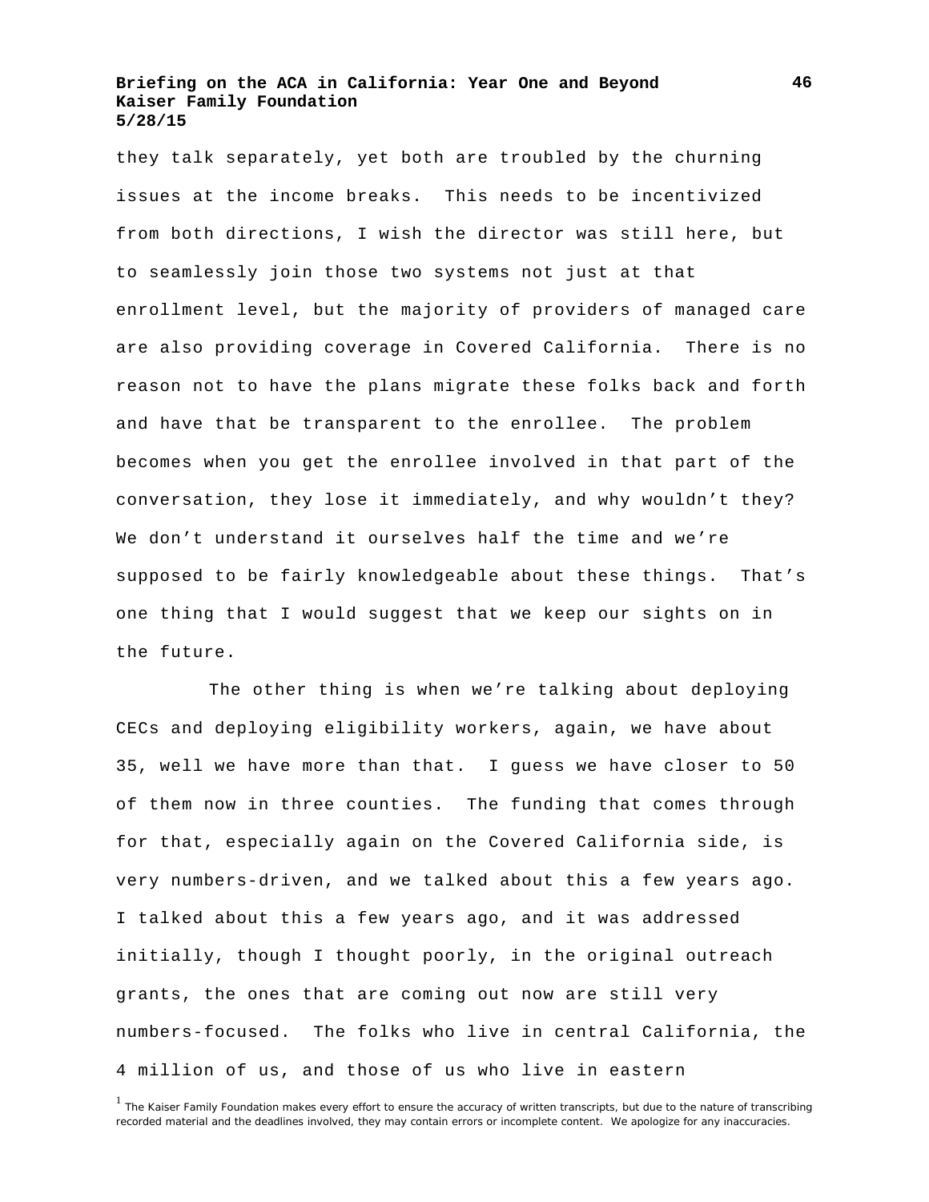they talk separately, yet both are troubled by the churning issues at the income breaks. This needs to be incentivized from both directions, I wish the director was still here, but to seamlessly join those two systems not just at that enrollment level, but the majority of providers of managed care are also providing coverage in Covered California. There is no reason not to have the plans migrate these folks back and forth and have that be transparent to the enrollee. The problem becomes when you get the enrollee involved in that part of the conversation, they lose it immediately, and why wouldn't they? We don't understand it ourselves half the time and we're supposed to be fairly knowledgeable about these things. That's one thing that I would suggest that we keep our sights on in the future.

The other thing is when we're talking about deploying CECs and deploying eligibility workers, again, we have about 35, well we have more than that. I guess we have closer to 50 of them now in three counties. The funding that comes through for that, especially again on the Covered California side, is very numbers-driven, and we talked about this a few years ago. I talked about this a few years ago, and it was addressed initially, though I thought poorly, in the original outreach grants, the ones that are coming out now are still very numbers-focused. The folks who live in central California, the 4 million of us, and those of us who live in eastern

[1] The Kaiser Family Foundation makes every effort to ensure the accuracy of written transcripts, but due to the nature of transcribing recorded material and the deadlines involved, they may contain errors or incomplete content. We apologize for any inaccuracies.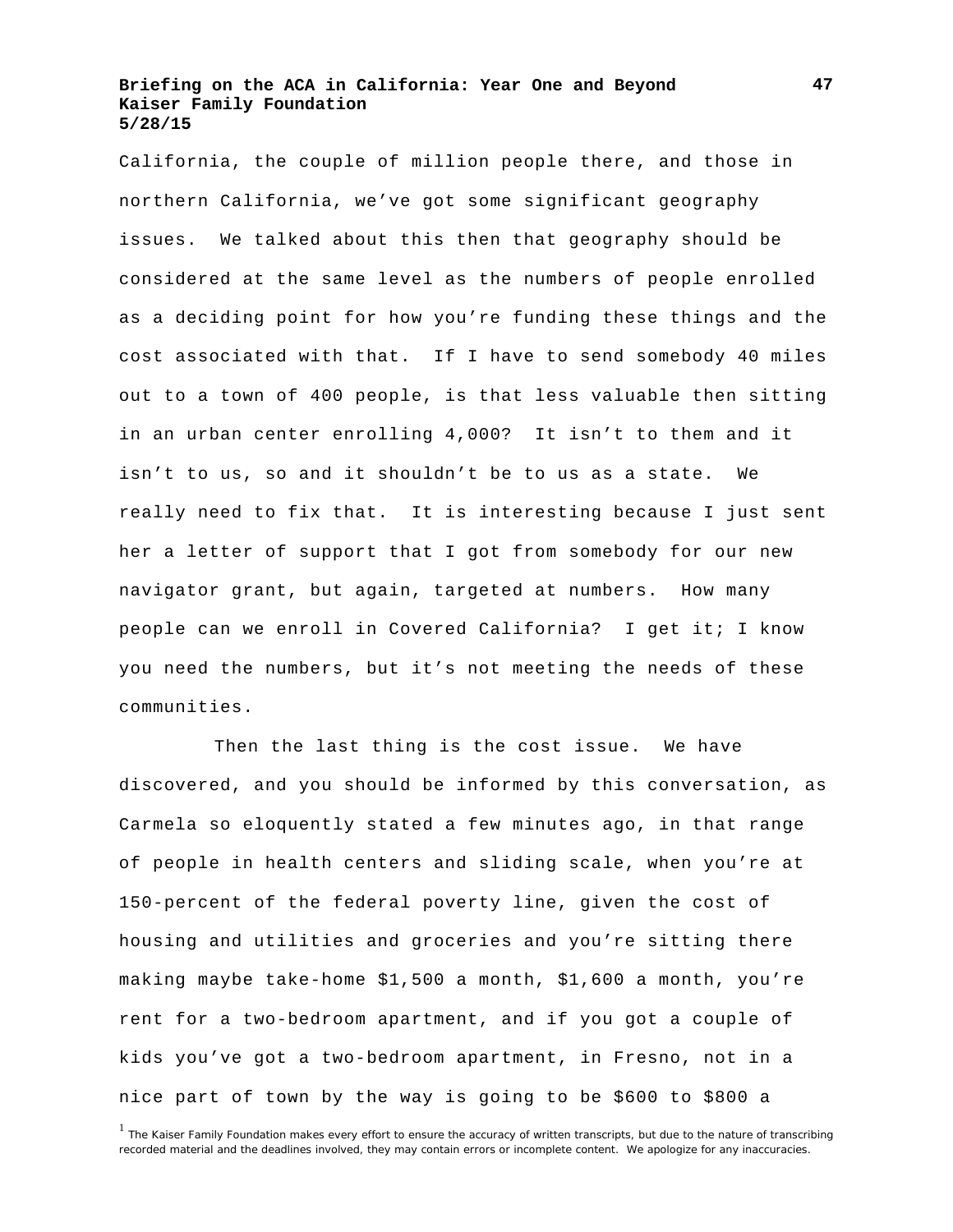California, the couple of million people there, and those in northern California, we've got some significant geography issues. We talked about this then that geography should be considered at the same level as the numbers of people enrolled as a deciding point for how you're funding these things and the cost associated with that. If I have to send somebody 40 miles out to a town of 400 people, is that less valuable then sitting in an urban center enrolling 4,000? It isn't to them and it isn't to us, so and it shouldn't be to us as a state. We really need to fix that. It is interesting because I just sent her a letter of support that I got from somebody for our new navigator grant, but again, targeted at numbers. How many people can we enroll in Covered California? I get it; I know you need the numbers, but it's not meeting the needs of these communities.

Then the last thing is the cost issue. We have discovered, and you should be informed by this conversation, as Carmela so eloquently stated a few minutes ago, in that range of people in health centers and sliding scale, when you're at 150-percent of the federal poverty line, given the cost of housing and utilities and groceries and you're sitting there making maybe take-home $1,500 a month, $1,600 a month, you're rent for a two-bedroom apartment, and if you got a couple of kids you've got a two-bedroom apartment, in Fresno, not in a nice part of town by the way is going to be $600 to $800 a

[1] The Kaiser Family Foundation makes every effort to ensure the accuracy of written transcripts, but due to the nature of transcribing recorded material and the deadlines involved, they may contain errors or incomplete content. We apologize for any inaccuracies.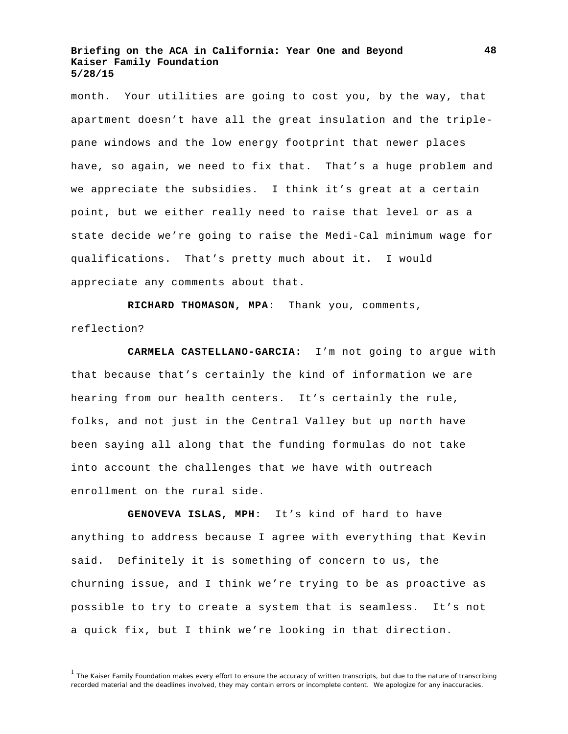month. Your utilities are going to cost you, by the way, that apartment doesn't have all the great insulation and the triple-pane windows and the low energy footprint that newer places have, so again, we need to fix that. That's a huge problem and we appreciate the subsidies. I think it's great at a certain point, but we either really need to raise that level or as a state decide we're going to raise the Medi-Cal minimum wage for qualifications. That's pretty much about it. I would appreciate any comments about that.

**RICHARD THOMASON, MPA:** Thank you, comments, reflection?

**CARMELA CASTELLANO-GARCIA:** I'm not going to argue with that because that's certainly the kind of information we are hearing from our health centers. It's certainly the rule, folks, and not just in the Central Valley but up north have been saying all along that the funding formulas do not take into account the challenges that we have with outreach enrollment on the rural side.

**GENOVEVA ISLAS, MPH:** It's kind of hard to have anything to address because I agree with everything that Kevin said. Definitely it is something of concern to us, the churning issue, and I think we're trying to be as proactive as possible to try to create a system that is seamless. It's not a quick fix, but I think we're looking in that direction.

[1] The Kaiser Family Foundation makes every effort to ensure the accuracy of written transcripts, but due to the nature of transcribing recorded material and the deadlines involved, they may contain errors or incomplete content. We apologize for any inaccuracies.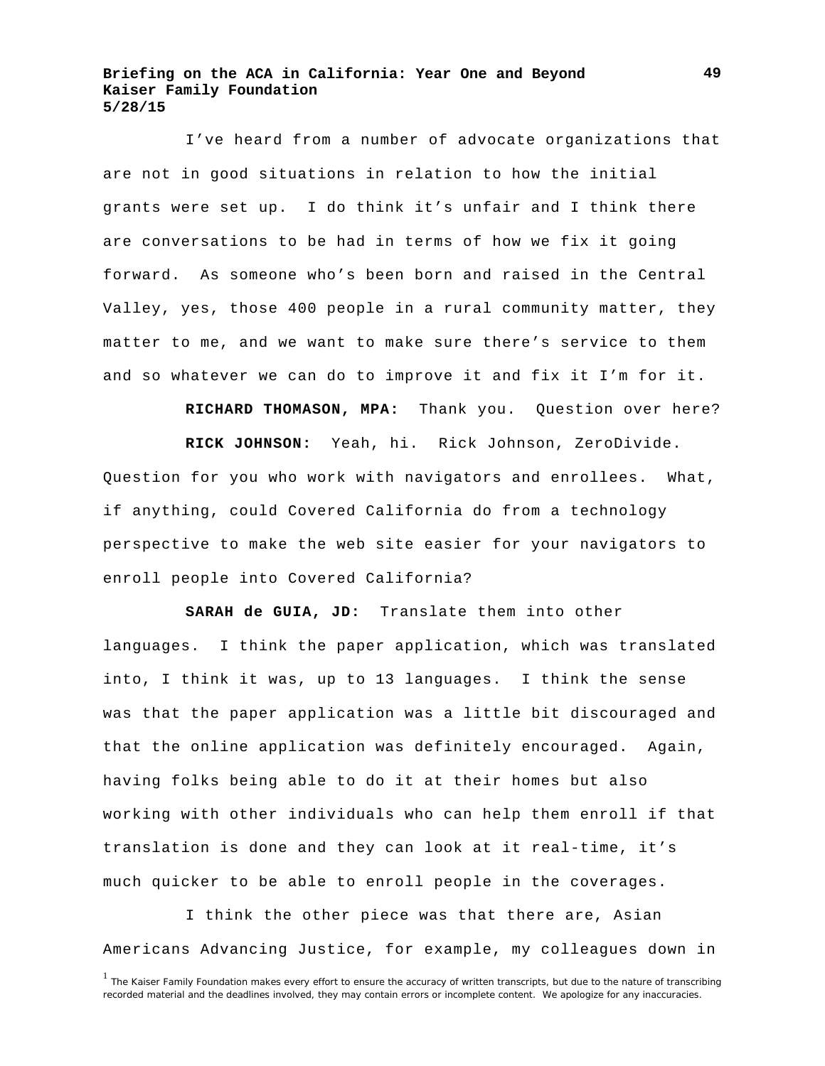I've heard from a number of advocate organizations that are not in good situations in relation to how the initial grants were set up. I do think it's unfair and I think there are conversations to be had in terms of how we fix it going forward. As someone who's been born and raised in the Central Valley, yes, those 400 people in a rural community matter, they matter to me, and we want to make sure there's service to them and so whatever we can do to improve it and fix it I'm for it.

**RICHARD THOMASON, MPA:** Thank you. Question over here?

**RICK JOHNSON:** Yeah, hi. Rick Johnson, ZeroDivide. Question for you who work with navigators and enrollees. What, if anything, could Covered California do from a technology perspective to make the web site easier for your navigators to enroll people into Covered California?

**SARAH de GUIA, JD:** Translate them into other languages. I think the paper application, which was translated into, I think it was, up to 13 languages. I think the sense was that the paper application was a little bit discouraged and that the online application was definitely encouraged. Again, having folks being able to do it at their homes but also working with other individuals who can help them enroll if that translation is done and they can look at it real-time, it's much quicker to be able to enroll people in the coverages.

I think the other piece was that there are, Asian Americans Advancing Justice, for example, my colleagues down in

[1] The Kaiser Family Foundation makes every effort to ensure the accuracy of written transcripts, but due to the nature of transcribing recorded material and the deadlines involved, they may contain errors or incomplete content. We apologize for any inaccuracies.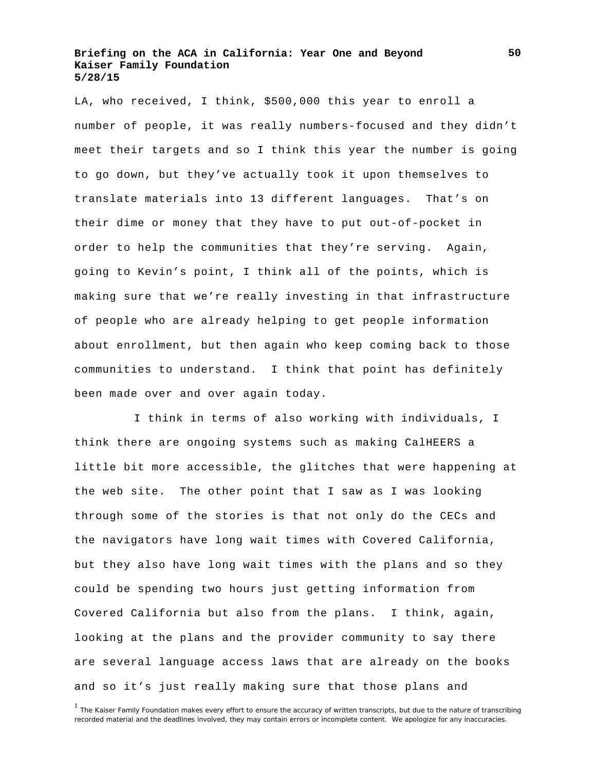LA, who received, I think, $500,000 this year to enroll a number of people, it was really numbers-focused and they didn’t meet their targets and so I think this year the number is going to go down, but they’ve actually took it upon themselves to translate materials into 13 different languages. That’s on their dime or money that they have to put out-of-pocket in order to help the communities that they’re serving. Again, going to Kevin’s point, I think all of the points, which is making sure that we’re really investing in that infrastructure of people who are already helping to get people information about enrollment, but then again who keep coming back to those communities to understand. I think that point has definitely been made over and over again today.

I think in terms of also working with individuals, I think there are ongoing systems such as making CalHEERS a little bit more accessible, the glitches that were happening at the web site. The other point that I saw as I was looking through some of the stories is that not only do the CECs and the navigators have long wait times with Covered California, but they also have long wait times with the plans and so they could be spending two hours just getting information from Covered California but also from the plans. I think, again, looking at the plans and the provider community to say there are several language access laws that are already on the books and so it’s just really making sure that those plans and

[1] The Kaiser Family Foundation makes every effort to ensure the accuracy of written transcripts, but due to the nature of transcribing recorded material and the deadlines involved, they may contain errors or incomplete content. We apologize for any inaccuracies.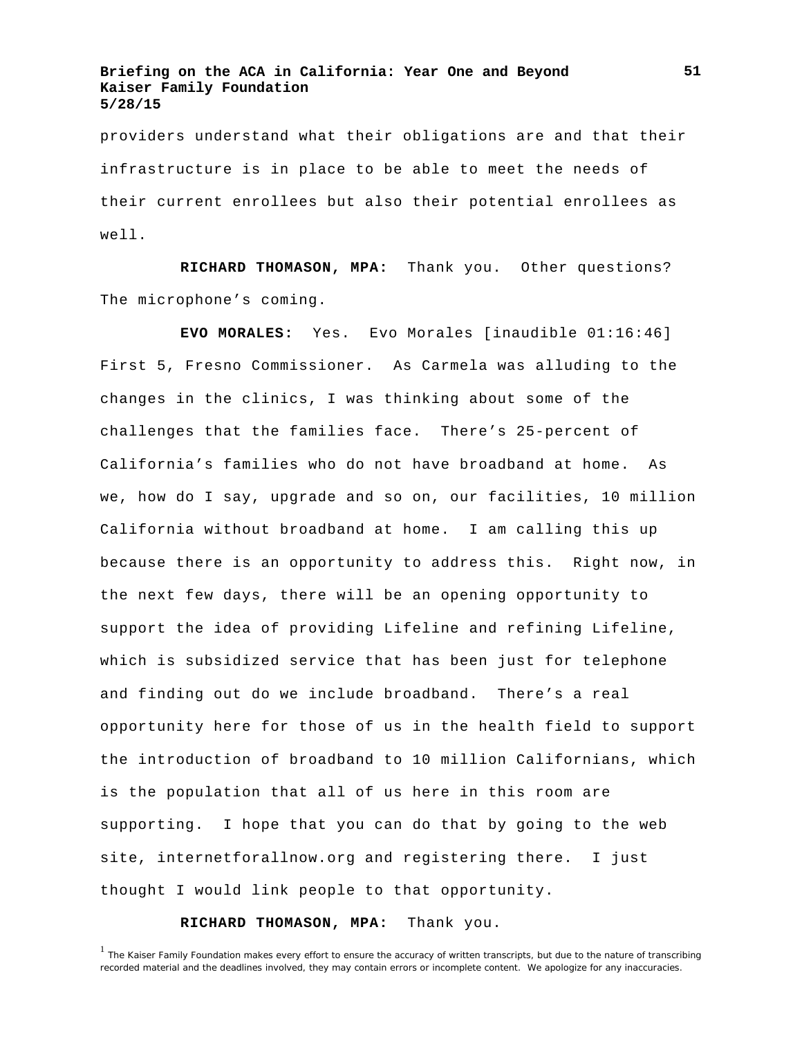providers understand what their obligations are and that their infrastructure is in place to be able to meet the needs of their current enrollees but also their potential enrollees as well.

**RICHARD THOMASON, MPA:** Thank you. Other questions? The microphone's coming.

**EVO MORALES:** Yes. Evo Morales [inaudible 01:16:46] First 5, Fresno Commissioner. As Carmela was alluding to the changes in the clinics, I was thinking about some of the challenges that the families face. There's 25-percent of California's families who do not have broadband at home. As we, how do I say, upgrade and so on, our facilities, 10 million California without broadband at home. I am calling this up because there is an opportunity to address this. Right now, in the next few days, there will be an opening opportunity to support the idea of providing Lifeline and refining Lifeline, which is subsidized service that has been just for telephone and finding out do we include broadband. There's a real opportunity here for those of us in the health field to support the introduction of broadband to 10 million Californians, which is the population that all of us here in this room are supporting. I hope that you can do that by going to the web site, internetforallnow.org and registering there. I just thought I would link people to that opportunity.

**RICHARD THOMASON, MPA:** Thank you.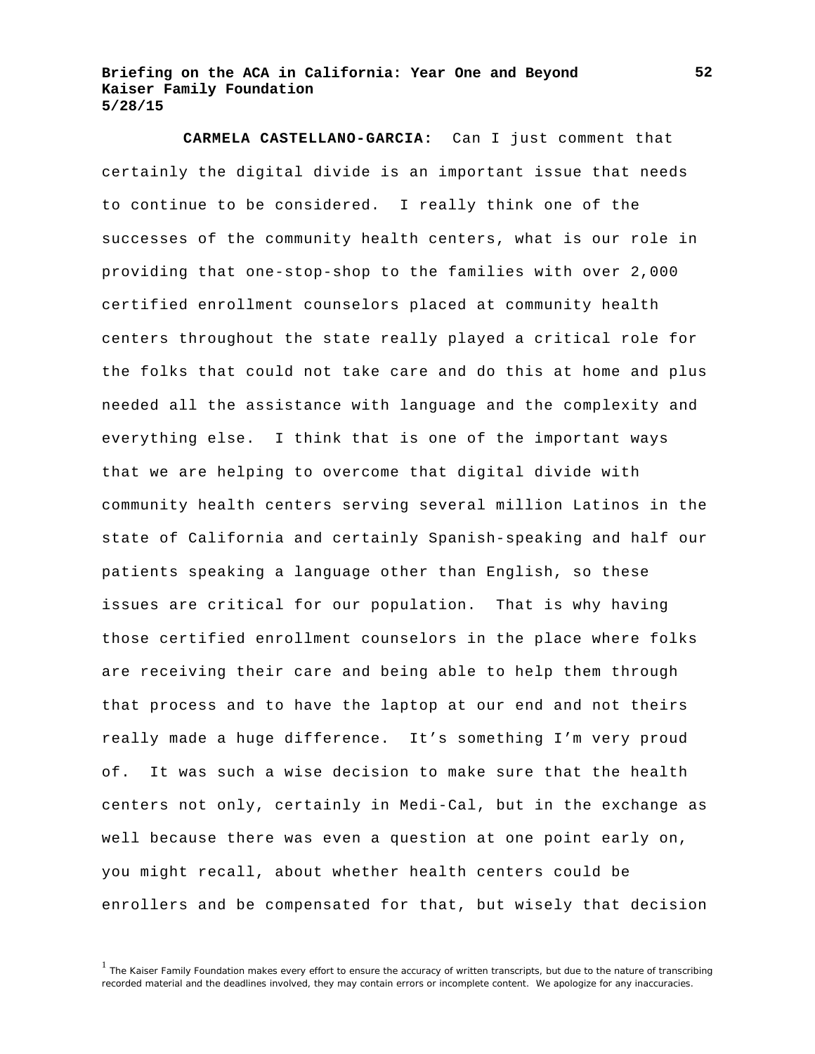**CARMELA CASTELLANO-GARCIA:** Can I just comment that certainly the digital divide is an important issue that needs to continue to be considered. I really think one of the successes of the community health centers, what is our role in providing that one-stop-shop to the families with over 2,000 certified enrollment counselors placed at community health centers throughout the state really played a critical role for the folks that could not take care and do this at home and plus needed all the assistance with language and the complexity and everything else. I think that is one of the important ways that we are helping to overcome that digital divide with community health centers serving several million Latinos in the state of California and certainly Spanish-speaking and half our patients speaking a language other than English, so these issues are critical for our population. That is why having those certified enrollment counselors in the place where folks are receiving their care and being able to help them through that process and to have the laptop at our end and not theirs really made a huge difference. It's something I'm very proud of. It was such a wise decision to make sure that the health centers not only, certainly in Medi-Cal, but in the exchange as well because there was even a question at one point early on, you might recall, about whether health centers could be enrollers and be compensated for that, but wisely that decision

[1] The Kaiser Family Foundation makes every effort to ensure the accuracy of written transcripts, but due to the nature of transcribing recorded material and the deadlines involved, they may contain errors or incomplete content. We apologize for any inaccuracies.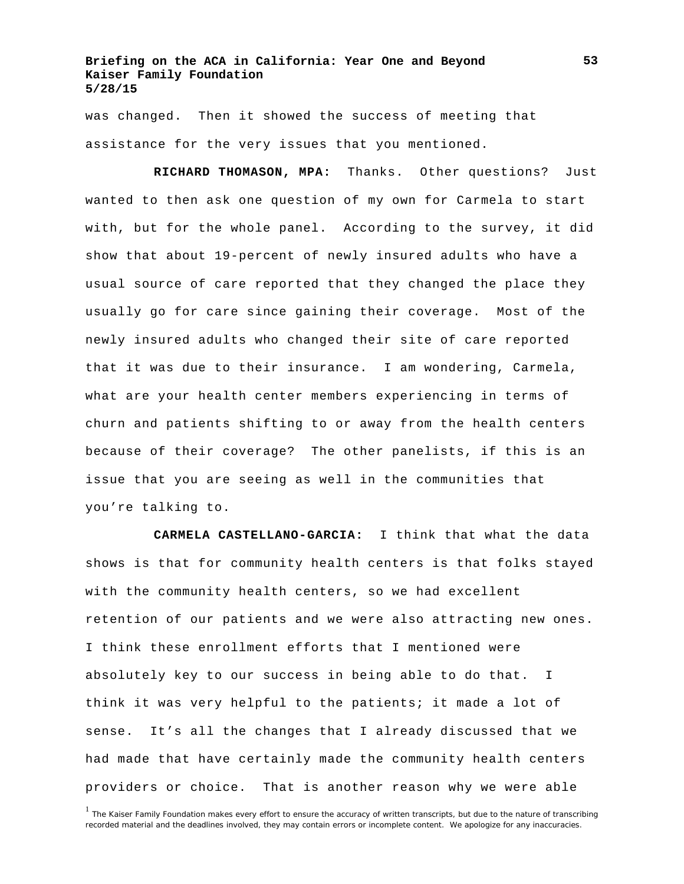was changed. Then it showed the success of meeting that assistance for the very issues that you mentioned.

**RICHARD THOMASON, MPA:** Thanks. Other questions? Just wanted to then ask one question of my own for Carmela to start with, but for the whole panel. According to the survey, it did show that about 19-percent of newly insured adults who have a usual source of care reported that they changed the place they usually go for care since gaining their coverage. Most of the newly insured adults who changed their site of care reported that it was due to their insurance. I am wondering, Carmela, what are your health center members experiencing in terms of churn and patients shifting to or away from the health centers because of their coverage? The other panelists, if this is an issue that you are seeing as well in the communities that you're talking to.

**CARMELA CASTELLANO-GARCIA:** I think that what the data shows is that for community health centers is that folks stayed with the community health centers, so we had excellent retention of our patients and we were also attracting new ones. I think these enrollment efforts that I mentioned were absolutely key to our success in being able to do that. I think it was very helpful to the patients; it made a lot of sense. It's all the changes that I already discussed that we had made that have certainly made the community health centers providers or choice. That is another reason why we were able

[1] The Kaiser Family Foundation makes every effort to ensure the accuracy of written transcripts, but due to the nature of transcribing recorded material and the deadlines involved, they may contain errors or incomplete content. We apologize for any inaccuracies.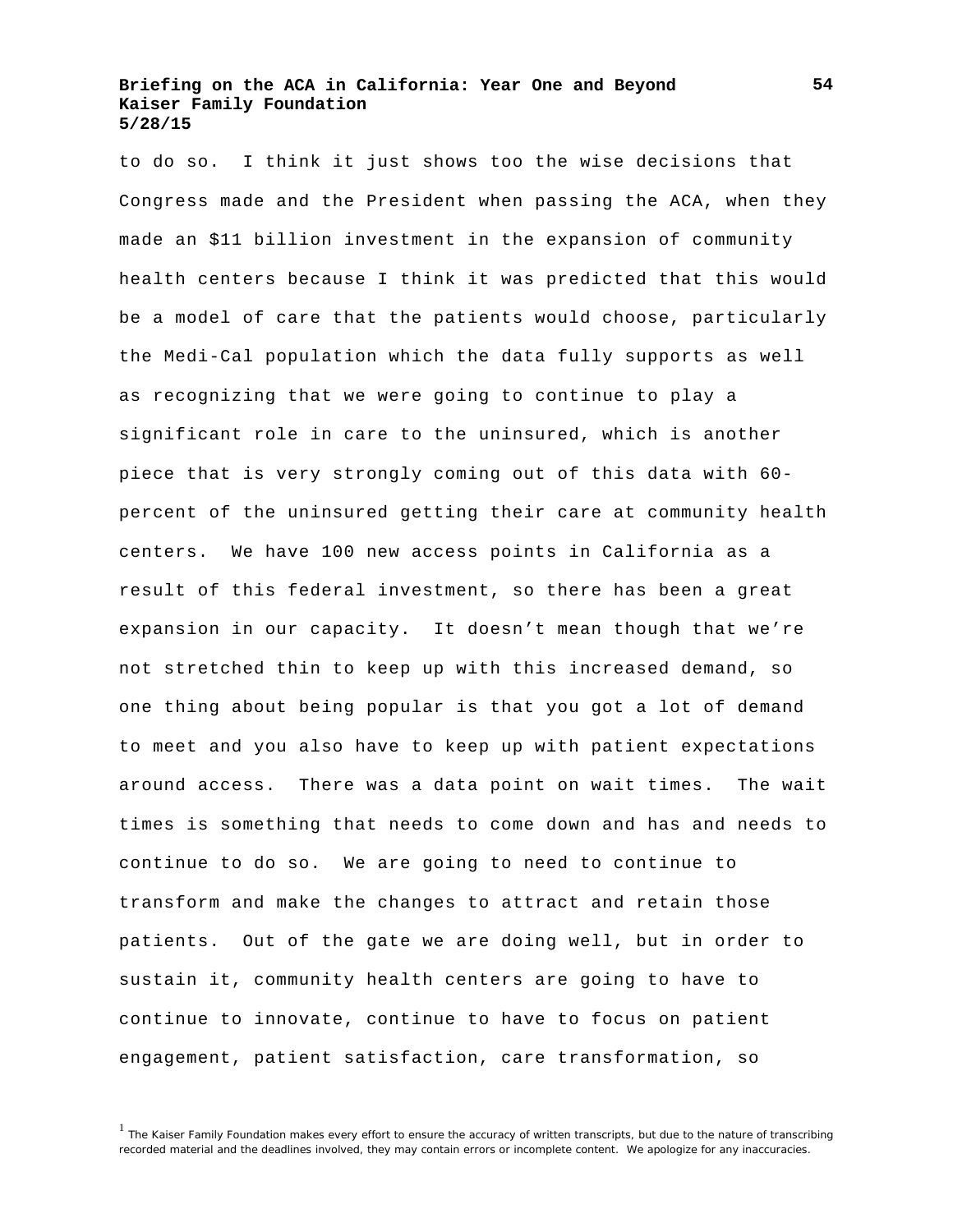to do so. I think it just shows too the wise decisions that Congress made and the President when passing the ACA, when they made an $11 billion investment in the expansion of community health centers because I think it was predicted that this would be a model of care that the patients would choose, particularly the Medi-Cal population which the data fully supports as well as recognizing that we were going to continue to play a significant role in care to the uninsured, which is another piece that is very strongly coming out of this data with 60-percent of the uninsured getting their care at community health centers. We have 100 new access points in California as a result of this federal investment, so there has been a great expansion in our capacity. It doesn't mean though that we're not stretched thin to keep up with this increased demand, so one thing about being popular is that you got a lot of demand to meet and you also have to keep up with patient expectations around access. There was a data point on wait times. The wait times is something that needs to come down and has and needs to continue to do so. We are going to need to continue to transform and make the changes to attract and retain those patients. Out of the gate we are doing well, but in order to sustain it, community health centers are going to have to continue to innovate, continue to have to focus on patient engagement, patient satisfaction, care transformation, so

[1] The Kaiser Family Foundation makes every effort to ensure the accuracy of written transcripts, but due to the nature of transcribing recorded material and the deadlines involved, they may contain errors or incomplete content. We apologize for any inaccuracies.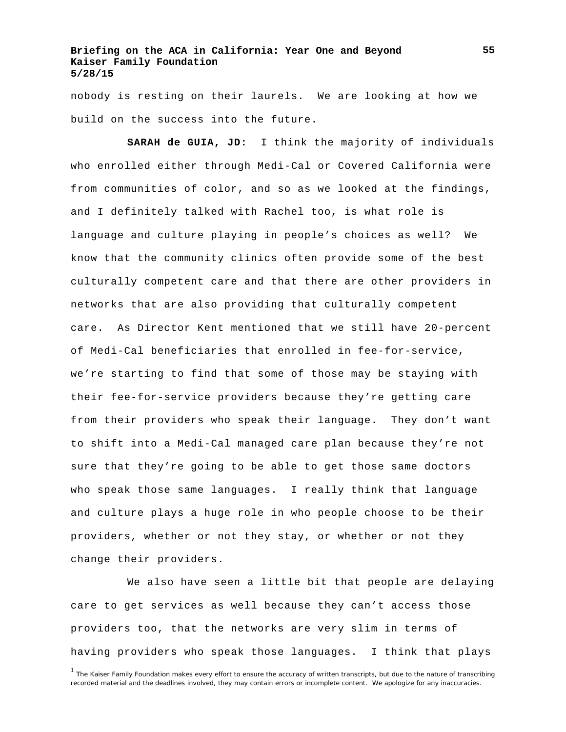nobody is resting on their laurels. We are looking at how we build on the success into the future.

**SARAH de GUIA, JD:** I think the majority of individuals who enrolled either through Medi-Cal or Covered California were from communities of color, and so as we looked at the findings, and I definitely talked with Rachel too, is what role is language and culture playing in people's choices as well? We know that the community clinics often provide some of the best culturally competent care and that there are other providers in networks that are also providing that culturally competent care. As Director Kent mentioned that we still have 20-percent of Medi-Cal beneficiaries that enrolled in fee-for-service, we're starting to find that some of those may be staying with their fee-for-service providers because they're getting care from their providers who speak their language. They don't want to shift into a Medi-Cal managed care plan because they're not sure that they're going to be able to get those same doctors who speak those same languages. I really think that language and culture plays a huge role in who people choose to be their providers, whether or not they stay, or whether or not they change their providers.

We also have seen a little bit that people are delaying care to get services as well because they can't access those providers too, that the networks are very slim in terms of having providers who speak those languages. I think that plays

[1] The Kaiser Family Foundation makes every effort to ensure the accuracy of written transcripts, but due to the nature of transcribing recorded material and the deadlines involved, they may contain errors or incomplete content. We apologize for any inaccuracies.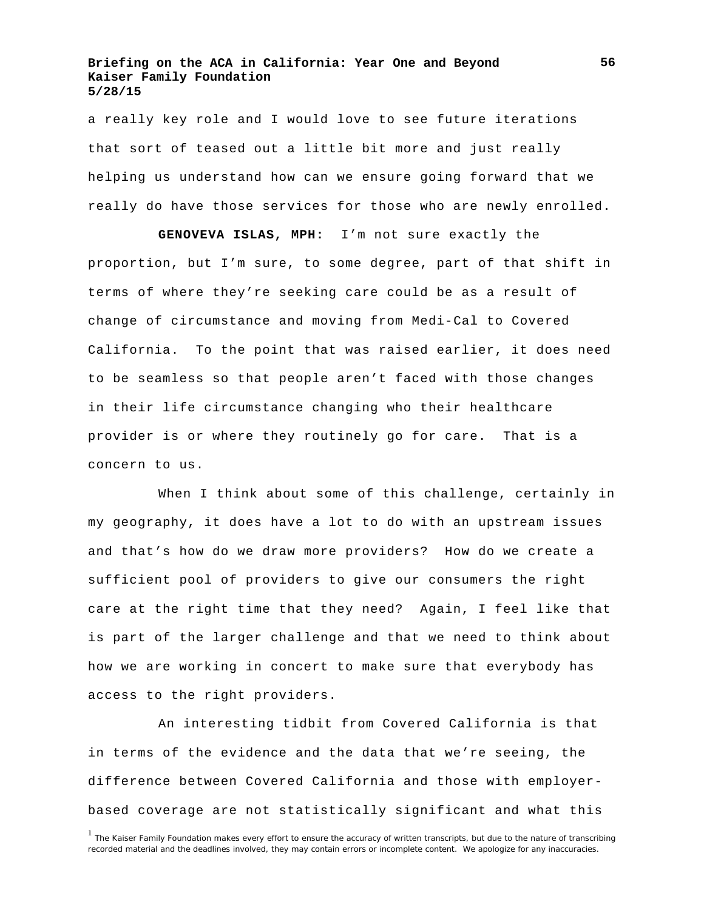a really key role and I would love to see future iterations that sort of teased out a little bit more and just really helping us understand how can we ensure going forward that we really do have those services for those who are newly enrolled.

**GENOVEVA ISLAS, MPH:** I'm not sure exactly the proportion, but I'm sure, to some degree, part of that shift in terms of where they're seeking care could be as a result of change of circumstance and moving from Medi-Cal to Covered California. To the point that was raised earlier, it does need to be seamless so that people aren't faced with those changes in their life circumstance changing who their healthcare provider is or where they routinely go for care. That is a concern to us.

When I think about some of this challenge, certainly in my geography, it does have a lot to do with an upstream issues and that's how do we draw more providers? How do we create a sufficient pool of providers to give our consumers the right care at the right time that they need? Again, I feel like that is part of the larger challenge and that we need to think about how we are working in concert to make sure that everybody has access to the right providers.

An interesting tidbit from Covered California is that in terms of the evidence and the data that we're seeing, the difference between Covered California and those with employer-based coverage are not statistically significant and what this

[1] The Kaiser Family Foundation makes every effort to ensure the accuracy of written transcripts, but due to the nature of transcribing recorded material and the deadlines involved, they may contain errors or incomplete content. We apologize for any inaccuracies.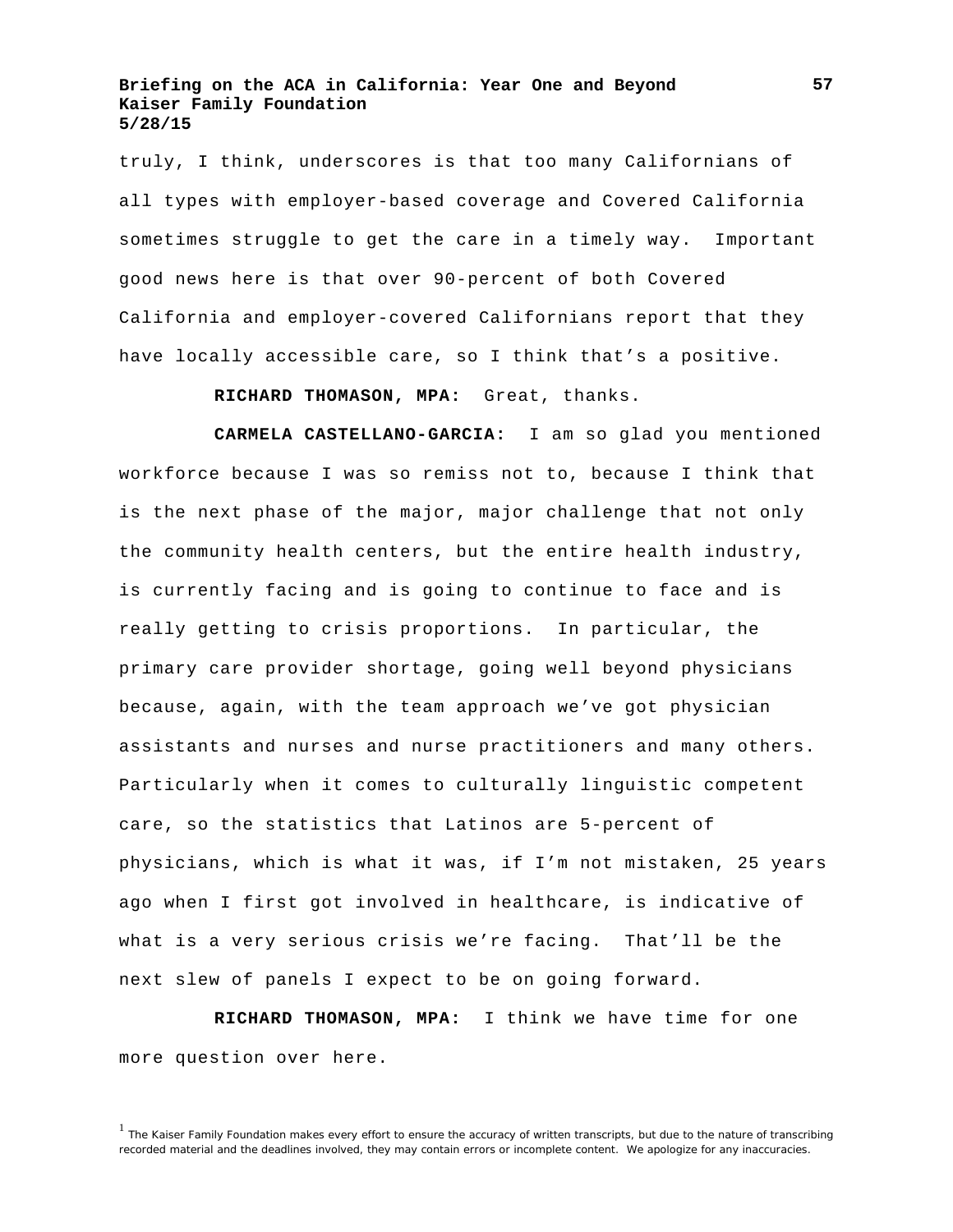truly, I think, underscores is that too many Californians of all types with employer-based coverage and Covered California sometimes struggle to get the care in a timely way. Important good news here is that over 90-percent of both Covered California and employer-covered Californians report that they have locally accessible care, so I think that's a positive.

**RICHARD THOMASON, MPA:** Great, thanks.

**CARMELA CASTELLANO-GARCIA:** I am so glad you mentioned workforce because I was so remiss not to, because I think that is the next phase of the major, major challenge that not only the community health centers, but the entire health industry, is currently facing and is going to continue to face and is really getting to crisis proportions. In particular, the primary care provider shortage, going well beyond physicians because, again, with the team approach we've got physician assistants and nurses and nurse practitioners and many others. Particularly when it comes to culturally linguistic competent care, so the statistics that Latinos are 5-percent of physicians, which is what it was, if I'm not mistaken, 25 years ago when I first got involved in healthcare, is indicative of what is a very serious crisis we're facing. That'll be the next slew of panels I expect to be on going forward.

**RICHARD THOMASON, MPA:** I think we have time for one more question over here.

[1] The Kaiser Family Foundation makes every effort to ensure the accuracy of written transcripts, but due to the nature of transcribing recorded material and the deadlines involved, they may contain errors or incomplete content. We apologize for any inaccuracies.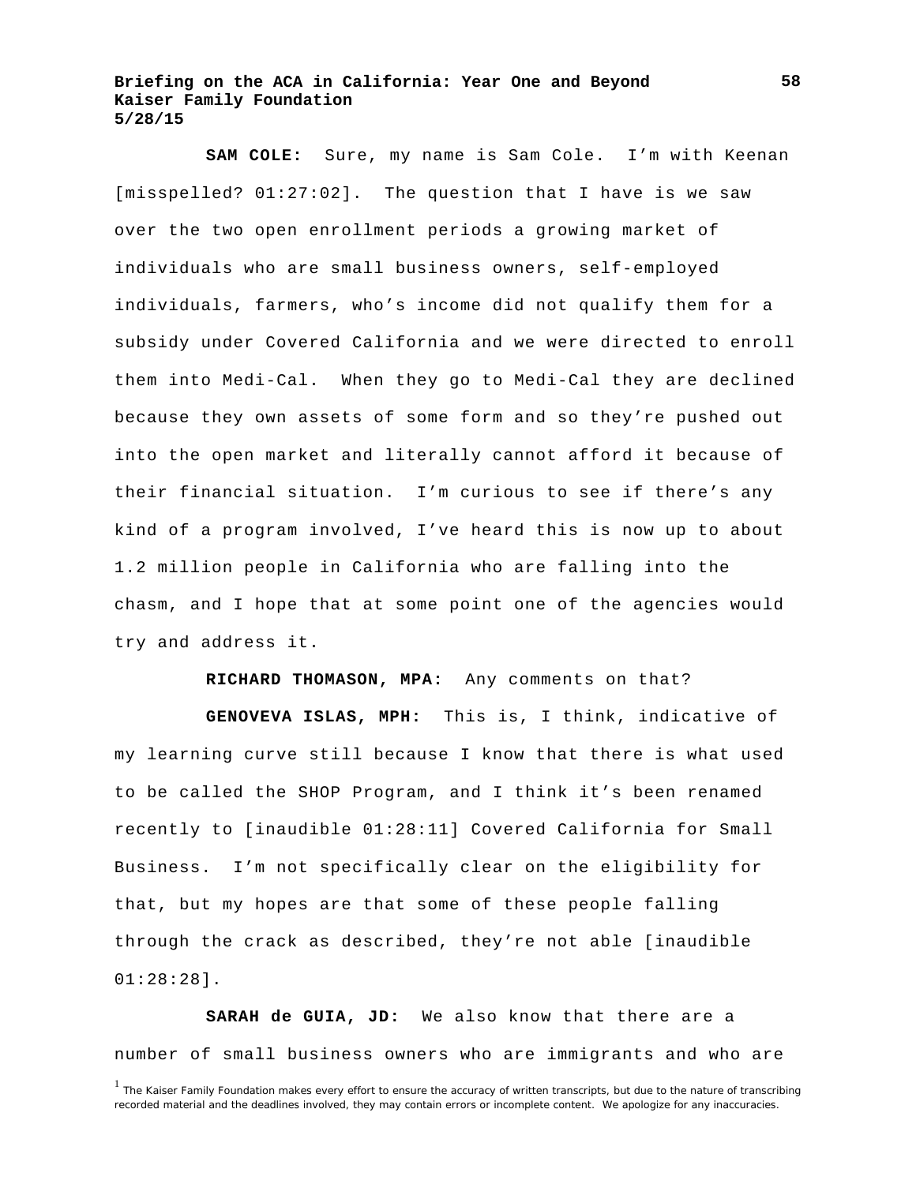**SAM COLE:** Sure, my name is Sam Cole. I'm with Keenan [misspelled? 01:27:02]. The question that I have is we saw over the two open enrollment periods a growing market of individuals who are small business owners, self-employed individuals, farmers, who's income did not qualify them for a subsidy under Covered California and we were directed to enroll them into Medi-Cal. When they go to Medi-Cal they are declined because they own assets of some form and so they're pushed out into the open market and literally cannot afford it because of their financial situation. I'm curious to see if there's any kind of a program involved, I've heard this is now up to about 1.2 million people in California who are falling into the chasm, and I hope that at some point one of the agencies would try and address it.

**RICHARD THOMASON, MPA:** Any comments on that?

**GENOVEVA ISLAS, MPH:** This is, I think, indicative of my learning curve still because I know that there is what used to be called the SHOP Program, and I think it's been renamed recently to [inaudible 01:28:11] Covered California for Small Business. I'm not specifically clear on the eligibility for that, but my hopes are that some of these people falling through the crack as described, they're not able [inaudible 01:28:28].

**SARAH de GUIA, JD:** We also know that there are a number of small business owners who are immigrants and who are

[1] The Kaiser Family Foundation makes every effort to ensure the accuracy of written transcripts, but due to the nature of transcribing recorded material and the deadlines involved, they may contain errors or incomplete content. We apologize for any inaccuracies.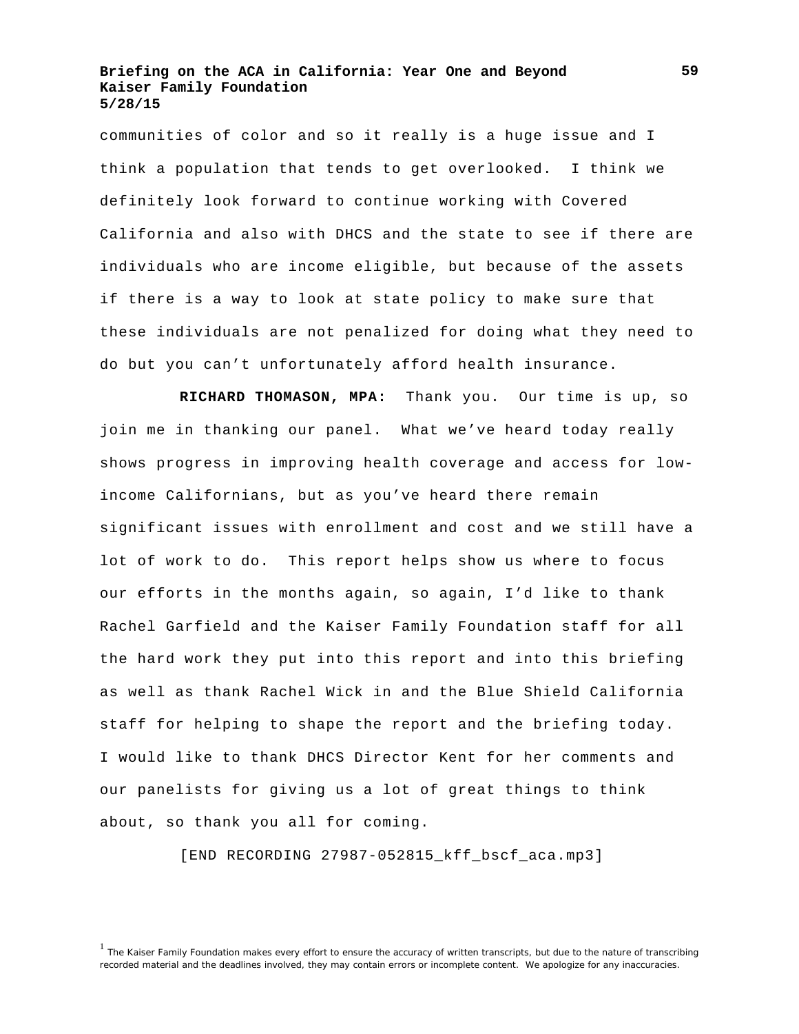communities of color and so it really is a huge issue and I think a population that tends to get overlooked. I think we definitely look forward to continue working with Covered California and also with DHCS and the state to see if there are individuals who are income eligible, but because of the assets if there is a way to look at state policy to make sure that these individuals are not penalized for doing what they need to do but you can't unfortunately afford health insurance.

**RICHARD THOMASON, MPA:** Thank you. Our time is up, so join me in thanking our panel. What we've heard today really shows progress in improving health coverage and access for low-income Californians, but as you've heard there remain significant issues with enrollment and cost and we still have a lot of work to do. This report helps show us where to focus our efforts in the months again, so again, I'd like to thank Rachel Garfield and the Kaiser Family Foundation staff for all the hard work they put into this report and into this briefing as well as thank Rachel Wick in and the Blue Shield California staff for helping to shape the report and the briefing today. I would like to thank DHCS Director Kent for her comments and our panelists for giving us a lot of great things to think about, so thank you all for coming.

[END RECORDING 27987-052815_kff_bscf_aca.mp3]

[1] The Kaiser Family Foundation makes every effort to ensure the accuracy of written transcripts, but due to the nature of transcribing recorded material and the deadlines involved, they may contain errors or incomplete content. We apologize for any inaccuracies.